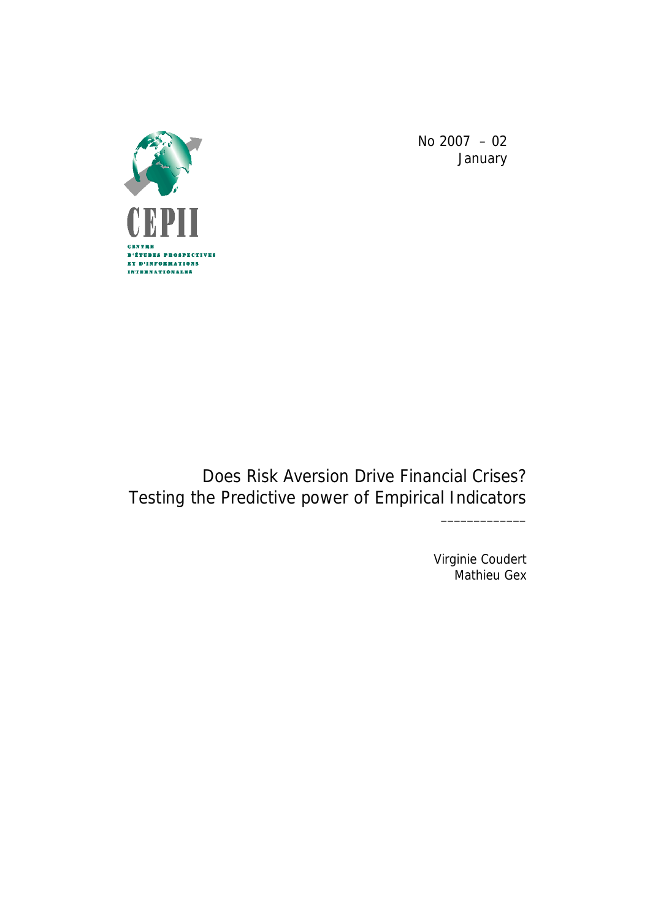CEPII

CENTRE D'ÉTUDES PROSPECTIVES ET D'INFORMATIONS INTERNATIONALES

No 2007 – 02
January

# Does Risk Aversion Drive Financial Crises? Testing the Predictive power of Empirical Indicators

_____________

Virginie Coudert
Mathieu Gex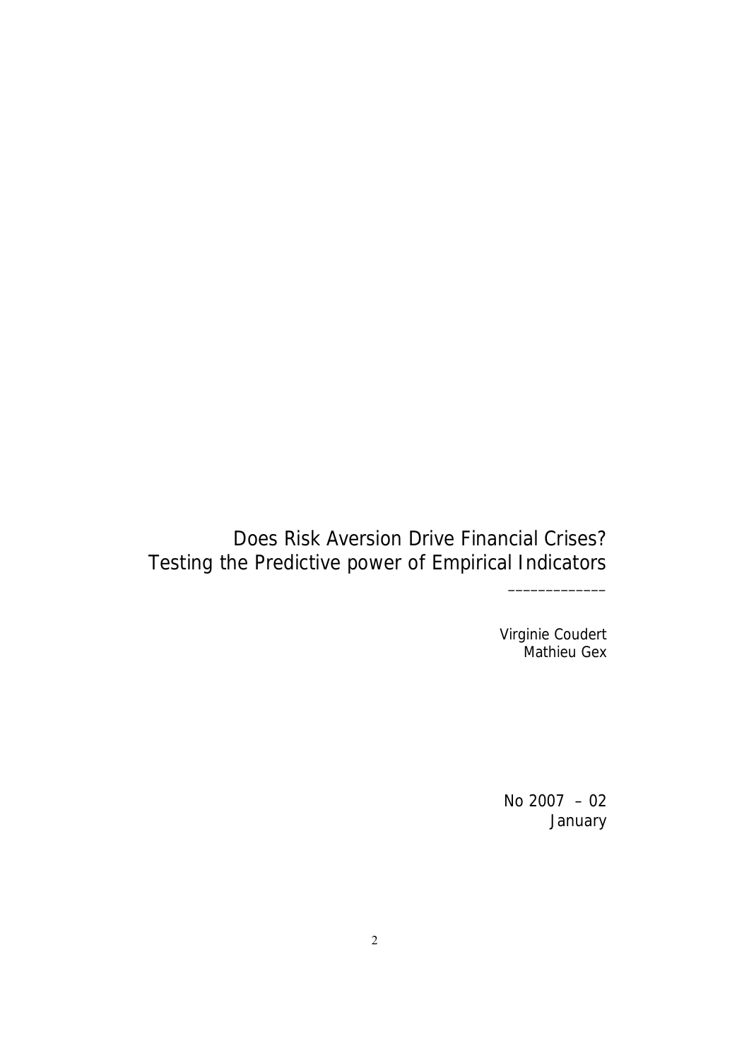# Does Risk Aversion Drive Financial Crises? Testing the Predictive power of Empirical Indicators

_____________

Virginie Coudert
Mathieu Gex

No 2007 – 02
January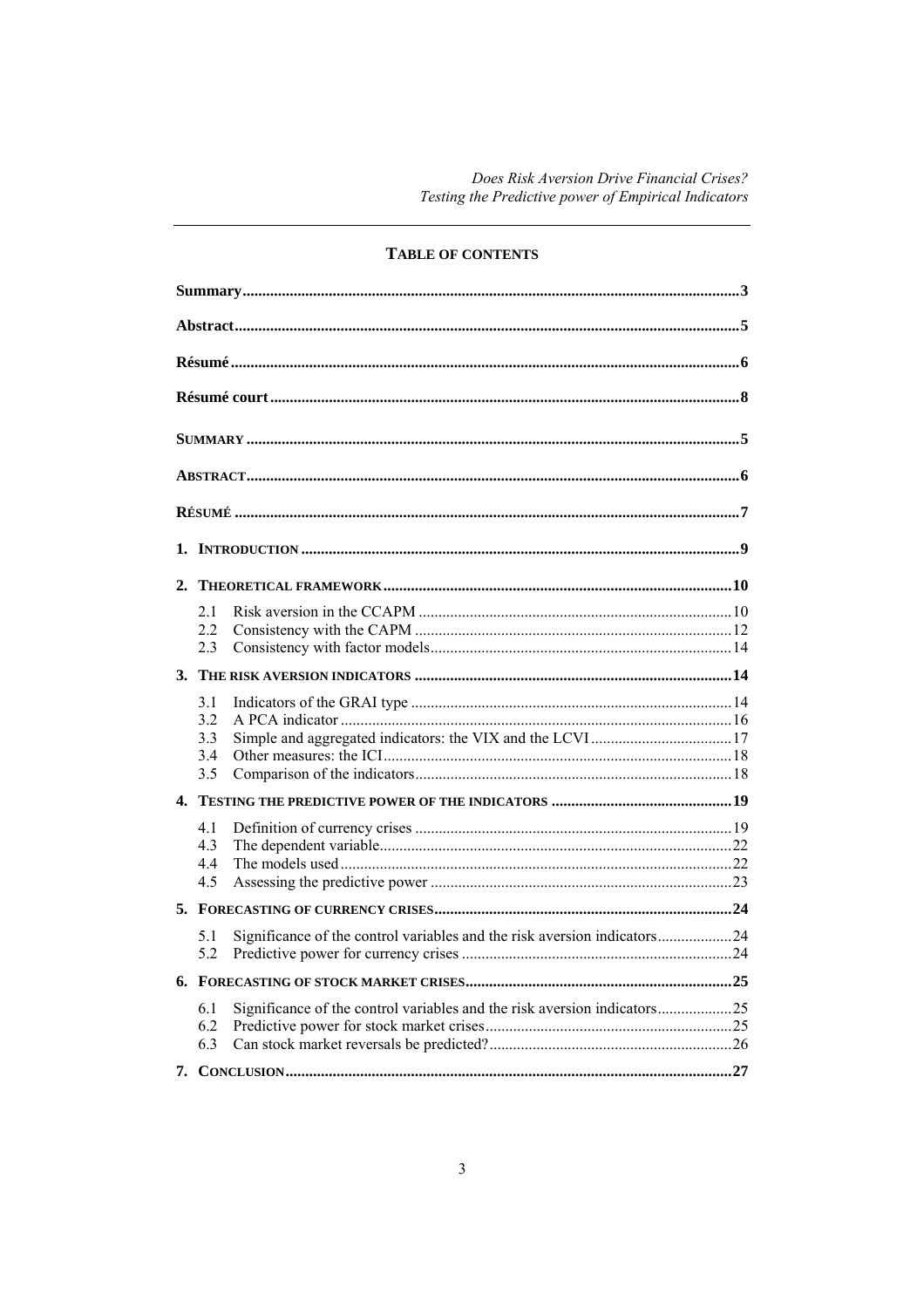## TABLE OF CONTENTS

Summary ... 3

Abstract ... 5

Résumé ... 6

Résumé court ... 8

SUMMARY ... 5

ABSTRACT ... 6

RÉSUMÉ ... 7

1. INTRODUCTION ... 9

2. THEORETICAL FRAMEWORK ... 10
   - 2.1 Risk aversion in the CCAPM ... 10
   - 2.2 Consistency with the CAPM ... 12
   - 2.3 Consistency with factor models ... 14

3. THE RISK AVERSION INDICATORS ... 14
   - 3.1 Indicators of the GRAI type ... 14
   - 3.2 A PCA indicator ... 16
   - 3.3 Simple and aggregated indicators: the VIX and the LCVI ... 17
   - 3.4 Other measures: the ICI ... 18
   - 3.5 Comparison of the indicators ... 18

4. TESTING THE PREDICTIVE POWER OF THE INDICATORS ... 19
   - 4.1 Definition of currency crises ... 19
   - 4.3 The dependent variable ... 22
   - 4.4 The models used ... 22
   - 4.5 Assessing the predictive power ... 23

5. FORECASTING OF CURRENCY CRISES ... 24
   - 5.1 Significance of the control variables and the risk aversion indicators ... 24
   - 5.2 Predictive power for currency crises ... 24

6. FORECASTING OF STOCK MARKET CRISES ... 25
   - 6.1 Significance of the control variables and the risk aversion indicators ... 25
   - 6.2 Predictive power for stock market crises ... 25
   - 6.3 Can stock market reversals be predicted? ... 26

7. CONCLUSION ... 27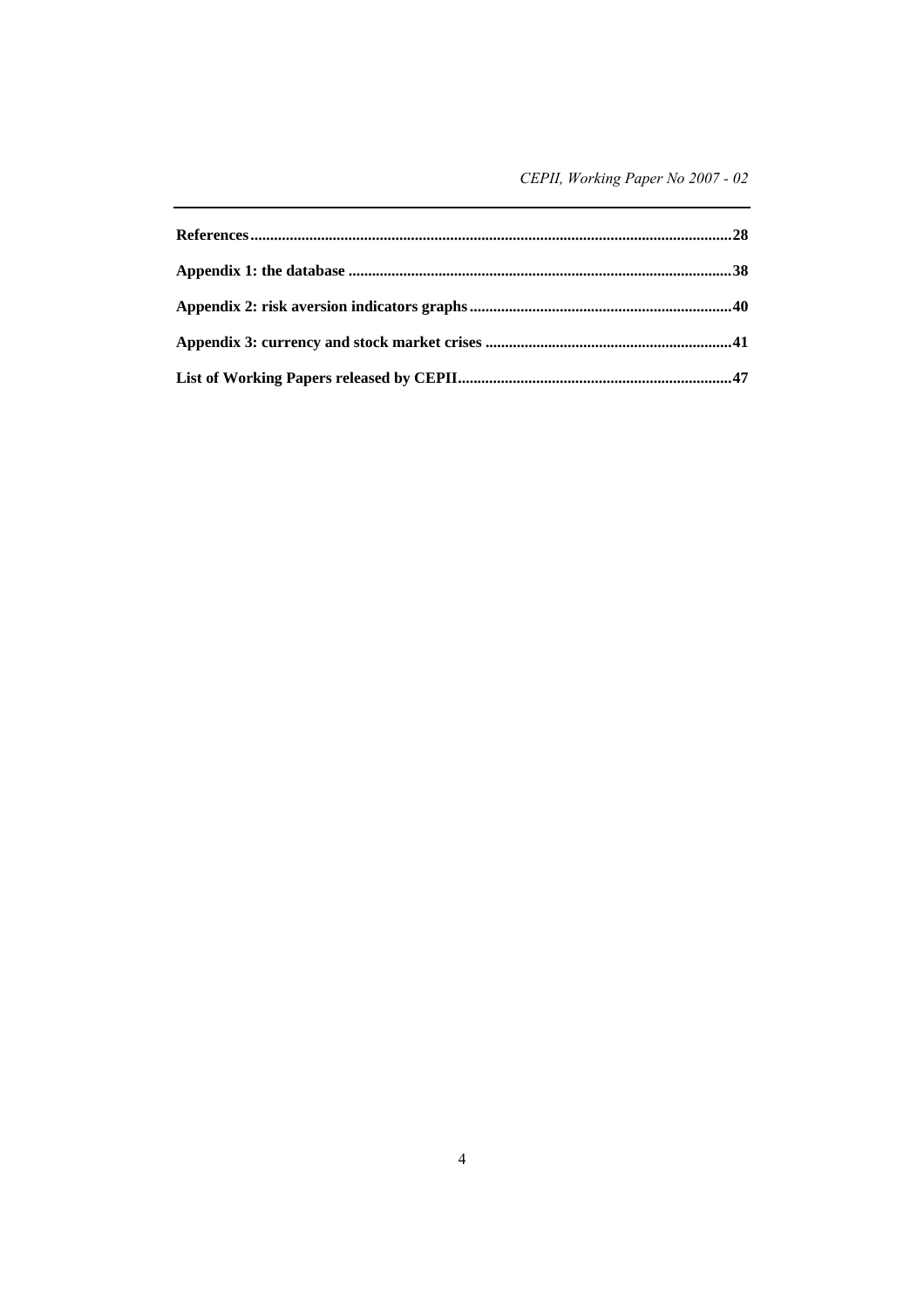**References**..........................................................................................................................**28**

**Appendix 1: the database** .................................................................................................**38**

**Appendix 2: risk aversion indicators graphs**..................................................................**40**

**Appendix 3: currency and stock market crises** ..............................................................**41**

**List of Working Papers released by CEPII**.....................................................................**47**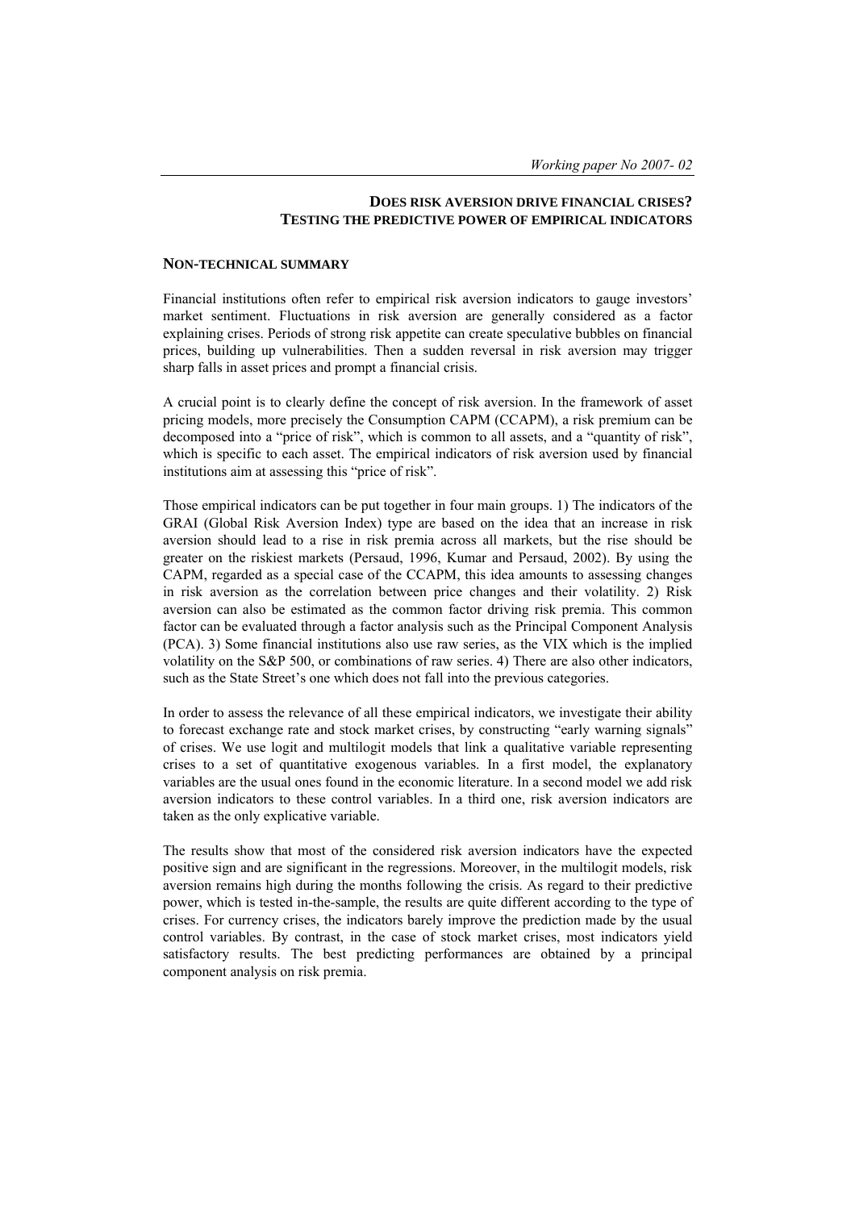## DOES RISK AVERSION DRIVE FINANCIAL CRISES? TESTING THE PREDICTIVE POWER OF EMPIRICAL INDICATORS

### NON-TECHNICAL SUMMARY

Financial institutions often refer to empirical risk aversion indicators to gauge investors' market sentiment. Fluctuations in risk aversion are generally considered as a factor explaining crises. Periods of strong risk appetite can create speculative bubbles on financial prices, building up vulnerabilities. Then a sudden reversal in risk aversion may trigger sharp falls in asset prices and prompt a financial crisis.

A crucial point is to clearly define the concept of risk aversion. In the framework of asset pricing models, more precisely the Consumption CAPM (CCAPM), a risk premium can be decomposed into a "price of risk", which is common to all assets, and a "quantity of risk", which is specific to each asset. The empirical indicators of risk aversion used by financial institutions aim at assessing this "price of risk".

Those empirical indicators can be put together in four main groups. 1) The indicators of the GRAI (Global Risk Aversion Index) type are based on the idea that an increase in risk aversion should lead to a rise in risk premia across all markets, but the rise should be greater on the riskiest markets (Persaud, 1996, Kumar and Persaud, 2002). By using the CAPM, regarded as a special case of the CCAPM, this idea amounts to assessing changes in risk aversion as the correlation between price changes and their volatility. 2) Risk aversion can also be estimated as the common factor driving risk premia. This common factor can be evaluated through a factor analysis such as the Principal Component Analysis (PCA). 3) Some financial institutions also use raw series, as the VIX which is the implied volatility on the S&P 500, or combinations of raw series. 4) There are also other indicators, such as the State Street's one which does not fall into the previous categories.

In order to assess the relevance of all these empirical indicators, we investigate their ability to forecast exchange rate and stock market crises, by constructing "early warning signals" of crises. We use logit and multilogit models that link a qualitative variable representing crises to a set of quantitative exogenous variables. In a first model, the explanatory variables are the usual ones found in the economic literature. In a second model we add risk aversion indicators to these control variables. In a third one, risk aversion indicators are taken as the only explicative variable.

The results show that most of the considered risk aversion indicators have the expected positive sign and are significant in the regressions. Moreover, in the multilogit models, risk aversion remains high during the months following the crisis. As regard to their predictive power, which is tested in-the-sample, the results are quite different according to the type of crises. For currency crises, the indicators barely improve the prediction made by the usual control variables. By contrast, in the case of stock market crises, most indicators yield satisfactory results. The best predicting performances are obtained by a principal component analysis on risk premia.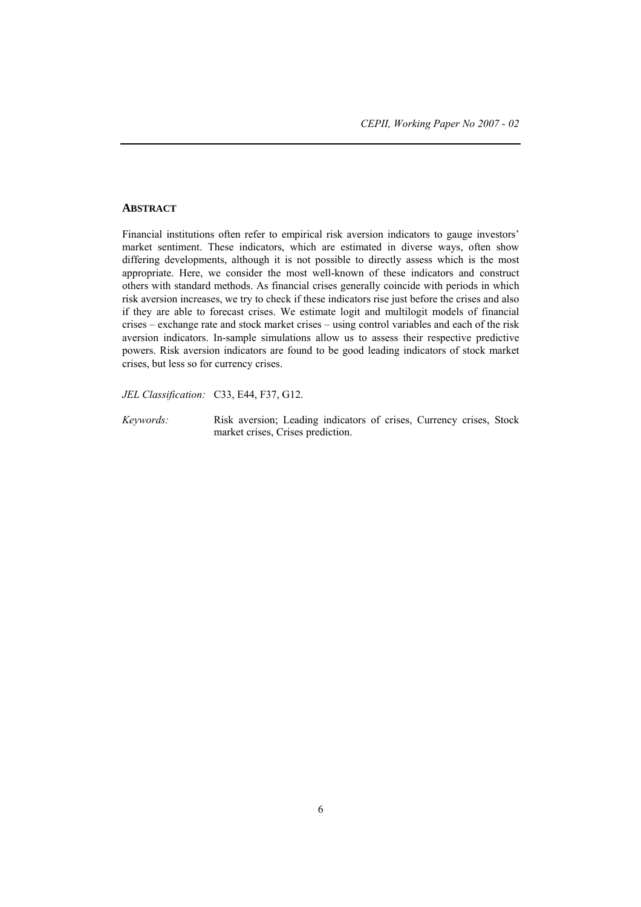## ABSTRACT

Financial institutions often refer to empirical risk aversion indicators to gauge investors' market sentiment. These indicators, which are estimated in diverse ways, often show differing developments, although it is not possible to directly assess which is the most appropriate. Here, we consider the most well-known of these indicators and construct others with standard methods. As financial crises generally coincide with periods in which risk aversion increases, we try to check if these indicators rise just before the crises and also if they are able to forecast crises. We estimate logit and multilogit models of financial crises – exchange rate and stock market crises – using control variables and each of the risk aversion indicators. In-sample simulations allow us to assess their respective predictive powers. Risk aversion indicators are found to be good leading indicators of stock market crises, but less so for currency crises.

*JEL Classification:* C33, E44, F37, G12.

*Keywords:* Risk aversion; Leading indicators of crises, Currency crises, Stock market crises, Crises prediction.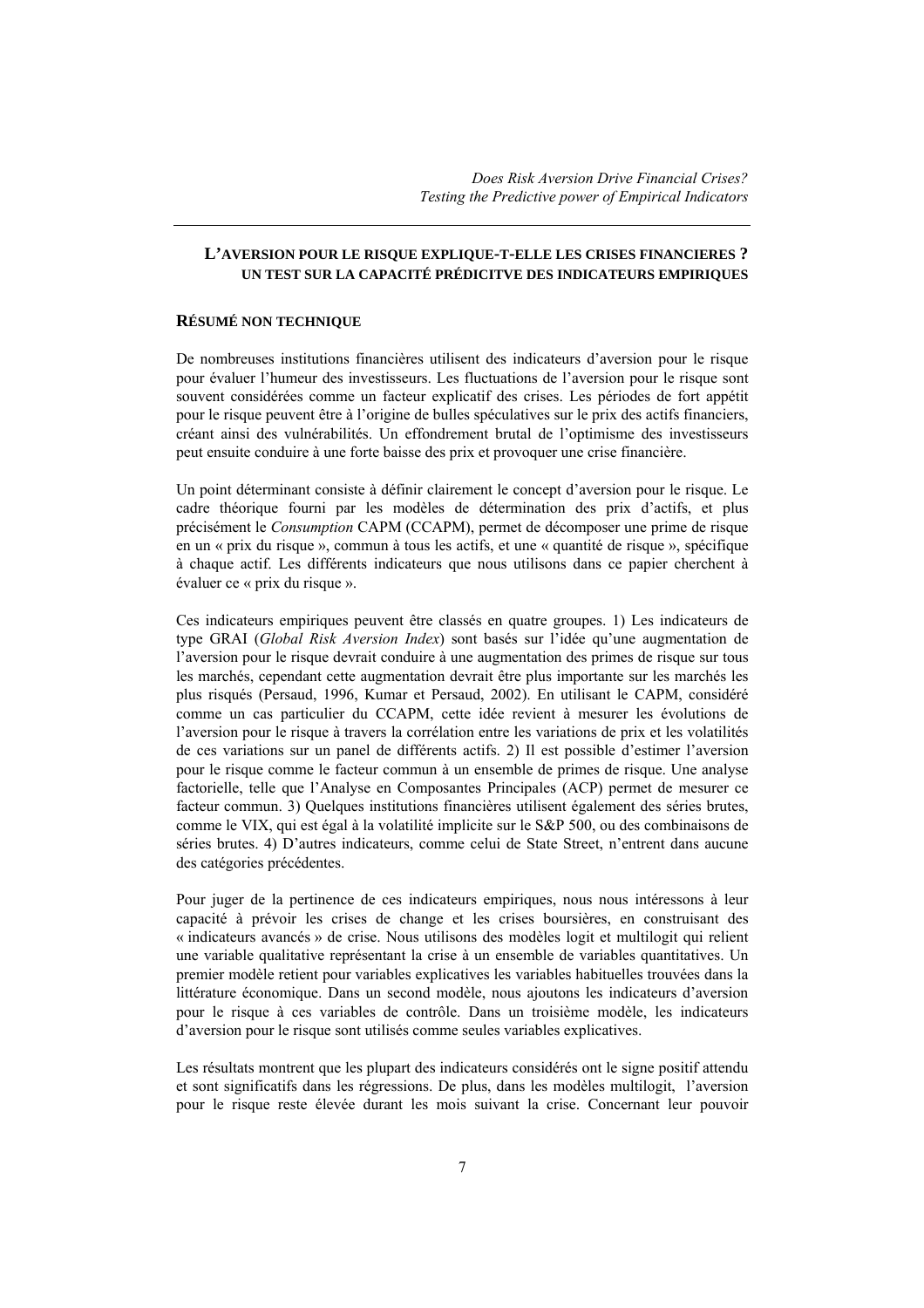## L'AVERSION POUR LE RISQUE EXPLIQUE-T-ELLE LES CRISES FINANCIERES ? UN TEST SUR LA CAPACITÉ PRÉDICITVE DES INDICATEURS EMPIRIQUES

### RÉSUMÉ NON TECHNIQUE

De nombreuses institutions financières utilisent des indicateurs d'aversion pour le risque pour évaluer l'humeur des investisseurs. Les fluctuations de l'aversion pour le risque sont souvent considérées comme un facteur explicatif des crises. Les périodes de fort appétit pour le risque peuvent être à l'origine de bulles spéculatives sur le prix des actifs financiers, créant ainsi des vulnérabilités. Un effondrement brutal de l'optimisme des investisseurs peut ensuite conduire à une forte baisse des prix et provoquer une crise financière.

Un point déterminant consiste à définir clairement le concept d'aversion pour le risque. Le cadre théorique fourni par les modèles de détermination des prix d'actifs, et plus précisément le *Consumption* CAPM (CCAPM), permet de décomposer une prime de risque en un « prix du risque », commun à tous les actifs, et une « quantité de risque », spécifique à chaque actif. Les différents indicateurs que nous utilisons dans ce papier cherchent à évaluer ce « prix du risque ».

Ces indicateurs empiriques peuvent être classés en quatre groupes. 1) Les indicateurs de type GRAI (*Global Risk Aversion Index*) sont basés sur l'idée qu'une augmentation de l'aversion pour le risque devrait conduire à une augmentation des primes de risque sur tous les marchés, cependant cette augmentation devrait être plus importante sur les marchés les plus risqués (Persaud, 1996, Kumar et Persaud, 2002). En utilisant le CAPM, considéré comme un cas particulier du CCAPM, cette idée revient à mesurer les évolutions de l'aversion pour le risque à travers la corrélation entre les variations de prix et les volatilités de ces variations sur un panel de différents actifs. 2) Il est possible d'estimer l'aversion pour le risque comme le facteur commun à un ensemble de primes de risque. Une analyse factorielle, telle que l'Analyse en Composantes Principales (ACP) permet de mesurer ce facteur commun. 3) Quelques institutions financières utilisent également des séries brutes, comme le VIX, qui est égal à la volatilité implicite sur le S&P 500, ou des combinaisons de séries brutes. 4) D'autres indicateurs, comme celui de State Street, n'entrent dans aucune des catégories précédentes.

Pour juger de la pertinence de ces indicateurs empiriques, nous nous intéressons à leur capacité à prévoir les crises de change et les crises boursières, en construisant des « indicateurs avancés » de crise. Nous utilisons des modèles logit et multilogit qui relient une variable qualitative représentant la crise à un ensemble de variables quantitatives. Un premier modèle retient pour variables explicatives les variables habituelles trouvées dans la littérature économique. Dans un second modèle, nous ajoutons les indicateurs d'aversion pour le risque à ces variables de contrôle. Dans un troisième modèle, les indicateurs d'aversion pour le risque sont utilisés comme seules variables explicatives.

Les résultats montrent que les plupart des indicateurs considérés ont le signe positif attendu et sont significatifs dans les régressions. De plus, dans les modèles multilogit, l'aversion pour le risque reste élevée durant les mois suivant la crise. Concernant leur pouvoir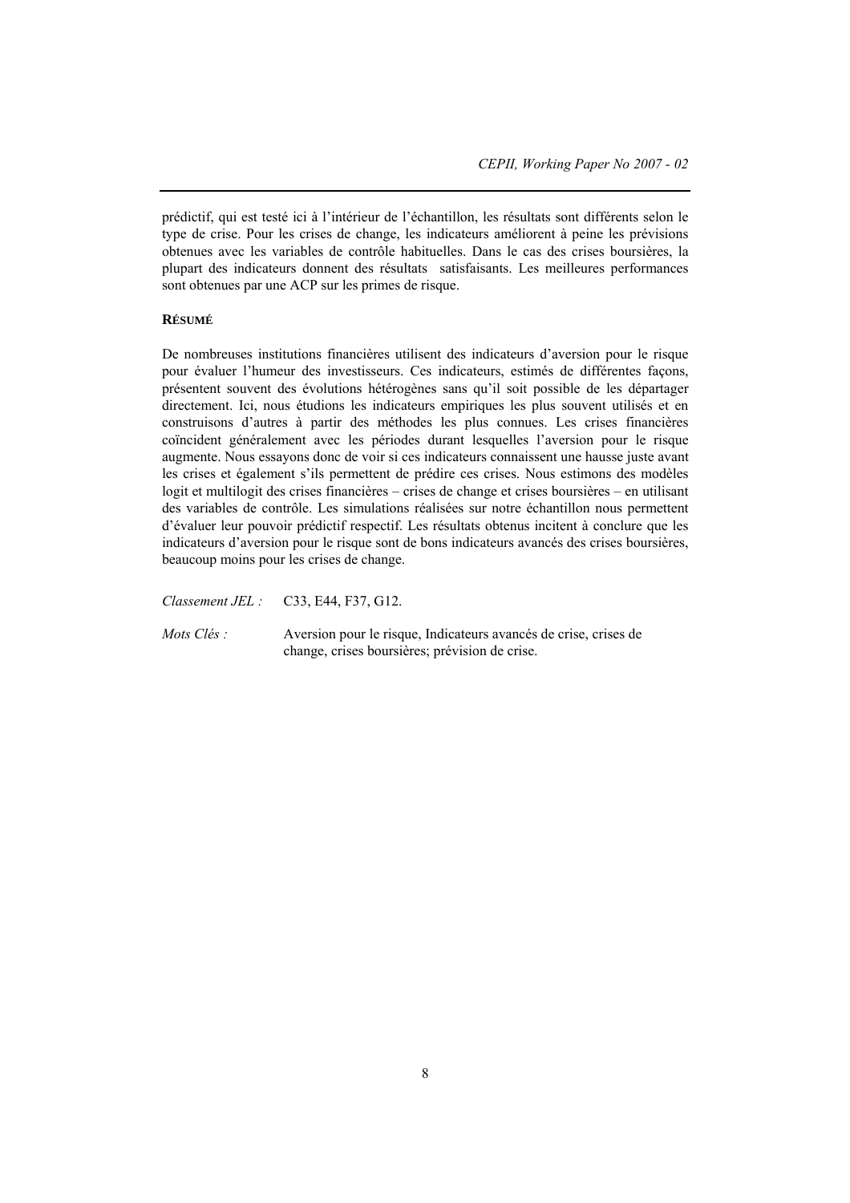prédictif, qui est testé ici à l'intérieur de l'échantillon, les résultats sont différents selon le type de crise. Pour les crises de change, les indicateurs améliorent à peine les prévisions obtenues avec les variables de contrôle habituelles. Dans le cas des crises boursières, la plupart des indicateurs donnent des résultats satisfaisants. Les meilleures performances sont obtenues par une ACP sur les primes de risque.

**RÉSUMÉ**

De nombreuses institutions financières utilisent des indicateurs d'aversion pour le risque pour évaluer l'humeur des investisseurs. Ces indicateurs, estimés de différentes façons, présentent souvent des évolutions hétérogènes sans qu'il soit possible de les départager directement. Ici, nous étudions les indicateurs empiriques les plus souvent utilisés et en construisons d'autres à partir des méthodes les plus connues. Les crises financières coïncident généralement avec les périodes durant lesquelles l'aversion pour le risque augmente. Nous essayons donc de voir si ces indicateurs connaissent une hausse juste avant les crises et également s'ils permettent de prédire ces crises. Nous estimons des modèles logit et multilogit des crises financières – crises de change et crises boursières – en utilisant des variables de contrôle. Les simulations réalisées sur notre échantillon nous permettent d'évaluer leur pouvoir prédictif respectif. Les résultats obtenus incitent à conclure que les indicateurs d'aversion pour le risque sont de bons indicateurs avancés des crises boursières, beaucoup moins pour les crises de change.

*Classement JEL :* C33, E44, F37, G12.

*Mots Clés :* Aversion pour le risque, Indicateurs avancés de crise, crises de change, crises boursières; prévision de crise.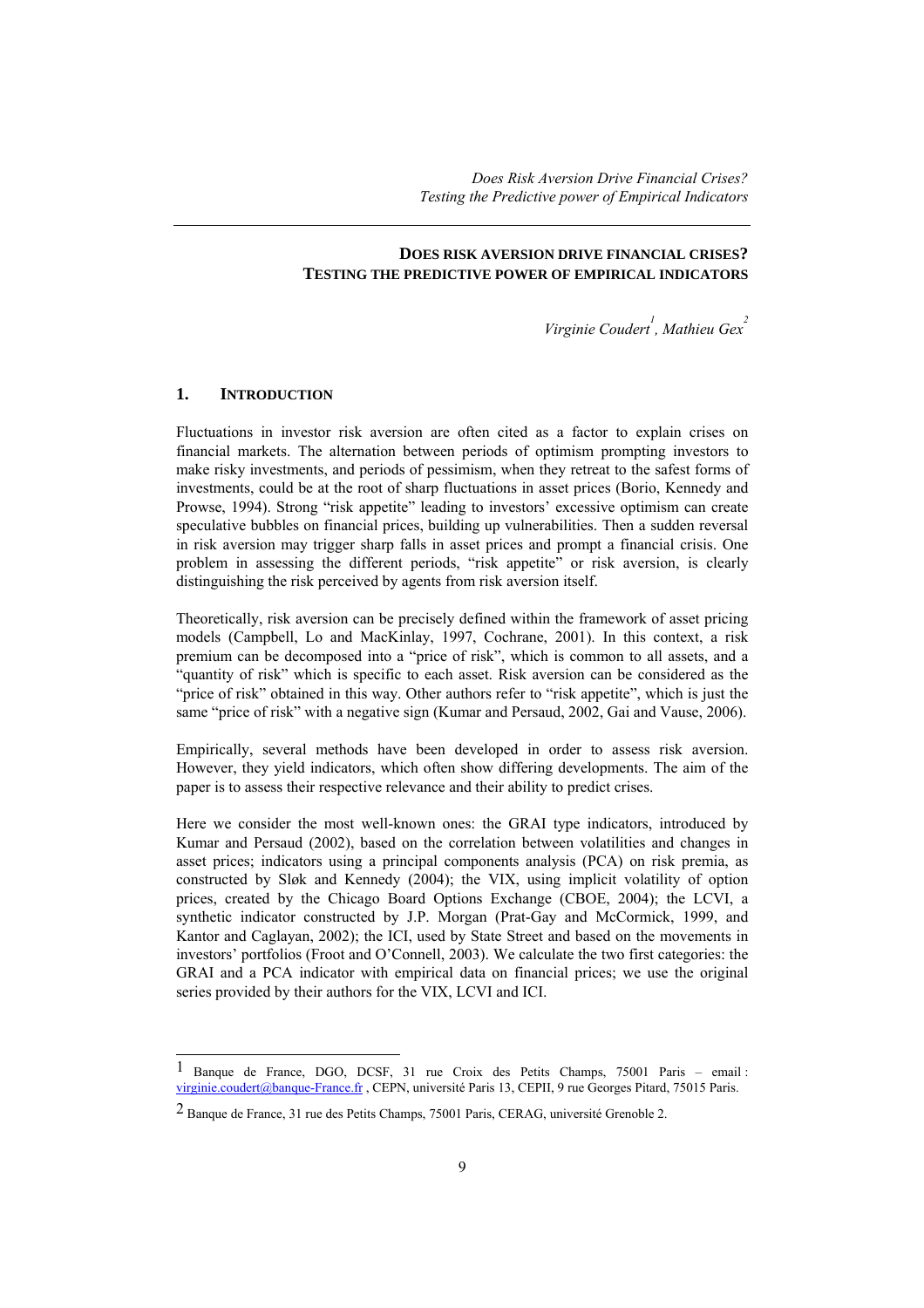# DOES RISK AVERSION DRIVE FINANCIAL CRISES? TESTING THE PREDICTIVE POWER OF EMPIRICAL INDICATORS

*Virginie Coudert*[1]*, Mathieu Gex*[2]

## 1. INTRODUCTION

Fluctuations in investor risk aversion are often cited as a factor to explain crises on financial markets. The alternation between periods of optimism prompting investors to make risky investments, and periods of pessimism, when they retreat to the safest forms of investments, could be at the root of sharp fluctuations in asset prices (Borio, Kennedy and Prowse, 1994). Strong "risk appetite" leading to investors' excessive optimism can create speculative bubbles on financial prices, building up vulnerabilities. Then a sudden reversal in risk aversion may trigger sharp falls in asset prices and prompt a financial crisis. One problem in assessing the different periods, "risk appetite" or risk aversion, is clearly distinguishing the risk perceived by agents from risk aversion itself.

Theoretically, risk aversion can be precisely defined within the framework of asset pricing models (Campbell, Lo and MacKinlay, 1997, Cochrane, 2001). In this context, a risk premium can be decomposed into a "price of risk", which is common to all assets, and a "quantity of risk" which is specific to each asset. Risk aversion can be considered as the "price of risk" obtained in this way. Other authors refer to "risk appetite", which is just the same "price of risk" with a negative sign (Kumar and Persaud, 2002, Gai and Vause, 2006).

Empirically, several methods have been developed in order to assess risk aversion. However, they yield indicators, which often show differing developments. The aim of the paper is to assess their respective relevance and their ability to predict crises.

Here we consider the most well-known ones: the GRAI type indicators, introduced by Kumar and Persaud (2002), based on the correlation between volatilities and changes in asset prices; indicators using a principal components analysis (PCA) on risk premia, as constructed by Sløk and Kennedy (2004); the VIX, using implicit volatility of option prices, created by the Chicago Board Options Exchange (CBOE, 2004); the LCVI, a synthetic indicator constructed by J.P. Morgan (Prat-Gay and McCormick, 1999, and Kantor and Caglayan, 2002); the ICI, used by State Street and based on the movements in investors' portfolios (Froot and O'Connell, 2003). We calculate the two first categories: the GRAI and a PCA indicator with empirical data on financial prices; we use the original series provided by their authors for the VIX, LCVI and ICI.

---

[1] Banque de France, DGO, DCSF, 31 rue Croix des Petits Champs, 75001 Paris – email : virginie.coudert@banque-France.fr , CEPN, université Paris 13, CEPII, 9 rue Georges Pitard, 75015 Paris.

[2] Banque de France, 31 rue des Petits Champs, 75001 Paris, CERAG, université Grenoble 2.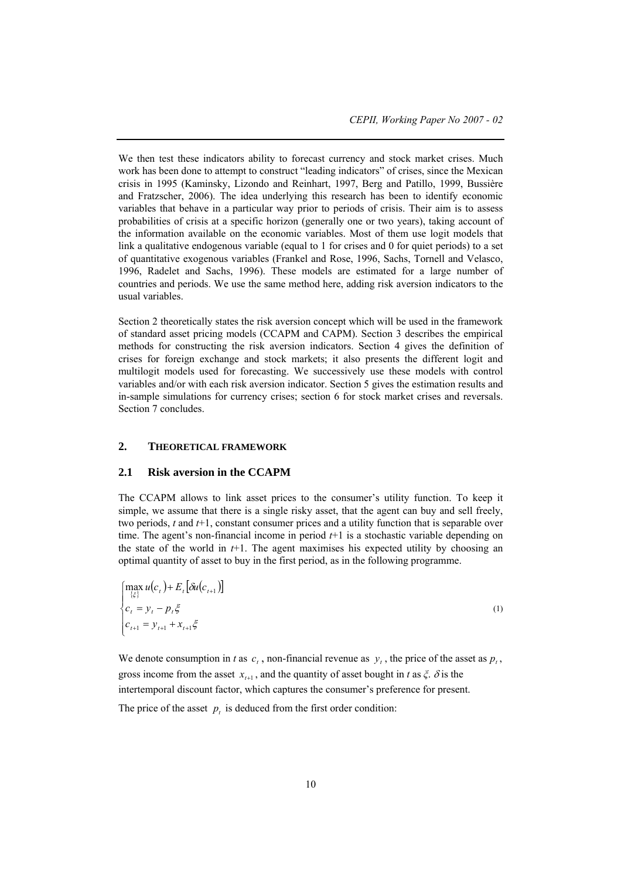We then test these indicators ability to forecast currency and stock market crises. Much work has been done to attempt to construct "leading indicators" of crises, since the Mexican crisis in 1995 (Kaminsky, Lizondo and Reinhart, 1997, Berg and Patillo, 1999, Bussière and Fratzscher, 2006). The idea underlying this research has been to identify economic variables that behave in a particular way prior to periods of crisis. Their aim is to assess probabilities of crisis at a specific horizon (generally one or two years), taking account of the information available on the economic variables. Most of them use logit models that link a qualitative endogenous variable (equal to 1 for crises and 0 for quiet periods) to a set of quantitative exogenous variables (Frankel and Rose, 1996, Sachs, Tornell and Velasco, 1996, Radelet and Sachs, 1996). These models are estimated for a large number of countries and periods. We use the same method here, adding risk aversion indicators to the usual variables.

Section 2 theoretically states the risk aversion concept which will be used in the framework of standard asset pricing models (CCAPM and CAPM). Section 3 describes the empirical methods for constructing the risk aversion indicators. Section 4 gives the definition of crises for foreign exchange and stock markets; it also presents the different logit and multilogit models used for forecasting. We successively use these models with control variables and/or with each risk aversion indicator. Section 5 gives the estimation results and in-sample simulations for currency crises; section 6 for stock market crises and reversals. Section 7 concludes.

## 2. THEORETICAL FRAMEWORK

### 2.1 Risk aversion in the CCAPM

The CCAPM allows to link asset prices to the consumer's utility function. To keep it simple, we assume that there is a single risky asset, that the agent can buy and sell freely, two periods, $t$ and $t$+1, constant consumer prices and a utility function that is separable over time. The agent's non-financial income in period $t$+1 is a stochastic variable depending on the state of the world in $t$+1. The agent maximises his expected utility by choosing an optimal quantity of asset to buy in the first period, as in the following programme.

$$\begin{cases} \max\limits_{\{\xi\}} u(c_t) + E_t\left[\delta u(c_{t+1})\right] \\ c_t = y_t - p_t \xi \\ c_{t+1} = y_{t+1} + x_{t+1}\xi \end{cases} \tag{1}$$

We denote consumption in $t$ as $c_t$, non-financial revenue as $y_t$, the price of the asset as $p_t$, gross income from the asset $x_{t+1}$, and the quantity of asset bought in $t$ as $\xi$. $\delta$ is the intertemporal discount factor, which captures the consumer's preference for present.

The price of the asset $p_t$ is deduced from the first order condition: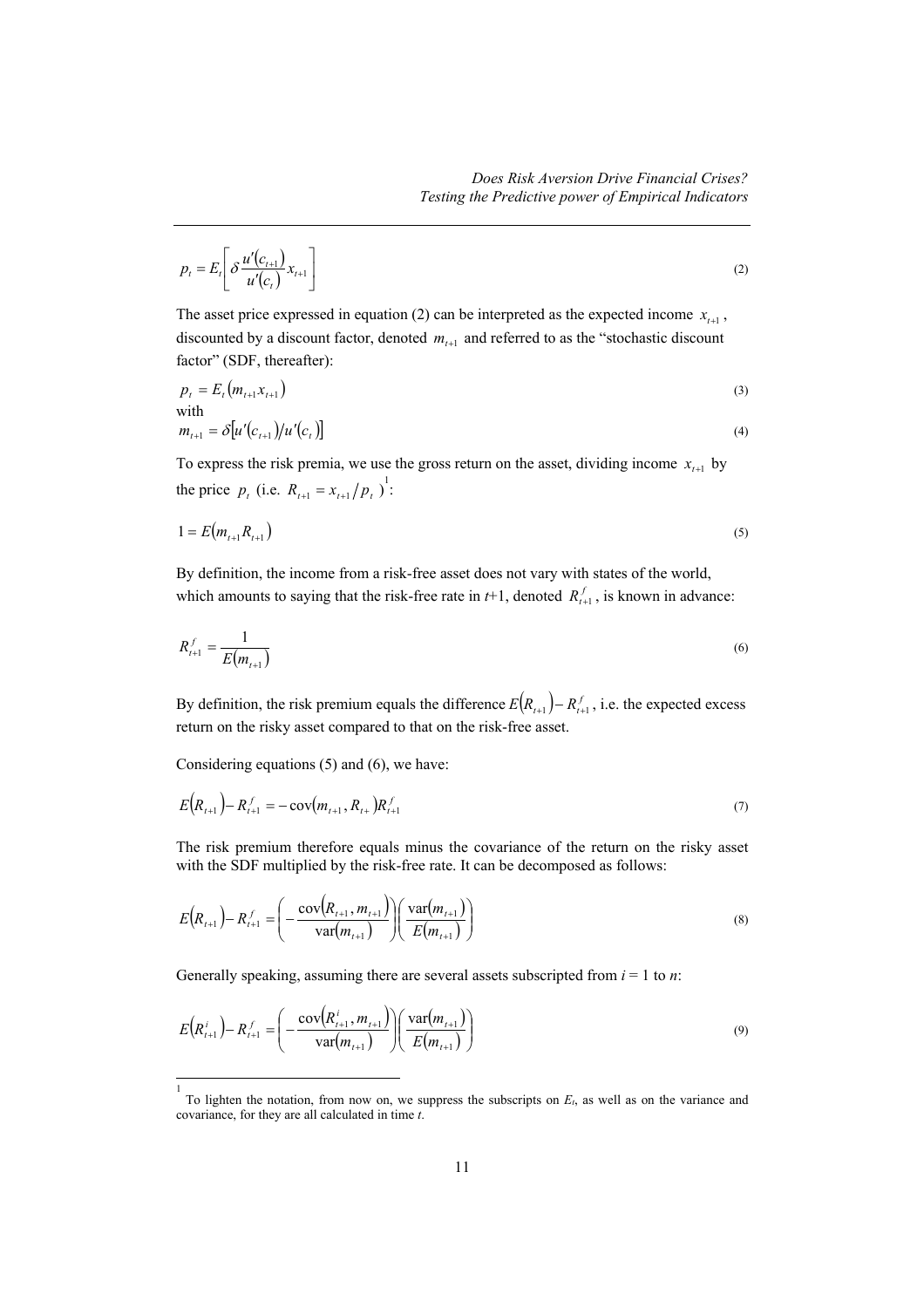$$p_t = E_t\left[\delta \frac{u'(c_{t+1})}{u'(c_t)} x_{t+1}\right] \tag{2}$$

The asset price expressed in equation (2) can be interpreted as the expected income $x_{t+1}$, discounted by a discount factor, denoted $m_{t+1}$ and referred to as the "stochastic discount factor" (SDF, thereafter):

$$p_t = E_t(m_{t+1}x_{t+1}) \tag{3}$$

with

$$m_{t+1} = \delta\left[u'(c_{t+1})/u'(c_t)\right] \tag{4}$$

To express the risk premia, we use the gross return on the asset, dividing income $x_{t+1}$ by the price $p_t$ (i.e. $R_{t+1} = x_{t+1}/p_t$ )[1]:

$$1 = E(m_{t+1}R_{t+1}) \tag{5}$$

By definition, the income from a risk-free asset does not vary with states of the world, which amounts to saying that the risk-free rate in $t$+1, denoted $R^f_{t+1}$, is known in advance:

$$R^f_{t+1} = \frac{1}{E(m_{t+1})} \tag{6}$$

By definition, the risk premium equals the difference $E(R_{t+1}) - R^f_{t+1}$, i.e. the expected excess return on the risky asset compared to that on the risk-free asset.

Considering equations (5) and (6), we have:

$$E(R_{t+1}) - R^f_{t+1} = -\operatorname{cov}(m_{t+1}, R_{t+})R^f_{t+1} \tag{7}$$

The risk premium therefore equals minus the covariance of the return on the risky asset with the SDF multiplied by the risk-free rate. It can be decomposed as follows:

$$E(R_{t+1}) - R^f_{t+1} = \left(-\frac{\operatorname{cov}(R_{t+1}, m_{t+1})}{\operatorname{var}(m_{t+1})}\right)\left(\frac{\operatorname{var}(m_{t+1})}{E(m_{t+1})}\right) \tag{8}$$

Generally speaking, assuming there are several assets subscripted from $i$ = 1 to $n$:

$$E(R^i_{t+1}) - R^f_{t+1} = \left(-\frac{\operatorname{cov}(R^i_{t+1}, m_{t+1})}{\operatorname{var}(m_{t+1})}\right)\left(\frac{\operatorname{var}(m_{t+1})}{E(m_{t+1})}\right) \tag{9}$$

---

[1] To lighten the notation, from now on, we suppress the subscripts on $E_t$, as well as on the variance and covariance, for they are all calculated in time $t$.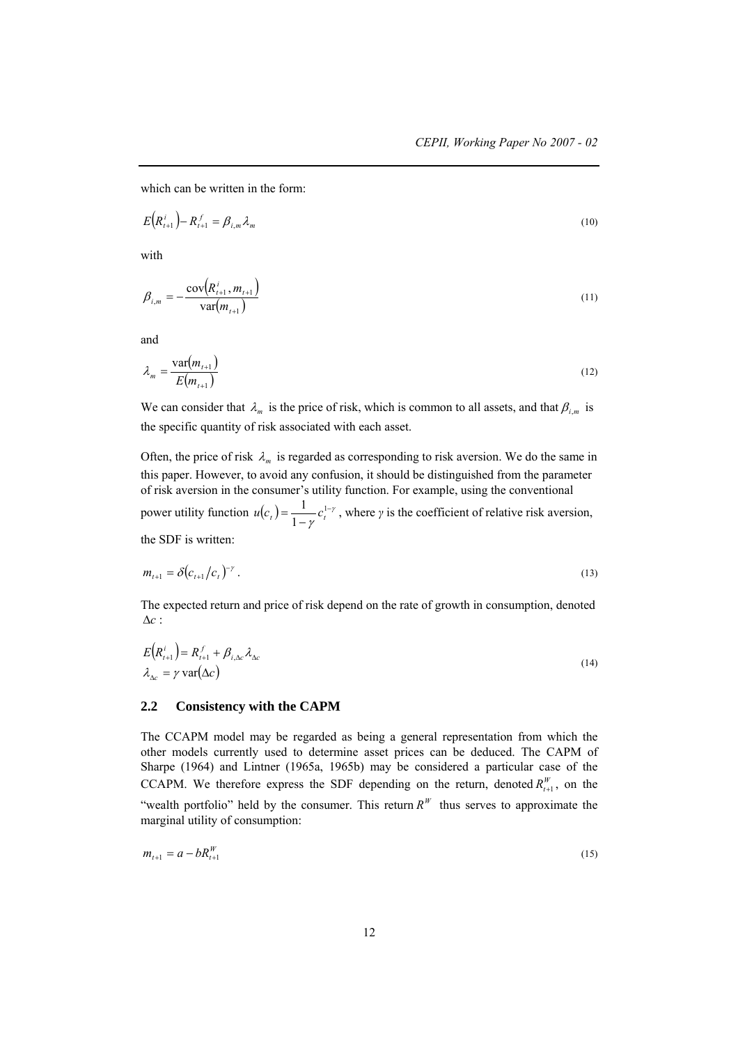which can be written in the form:

$$E\left(R_{t+1}^{i}\right)-R_{t+1}^{f}=\beta_{i,m}\lambda_{m} \tag{10}$$

with

$$\beta_{i,m}=-\frac{\operatorname{cov}\left(R_{t+1}^{i},m_{t+1}\right)}{\operatorname{var}\left(m_{t+1}\right)} \tag{11}$$

and

$$\lambda_{m}=\frac{\operatorname{var}\left(m_{t+1}\right)}{E\left(m_{t+1}\right)} \tag{12}$$

We can consider that $\lambda_m$ is the price of risk, which is common to all assets, and that $\beta_{i,m}$ is the specific quantity of risk associated with each asset.

Often, the price of risk $\lambda_m$ is regarded as corresponding to risk aversion. We do the same in this paper. However, to avoid any confusion, it should be distinguished from the parameter of risk aversion in the consumer's utility function. For example, using the conventional power utility function $u(c_t)=\frac{1}{1-\gamma}c_t^{1-\gamma}$, where $\gamma$ is the coefficient of relative risk aversion, the SDF is written:

$$m_{t+1}=\delta\left(c_{t+1}/c_{t}\right)^{-\gamma}. \tag{13}$$

The expected return and price of risk depend on the rate of growth in consumption, denoted $\Delta c$:

$$\begin{aligned} E\left(R_{t+1}^{i}\right) &= R_{t+1}^{f}+\beta_{i,\Delta c}\lambda_{\Delta c} \\ \lambda_{\Delta c} &= \gamma\operatorname{var}\left(\Delta c\right) \end{aligned} \tag{14}$$

## 2.2 Consistency with the CAPM

The CCAPM model may be regarded as being a general representation from which the other models currently used to determine asset prices can be deduced. The CAPM of Sharpe (1964) and Lintner (1965a, 1965b) may be considered a particular case of the CCAPM. We therefore express the SDF depending on the return, denoted $R_{t+1}^{W}$, on the "wealth portfolio" held by the consumer. This return $R^W$ thus serves to approximate the marginal utility of consumption:

$$m_{t+1}=a-bR_{t+1}^{W} \tag{15}$$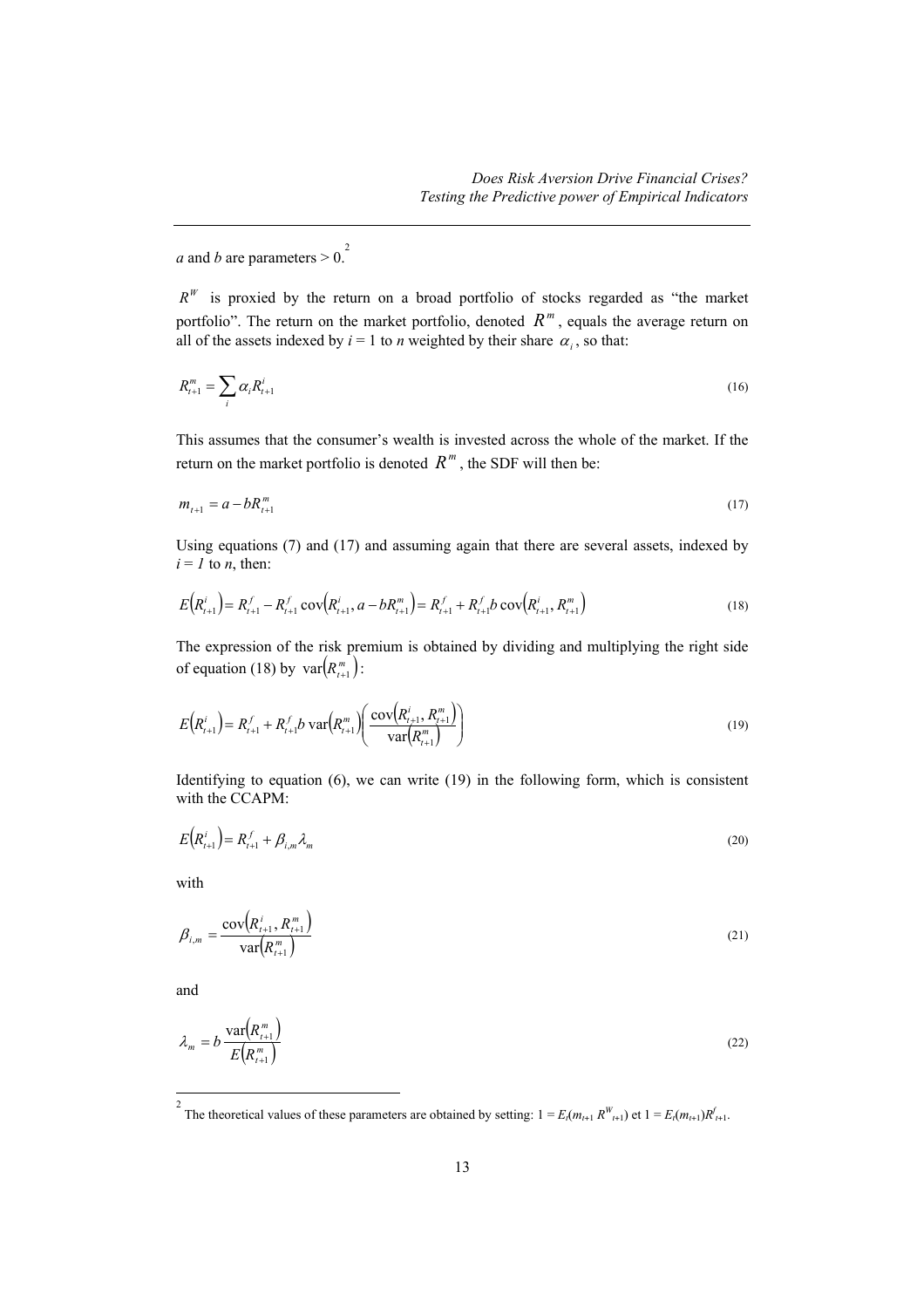*a* and *b* are parameters > 0.[2]

$R^W$ is proxied by the return on a broad portfolio of stocks regarded as "the market portfolio". The return on the market portfolio, denoted $R^m$, equals the average return on all of the assets indexed by $i$ = 1 to $n$ weighted by their share $\alpha_i$, so that:

$$R^m_{t+1} = \sum_i \alpha_i R^i_{t+1} \tag{16}$$

This assumes that the consumer's wealth is invested across the whole of the market. If the return on the market portfolio is denoted $R^m$, the SDF will then be:

$$m_{t+1} = a - bR^m_{t+1} \tag{17}$$

Using equations (7) and (17) and assuming again that there are several assets, indexed by $i = 1$ to $n$, then:

$$E\left(R^i_{t+1}\right) = R^f_{t+1} - R^f_{t+1}\operatorname{cov}\left(R^i_{t+1}, a - bR^m_{t+1}\right) = R^f_{t+1} + R^f_{t+1} b \operatorname{cov}\left(R^i_{t+1}, R^m_{t+1}\right) \tag{18}$$

The expression of the risk premium is obtained by dividing and multiplying the right side of equation (18) by $\operatorname{var}\left(R^m_{t+1}\right)$:

$$E\left(R^i_{t+1}\right) = R^f_{t+1} + R^f_{t+1} b \operatorname{var}\left(R^m_{t+1}\right)\left(\frac{\operatorname{cov}\left(R^i_{t+1}, R^m_{t+1}\right)}{\operatorname{var}\left(R^m_{t+1}\right)}\right) \tag{19}$$

Identifying to equation (6), we can write (19) in the following form, which is consistent with the CCAPM:

$$E\left(R^i_{t+1}\right) = R^f_{t+1} + \beta_{i,m}\lambda_m \tag{20}$$

with

$$\beta_{i,m} = \frac{\operatorname{cov}\left(R^i_{t+1}, R^m_{t+1}\right)}{\operatorname{var}\left(R^m_{t+1}\right)} \tag{21}$$

and

$$\lambda_m = b\frac{\operatorname{var}\left(R^m_{t+1}\right)}{E\left(R^m_{t+1}\right)} \tag{22}$$

[2] The theoretical values of these parameters are obtained by setting: $1 = E_t(m_{t+1} R^W_{t+1})$ et $1 = E_t(m_{t+1})R^f_{t+1}$.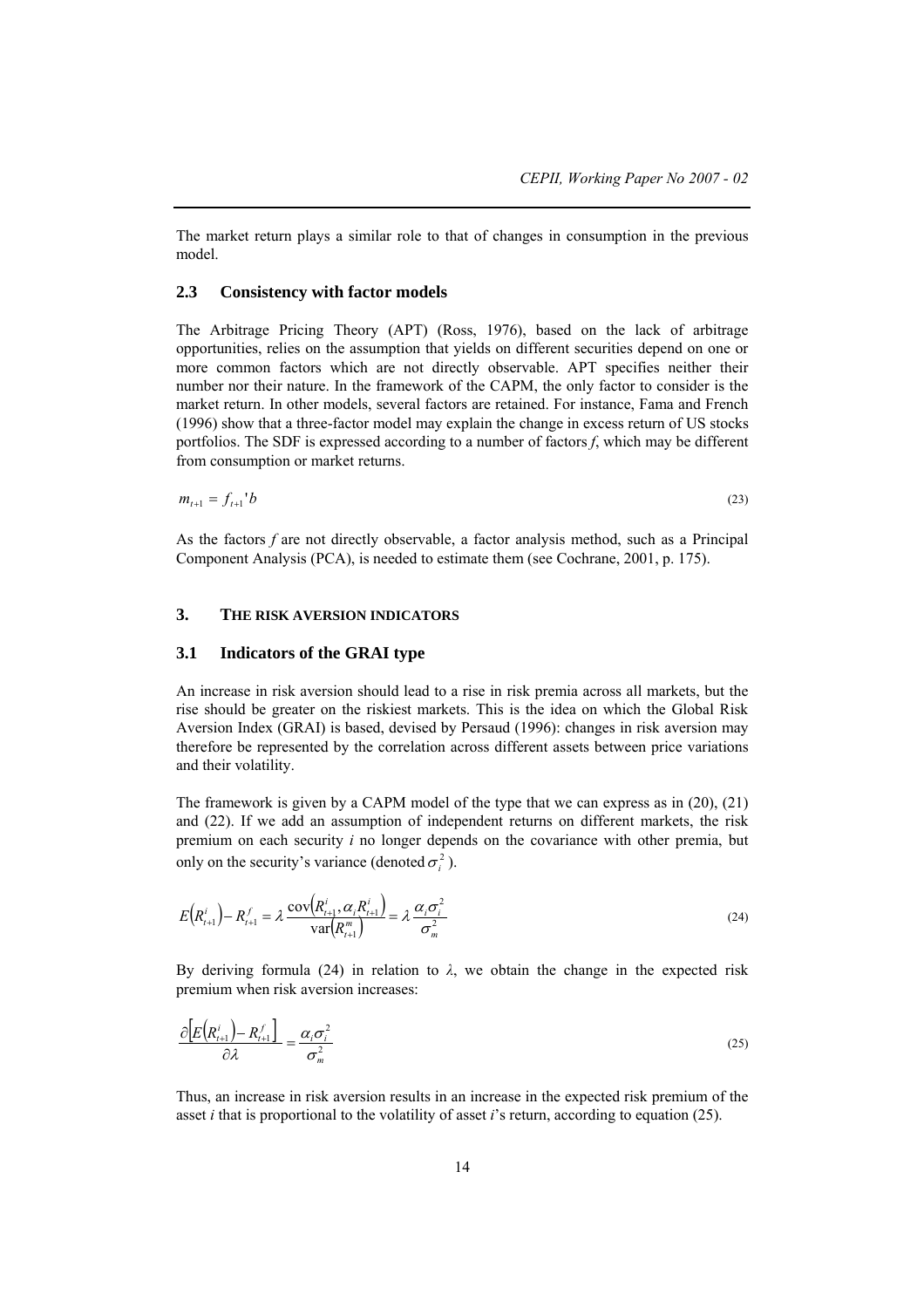The market return plays a similar role to that of changes in consumption in the previous model.

### 2.3 Consistency with factor models

The Arbitrage Pricing Theory (APT) (Ross, 1976), based on the lack of arbitrage opportunities, relies on the assumption that yields on different securities depend on one or more common factors which are not directly observable. APT specifies neither their number nor their nature. In the framework of the CAPM, the only factor to consider is the market return. In other models, several factors are retained. For instance, Fama and French (1996) show that a three-factor model may explain the change in excess return of US stocks portfolios. The SDF is expressed according to a number of factors *f*, which may be different from consumption or market returns.

$$m_{t+1} = f_{t+1}'b \tag{23}$$

As the factors *f* are not directly observable, a factor analysis method, such as a Principal Component Analysis (PCA), is needed to estimate them (see Cochrane, 2001, p. 175).

## 3. THE RISK AVERSION INDICATORS

### 3.1 Indicators of the GRAI type

An increase in risk aversion should lead to a rise in risk premia across all markets, but the rise should be greater on the riskiest markets. This is the idea on which the Global Risk Aversion Index (GRAI) is based, devised by Persaud (1996): changes in risk aversion may therefore be represented by the correlation across different assets between price variations and their volatility.

The framework is given by a CAPM model of the type that we can express as in (20), (21) and (22). If we add an assumption of independent returns on different markets, the risk premium on each security *i* no longer depends on the covariance with other premia, but only on the security's variance (denoted $\sigma_i^2$).

$$E\left(R_{t+1}^i\right) - R_{t+1}^f = \lambda \frac{\operatorname{cov}\left(R_{t+1}^i, \alpha_i R_{t+1}^i\right)}{\operatorname{var}\left(R_{t+1}^m\right)} = \lambda \frac{\alpha_i \sigma_i^2}{\sigma_m^2} \tag{24}$$

By deriving formula (24) in relation to $\lambda$, we obtain the change in the expected risk premium when risk aversion increases:

$$\frac{\partial\left[E\left(R_{t+1}^i\right) - R_{t+1}^f\right]}{\partial \lambda} = \frac{\alpha_i \sigma_i^2}{\sigma_m^2} \tag{25}$$

Thus, an increase in risk aversion results in an increase in the expected risk premium of the asset *i* that is proportional to the volatility of asset *i*'s return, according to equation (25).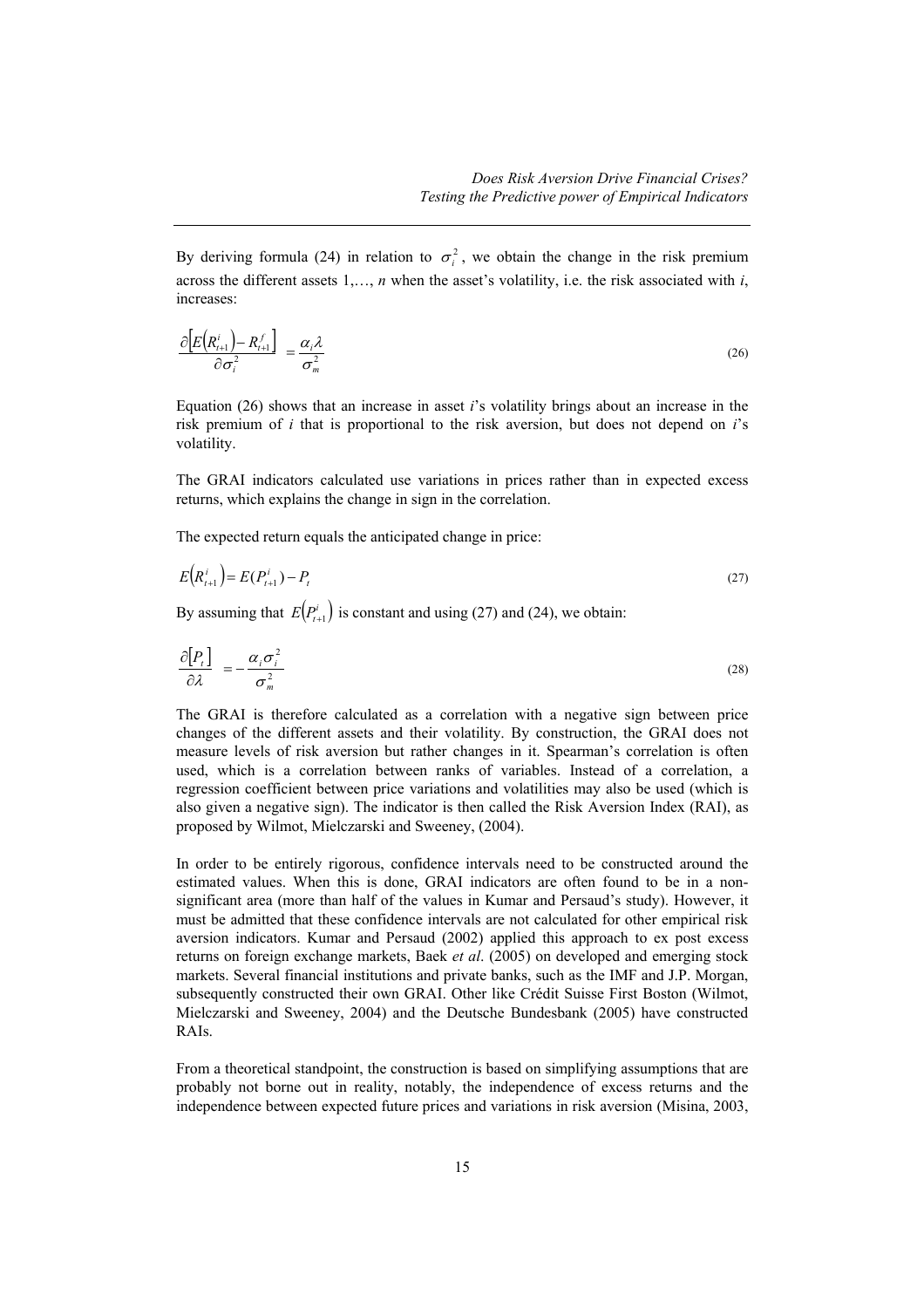By deriving formula (24) in relation to $\sigma_i^2$, we obtain the change in the risk premium across the different assets 1,…, *n* when the asset's volatility, i.e. the risk associated with *i*, increases:

$$\frac{\partial\left[E\left(R_{t+1}^i\right)-R_{t+1}^f\right]}{\partial\sigma_i^2} = \frac{\alpha_i\lambda}{\sigma_m^2} \tag{26}$$

Equation (26) shows that an increase in asset *i*'s volatility brings about an increase in the risk premium of *i* that is proportional to the risk aversion, but does not depend on *i*'s volatility.

The GRAI indicators calculated use variations in prices rather than in expected excess returns, which explains the change in sign in the correlation.

The expected return equals the anticipated change in price:

$$E\left(R_{t+1}^i\right) = E(P_{t+1}^i) - P_t \tag{27}$$

By assuming that $E\left(P_{t+1}^i\right)$ is constant and using (27) and (24), we obtain:

$$\frac{\partial\left[P_t\right]}{\partial\lambda} = -\frac{\alpha_i\sigma_i^2}{\sigma_m^2} \tag{28}$$

The GRAI is therefore calculated as a correlation with a negative sign between price changes of the different assets and their volatility. By construction, the GRAI does not measure levels of risk aversion but rather changes in it. Spearman's correlation is often used, which is a correlation between ranks of variables. Instead of a correlation, a regression coefficient between price variations and volatilities may also be used (which is also given a negative sign). The indicator is then called the Risk Aversion Index (RAI), as proposed by Wilmot, Mielczarski and Sweeney, (2004).

In order to be entirely rigorous, confidence intervals need to be constructed around the estimated values. When this is done, GRAI indicators are often found to be in a non-significant area (more than half of the values in Kumar and Persaud's study). However, it must be admitted that these confidence intervals are not calculated for other empirical risk aversion indicators. Kumar and Persaud (2002) applied this approach to ex post excess returns on foreign exchange markets, Baek *et al*. (2005) on developed and emerging stock markets. Several financial institutions and private banks, such as the IMF and J.P. Morgan, subsequently constructed their own GRAI. Other like Crédit Suisse First Boston (Wilmot, Mielczarski and Sweeney, 2004) and the Deutsche Bundesbank (2005) have constructed RAIs.

From a theoretical standpoint, the construction is based on simplifying assumptions that are probably not borne out in reality, notably, the independence of excess returns and the independence between expected future prices and variations in risk aversion (Misina, 2003,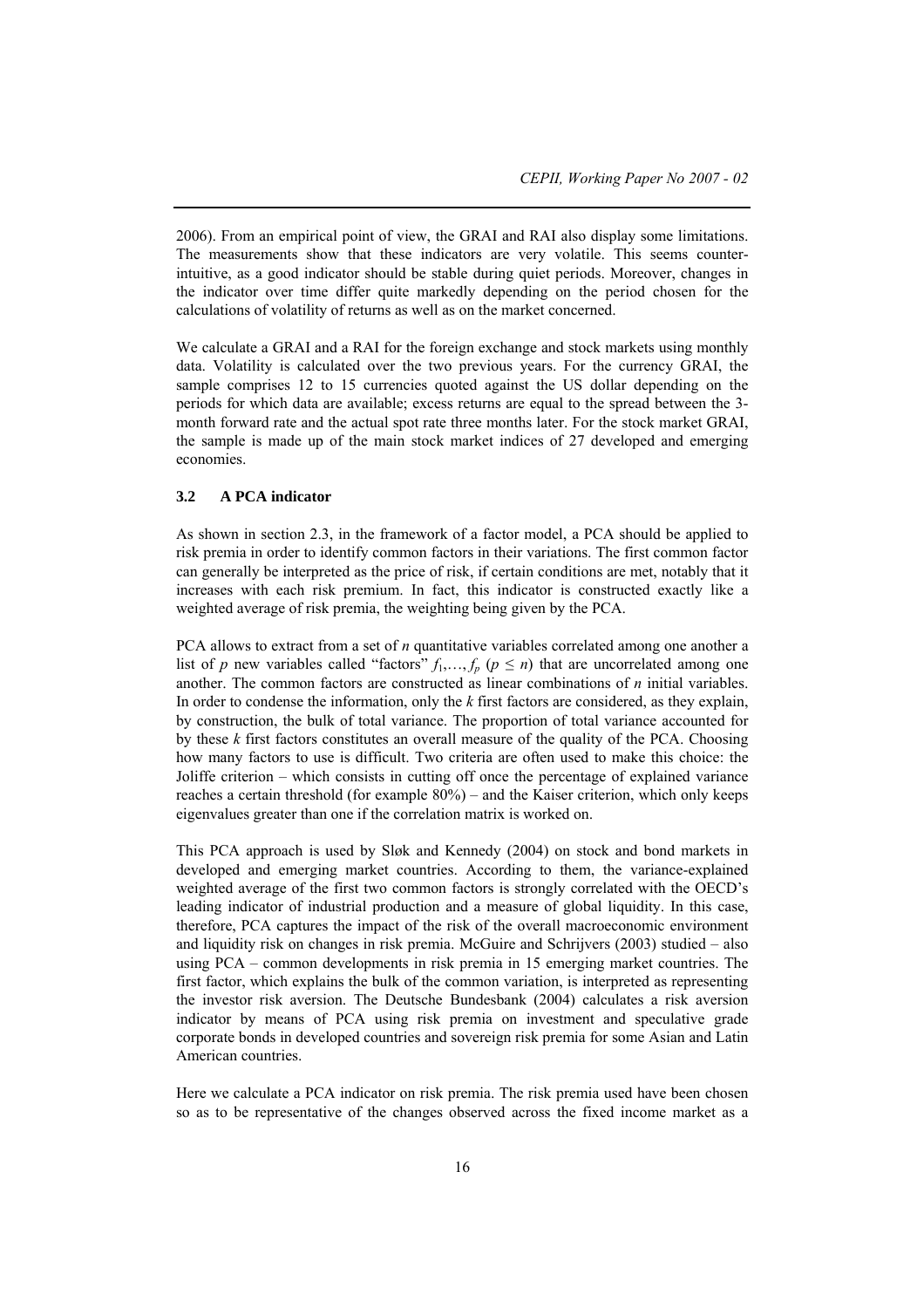2006). From an empirical point of view, the GRAI and RAI also display some limitations. The measurements show that these indicators are very volatile. This seems counter-intuitive, as a good indicator should be stable during quiet periods. Moreover, changes in the indicator over time differ quite markedly depending on the period chosen for the calculations of volatility of returns as well as on the market concerned.

We calculate a GRAI and a RAI for the foreign exchange and stock markets using monthly data. Volatility is calculated over the two previous years. For the currency GRAI, the sample comprises 12 to 15 currencies quoted against the US dollar depending on the periods for which data are available; excess returns are equal to the spread between the 3-month forward rate and the actual spot rate three months later. For the stock market GRAI, the sample is made up of the main stock market indices of 27 developed and emerging economies.

### 3.2 A PCA indicator

As shown in section 2.3, in the framework of a factor model, a PCA should be applied to risk premia in order to identify common factors in their variations. The first common factor can generally be interpreted as the price of risk, if certain conditions are met, notably that it increases with each risk premium. In fact, this indicator is constructed exactly like a weighted average of risk premia, the weighting being given by the PCA.

PCA allows to extract from a set of *n* quantitative variables correlated among one another a list of *p* new variables called "factors" $f_1,\ldots,f_p$ ($p \leq n$) that are uncorrelated among one another. The common factors are constructed as linear combinations of *n* initial variables. In order to condense the information, only the *k* first factors are considered, as they explain, by construction, the bulk of total variance. The proportion of total variance accounted for by these *k* first factors constitutes an overall measure of the quality of the PCA. Choosing how many factors to use is difficult. Two criteria are often used to make this choice: the Joliffe criterion – which consists in cutting off once the percentage of explained variance reaches a certain threshold (for example 80%) – and the Kaiser criterion, which only keeps eigenvalues greater than one if the correlation matrix is worked on.

This PCA approach is used by Sløk and Kennedy (2004) on stock and bond markets in developed and emerging market countries. According to them, the variance-explained weighted average of the first two common factors is strongly correlated with the OECD's leading indicator of industrial production and a measure of global liquidity. In this case, therefore, PCA captures the impact of the risk of the overall macroeconomic environment and liquidity risk on changes in risk premia. McGuire and Schrijvers (2003) studied – also using PCA – common developments in risk premia in 15 emerging market countries. The first factor, which explains the bulk of the common variation, is interpreted as representing the investor risk aversion. The Deutsche Bundesbank (2004) calculates a risk aversion indicator by means of PCA using risk premia on investment and speculative grade corporate bonds in developed countries and sovereign risk premia for some Asian and Latin American countries.

Here we calculate a PCA indicator on risk premia. The risk premia used have been chosen so as to be representative of the changes observed across the fixed income market as a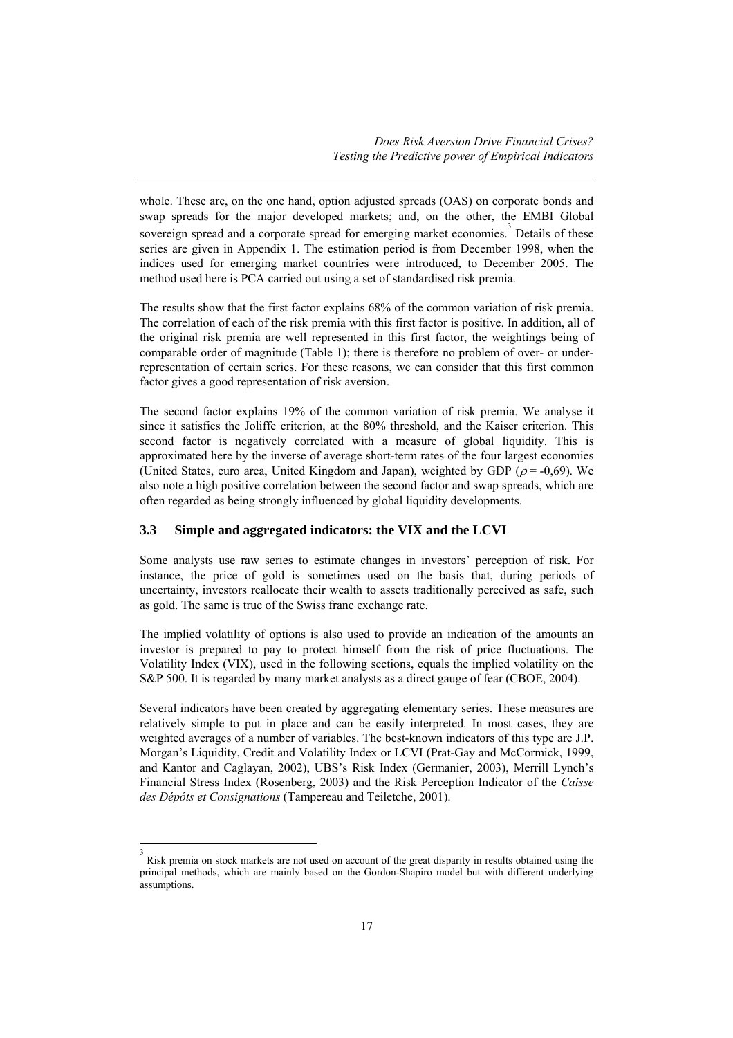whole. These are, on the one hand, option adjusted spreads (OAS) on corporate bonds and swap spreads for the major developed markets; and, on the other, the EMBI Global sovereign spread and a corporate spread for emerging market economies.[3] Details of these series are given in Appendix 1. The estimation period is from December 1998, when the indices used for emerging market countries were introduced, to December 2005. The method used here is PCA carried out using a set of standardised risk premia.

The results show that the first factor explains 68% of the common variation of risk premia. The correlation of each of the risk premia with this first factor is positive. In addition, all of the original risk premia are well represented in this first factor, the weightings being of comparable order of magnitude (Table 1); there is therefore no problem of over- or under-representation of certain series. For these reasons, we can consider that this first common factor gives a good representation of risk aversion.

The second factor explains 19% of the common variation of risk premia. We analyse it since it satisfies the Joliffe criterion, at the 80% threshold, and the Kaiser criterion. This second factor is negatively correlated with a measure of global liquidity. This is approximated here by the inverse of average short-term rates of the four largest economies (United States, euro area, United Kingdom and Japan), weighted by GDP ($\rho$ = -0,69). We also note a high positive correlation between the second factor and swap spreads, which are often regarded as being strongly influenced by global liquidity developments.

### 3.3 Simple and aggregated indicators: the VIX and the LCVI

Some analysts use raw series to estimate changes in investors' perception of risk. For instance, the price of gold is sometimes used on the basis that, during periods of uncertainty, investors reallocate their wealth to assets traditionally perceived as safe, such as gold. The same is true of the Swiss franc exchange rate.

The implied volatility of options is also used to provide an indication of the amounts an investor is prepared to pay to protect himself from the risk of price fluctuations. The Volatility Index (VIX), used in the following sections, equals the implied volatility on the S&P 500. It is regarded by many market analysts as a direct gauge of fear (CBOE, 2004).

Several indicators have been created by aggregating elementary series. These measures are relatively simple to put in place and can be easily interpreted. In most cases, they are weighted averages of a number of variables. The best-known indicators of this type are J.P. Morgan's Liquidity, Credit and Volatility Index or LCVI (Prat-Gay and McCormick, 1999, and Kantor and Caglayan, 2002), UBS's Risk Index (Germanier, 2003), Merrill Lynch's Financial Stress Index (Rosenberg, 2003) and the Risk Perception Indicator of the *Caisse des Dépôts et Consignations* (Tampereau and Teiletche, 2001).

---

[3] Risk premia on stock markets are not used on account of the great disparity in results obtained using the principal methods, which are mainly based on the Gordon-Shapiro model but with different underlying assumptions.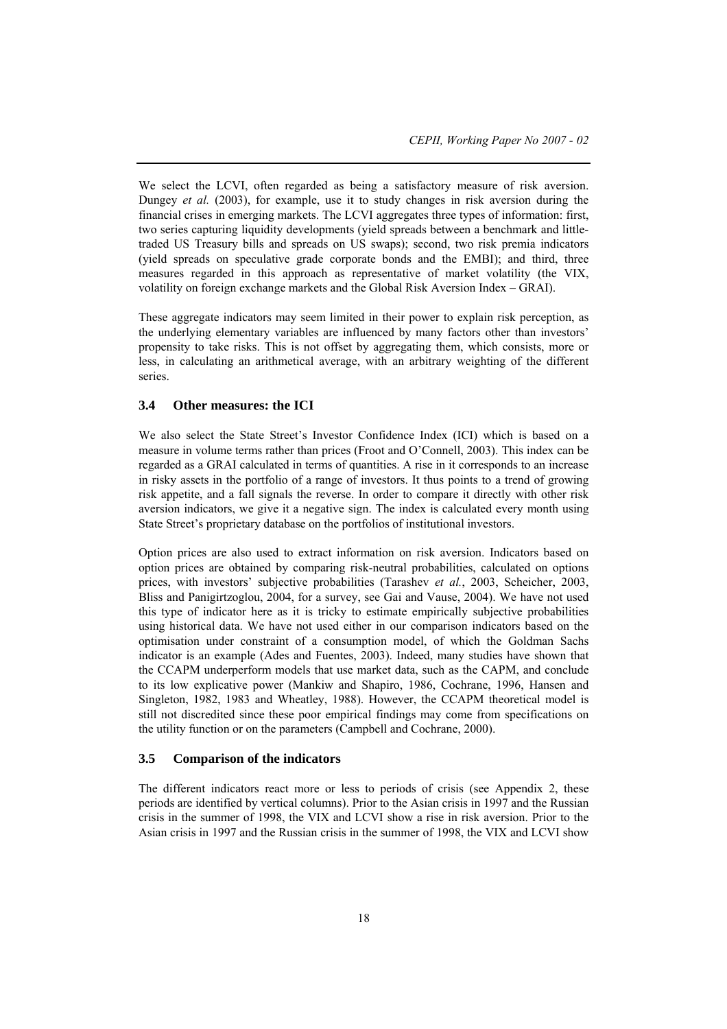We select the LCVI, often regarded as being a satisfactory measure of risk aversion. Dungey *et al.* (2003), for example, use it to study changes in risk aversion during the financial crises in emerging markets. The LCVI aggregates three types of information: first, two series capturing liquidity developments (yield spreads between a benchmark and little-traded US Treasury bills and spreads on US swaps); second, two risk premia indicators (yield spreads on speculative grade corporate bonds and the EMBI); and third, three measures regarded in this approach as representative of market volatility (the VIX, volatility on foreign exchange markets and the Global Risk Aversion Index – GRAI).

These aggregate indicators may seem limited in their power to explain risk perception, as the underlying elementary variables are influenced by many factors other than investors' propensity to take risks. This is not offset by aggregating them, which consists, more or less, in calculating an arithmetical average, with an arbitrary weighting of the different series.

### 3.4 Other measures: the ICI

We also select the State Street's Investor Confidence Index (ICI) which is based on a measure in volume terms rather than prices (Froot and O'Connell, 2003). This index can be regarded as a GRAI calculated in terms of quantities. A rise in it corresponds to an increase in risky assets in the portfolio of a range of investors. It thus points to a trend of growing risk appetite, and a fall signals the reverse. In order to compare it directly with other risk aversion indicators, we give it a negative sign. The index is calculated every month using State Street's proprietary database on the portfolios of institutional investors.

Option prices are also used to extract information on risk aversion. Indicators based on option prices are obtained by comparing risk-neutral probabilities, calculated on options prices, with investors' subjective probabilities (Tarashev *et al.*, 2003, Scheicher, 2003, Bliss and Panigirtzoglou, 2004, for a survey, see Gai and Vause, 2004). We have not used this type of indicator here as it is tricky to estimate empirically subjective probabilities using historical data. We have not used either in our comparison indicators based on the optimisation under constraint of a consumption model, of which the Goldman Sachs indicator is an example (Ades and Fuentes, 2003). Indeed, many studies have shown that the CCAPM underperform models that use market data, such as the CAPM, and conclude to its low explicative power (Mankiw and Shapiro, 1986, Cochrane, 1996, Hansen and Singleton, 1982, 1983 and Wheatley, 1988). However, the CCAPM theoretical model is still not discredited since these poor empirical findings may come from specifications on the utility function or on the parameters (Campbell and Cochrane, 2000).

### 3.5 Comparison of the indicators

The different indicators react more or less to periods of crisis (see Appendix 2, these periods are identified by vertical columns). Prior to the Asian crisis in 1997 and the Russian crisis in the summer of 1998, the VIX and LCVI show a rise in risk aversion. Prior to the Asian crisis in 1997 and the Russian crisis in the summer of 1998, the VIX and LCVI show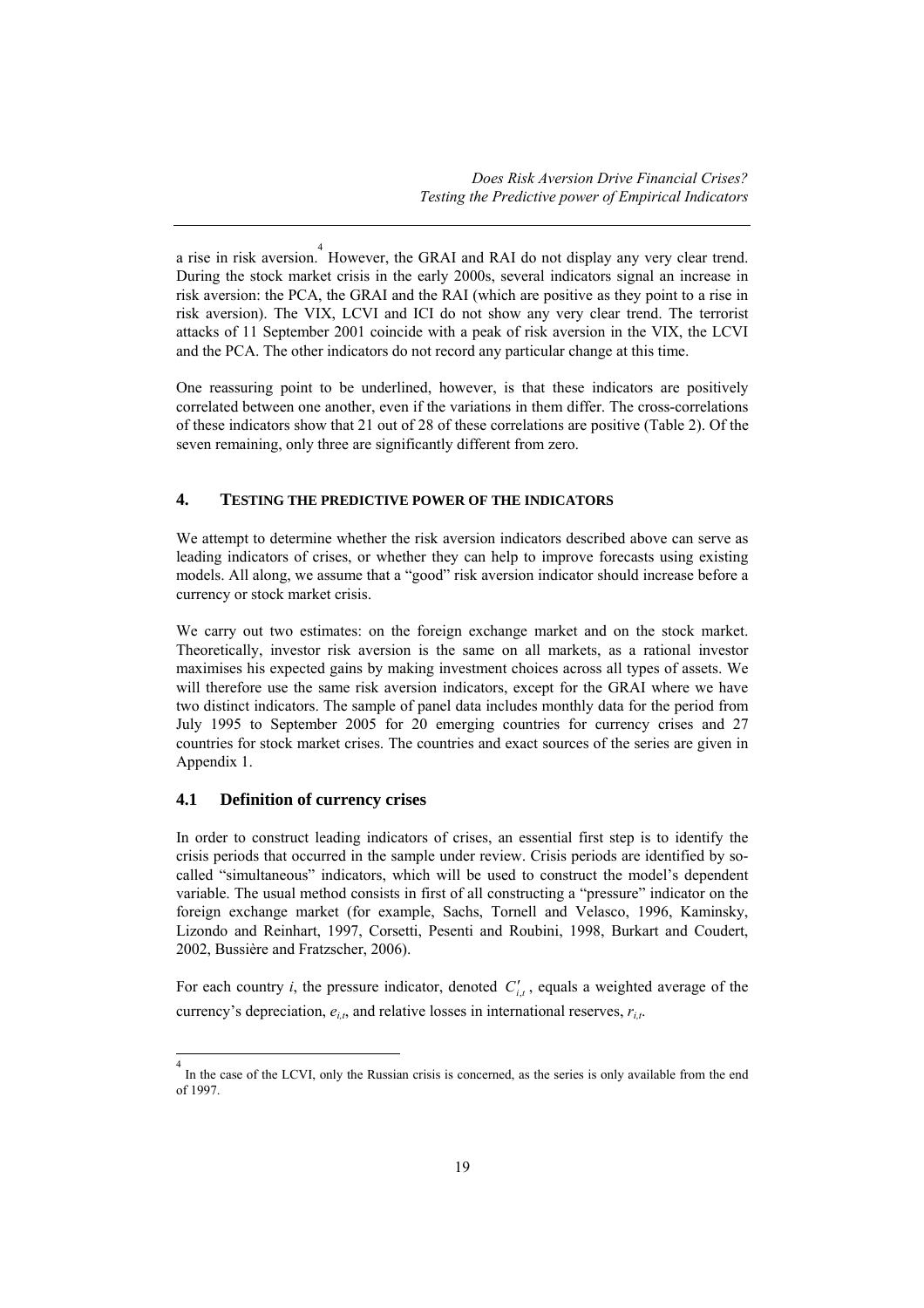a rise in risk aversion.[4] However, the GRAI and RAI do not display any very clear trend. During the stock market crisis in the early 2000s, several indicators signal an increase in risk aversion: the PCA, the GRAI and the RAI (which are positive as they point to a rise in risk aversion). The VIX, LCVI and ICI do not show any very clear trend. The terrorist attacks of 11 September 2001 coincide with a peak of risk aversion in the VIX, the LCVI and the PCA. The other indicators do not record any particular change at this time.

One reassuring point to be underlined, however, is that these indicators are positively correlated between one another, even if the variations in them differ. The cross-correlations of these indicators show that 21 out of 28 of these correlations are positive (Table 2). Of the seven remaining, only three are significantly different from zero.

## 4. TESTING THE PREDICTIVE POWER OF THE INDICATORS

We attempt to determine whether the risk aversion indicators described above can serve as leading indicators of crises, or whether they can help to improve forecasts using existing models. All along, we assume that a "good" risk aversion indicator should increase before a currency or stock market crisis.

We carry out two estimates: on the foreign exchange market and on the stock market. Theoretically, investor risk aversion is the same on all markets, as a rational investor maximises his expected gains by making investment choices across all types of assets. We will therefore use the same risk aversion indicators, except for the GRAI where we have two distinct indicators. The sample of panel data includes monthly data for the period from July 1995 to September 2005 for 20 emerging countries for currency crises and 27 countries for stock market crises. The countries and exact sources of the series are given in Appendix 1.

### 4.1 Definition of currency crises

In order to construct leading indicators of crises, an essential first step is to identify the crisis periods that occurred in the sample under review. Crisis periods are identified by so-called "simultaneous" indicators, which will be used to construct the model's dependent variable. The usual method consists in first of all constructing a "pressure" indicator on the foreign exchange market (for example, Sachs, Tornell and Velasco, 1996, Kaminsky, Lizondo and Reinhart, 1997, Corsetti, Pesenti and Roubini, 1998, Burkart and Coudert, 2002, Bussière and Fratzscher, 2006).

For each country $i$, the pressure indicator, denoted $C'_{i,t}$, equals a weighted average of the currency's depreciation, $e_{i,t}$, and relative losses in international reserves, $r_{i,t}$.

---

[4] In the case of the LCVI, only the Russian crisis is concerned, as the series is only available from the end of 1997.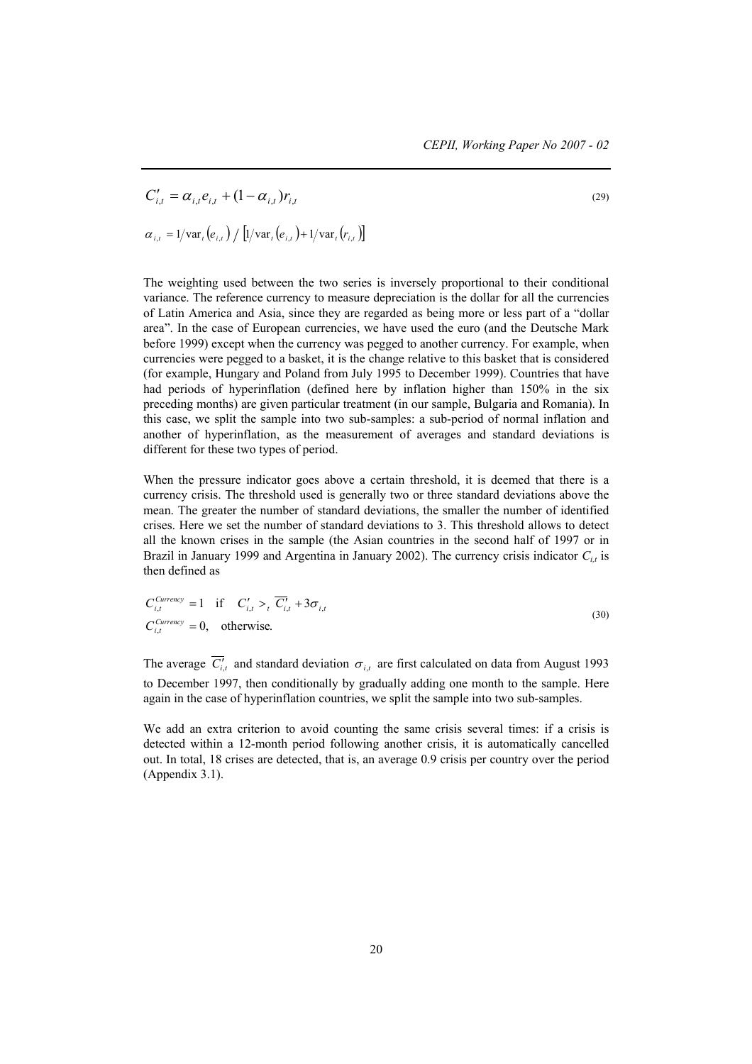$$C'_{i,t} = \alpha_{i,t} e_{i,t} + (1 - \alpha_{i,t}) r_{i,t} \tag{29}$$

$$\alpha_{i,t} = 1/\text{var}_t(e_{i,t}) \;/\; \left[1/\text{var}_t(e_{i,t}) + 1/\text{var}_t(r_{i,t})\right]$$

The weighting used between the two series is inversely proportional to their conditional variance. The reference currency to measure depreciation is the dollar for all the currencies of Latin America and Asia, since they are regarded as being more or less part of a "dollar area". In the case of European currencies, we have used the euro (and the Deutsche Mark before 1999) except when the currency was pegged to another currency. For example, when currencies were pegged to a basket, it is the change relative to this basket that is considered (for example, Hungary and Poland from July 1995 to December 1999). Countries that have had periods of hyperinflation (defined here by inflation higher than 150% in the six preceding months) are given particular treatment (in our sample, Bulgaria and Romania). In this case, we split the sample into two sub-samples: a sub-period of normal inflation and another of hyperinflation, as the measurement of averages and standard deviations is different for these two types of period.

When the pressure indicator goes above a certain threshold, it is deemed that there is a currency crisis. The threshold used is generally two or three standard deviations above the mean. The greater the number of standard deviations, the smaller the number of identified crises. Here we set the number of standard deviations to 3. This threshold allows to detect all the known crises in the sample (the Asian countries in the second half of 1997 or in Brazil in January 1999 and Argentina in January 2002). The currency crisis indicator $C_{i,t}$ is then defined as

$$\begin{aligned} C_{i,t}^{Currency} &= 1 \quad \text{if} \quad C'_{i,t} >_t \overline{C'_{i,t}} + 3\sigma_{i,t} \\ C_{i,t}^{Currency} &= 0, \quad \text{otherwise.} \end{aligned} \tag{30}$$

The average $\overline{C'_{i,t}}$ and standard deviation $\sigma_{i,t}$ are first calculated on data from August 1993 to December 1997, then conditionally by gradually adding one month to the sample. Here again in the case of hyperinflation countries, we split the sample into two sub-samples.

We add an extra criterion to avoid counting the same crisis several times: if a crisis is detected within a 12-month period following another crisis, it is automatically cancelled out. In total, 18 crises are detected, that is, an average 0.9 crisis per country over the period (Appendix 3.1).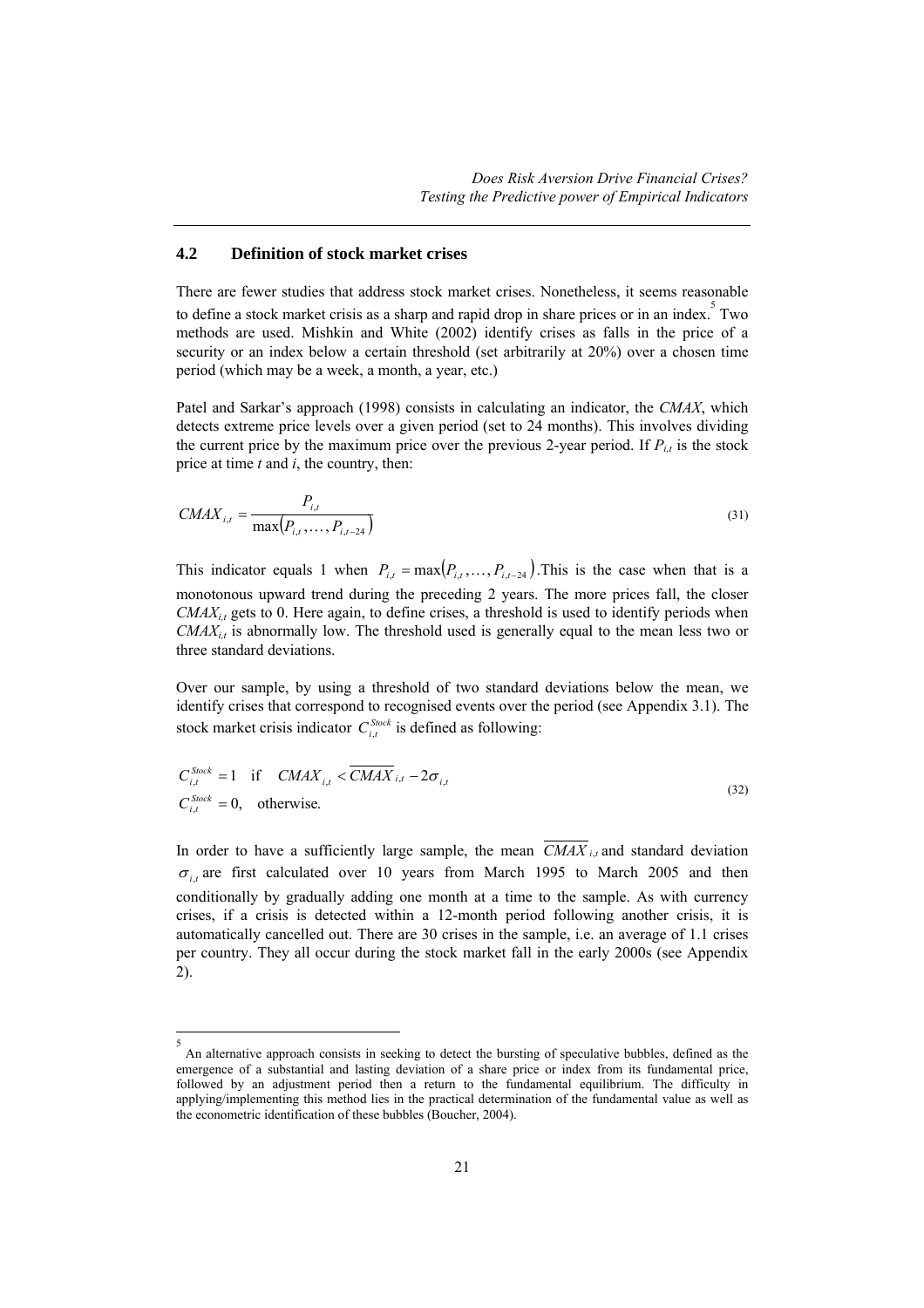## 4.2 Definition of stock market crises

There are fewer studies that address stock market crises. Nonetheless, it seems reasonable to define a stock market crisis as a sharp and rapid drop in share prices or in an index.[5] Two methods are used. Mishkin and White (2002) identify crises as falls in the price of a security or an index below a certain threshold (set arbitrarily at 20%) over a chosen time period (which may be a week, a month, a year, etc.)

Patel and Sarkar's approach (1998) consists in calculating an indicator, the *CMAX*, which detects extreme price levels over a given period (set to 24 months). This involves dividing the current price by the maximum price over the previous 2-year period. If $P_{i,t}$ is the stock price at time $t$ and $i$, the country, then:

$$CMAX_{i,t} = \frac{P_{i,t}}{\max(P_{i,t}, \ldots, P_{i,t-24})} \tag{31}$$

This indicator equals 1 when $P_{i,t} = \max(P_{i,t}, \ldots, P_{i,t-24})$.This is the case when that is a monotonous upward trend during the preceding 2 years. The more prices fall, the closer $CMAX_{i,t}$ gets to 0. Here again, to define crises, a threshold is used to identify periods when $CMAX_{i,t}$ is abnormally low. The threshold used is generally equal to the mean less two or three standard deviations.

Over our sample, by using a threshold of two standard deviations below the mean, we identify crises that correspond to recognised events over the period (see Appendix 3.1). The stock market crisis indicator $C_{i,t}^{Stock}$ is defined as following:

$$\begin{aligned} C_{i,t}^{Stock} &= 1 \quad \text{if} \quad CMAX_{i,t} < \overline{CMAX}_{i,t} - 2\sigma_{i,t} \\ C_{i,t}^{Stock} &= 0, \quad \text{otherwise.} \end{aligned} \tag{32}$$

In order to have a sufficiently large sample, the mean $\overline{CMAX}_{i,t}$ and standard deviation $\sigma_{i,t}$ are first calculated over 10 years from March 1995 to March 2005 and then conditionally by gradually adding one month at a time to the sample. As with currency crises, if a crisis is detected within a 12-month period following another crisis, it is automatically cancelled out. There are 30 crises in the sample, i.e. an average of 1.1 crises per country. They all occur during the stock market fall in the early 2000s (see Appendix 2).

---

[5] An alternative approach consists in seeking to detect the bursting of speculative bubbles, defined as the emergence of a substantial and lasting deviation of a share price or index from its fundamental price, followed by an adjustment period then a return to the fundamental equilibrium. The difficulty in applying/implementing this method lies in the practical determination of the fundamental value as well as the econometric identification of these bubbles (Boucher, 2004).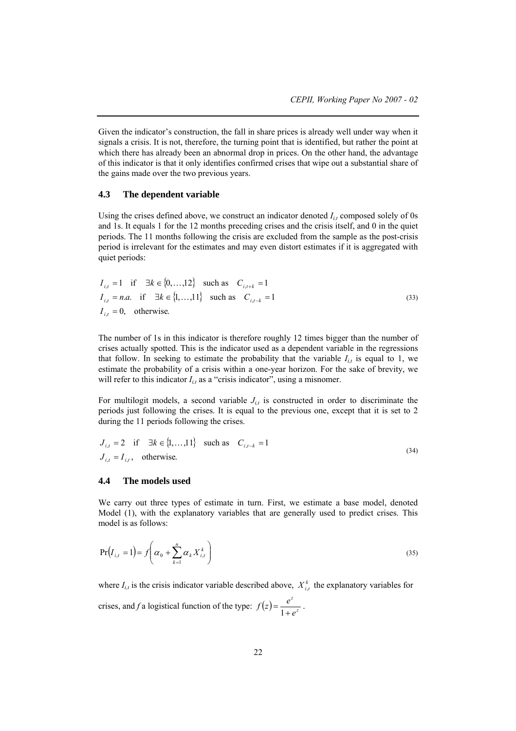Given the indicator's construction, the fall in share prices is already well under way when it signals a crisis. It is not, therefore, the turning point that is identified, but rather the point at which there has already been an abnormal drop in prices. On the other hand, the advantage of this indicator is that it only identifies confirmed crises that wipe out a substantial share of the gains made over the two previous years.

### 4.3 The dependent variable

Using the crises defined above, we construct an indicator denoted $I_{i,t}$ composed solely of 0s and 1s. It equals 1 for the 12 months preceding crises and the crisis itself, and 0 in the quiet periods. The 11 months following the crisis are excluded from the sample as the post-crisis period is irrelevant for the estimates and may even distort estimates if it is aggregated with quiet periods:

$$
\begin{aligned}
&I_{i,t} = 1 \quad \text{if} \quad \exists k \in \{0,\ldots,12\} \quad \text{such as} \quad C_{i,t+k} = 1 \\
&I_{i,t} = n.a. \quad \text{if} \quad \exists k \in \{1,\ldots,11\} \quad \text{such as} \quad C_{i,t-k} = 1 \\
&I_{i,t} = 0, \quad \text{otherwise.}
\end{aligned}
\tag{33}
$$

The number of 1s in this indicator is therefore roughly 12 times bigger than the number of crises actually spotted. This is the indicator used as a dependent variable in the regressions that follow. In seeking to estimate the probability that the variable $I_{i,t}$ is equal to 1, we estimate the probability of a crisis within a one-year horizon. For the sake of brevity, we will refer to this indicator $I_{i,t}$ as a "crisis indicator", using a misnomer.

For multilogit models, a second variable $J_{i,t}$ is constructed in order to discriminate the periods just following the crises. It is equal to the previous one, except that it is set to 2 during the 11 periods following the crises.

$$
\begin{aligned}
&J_{i,t} = 2 \quad \text{if} \quad \exists k \in \{1,\ldots,11\} \quad \text{such as} \quad C_{i,t-k} = 1 \\
&J_{i,t} = I_{i,t}, \quad \text{otherwise.}
\end{aligned}
\tag{34}
$$

### 4.4 The models used

We carry out three types of estimate in turn. First, we estimate a base model, denoted Model (1), with the explanatory variables that are generally used to predict crises. This model is as follows:

$$
\Pr(I_{i,t} = 1) = f\left(\alpha_0 + \sum_{k=1}^{n} \alpha_k X_{i,t}^k\right) \tag{35}
$$

where $I_{i,t}$ is the crisis indicator variable described above, $X_{i,t}^k$ the explanatory variables for crises, and $f$ a logistical function of the type: $f(z) = \dfrac{e^z}{1+e^z}$.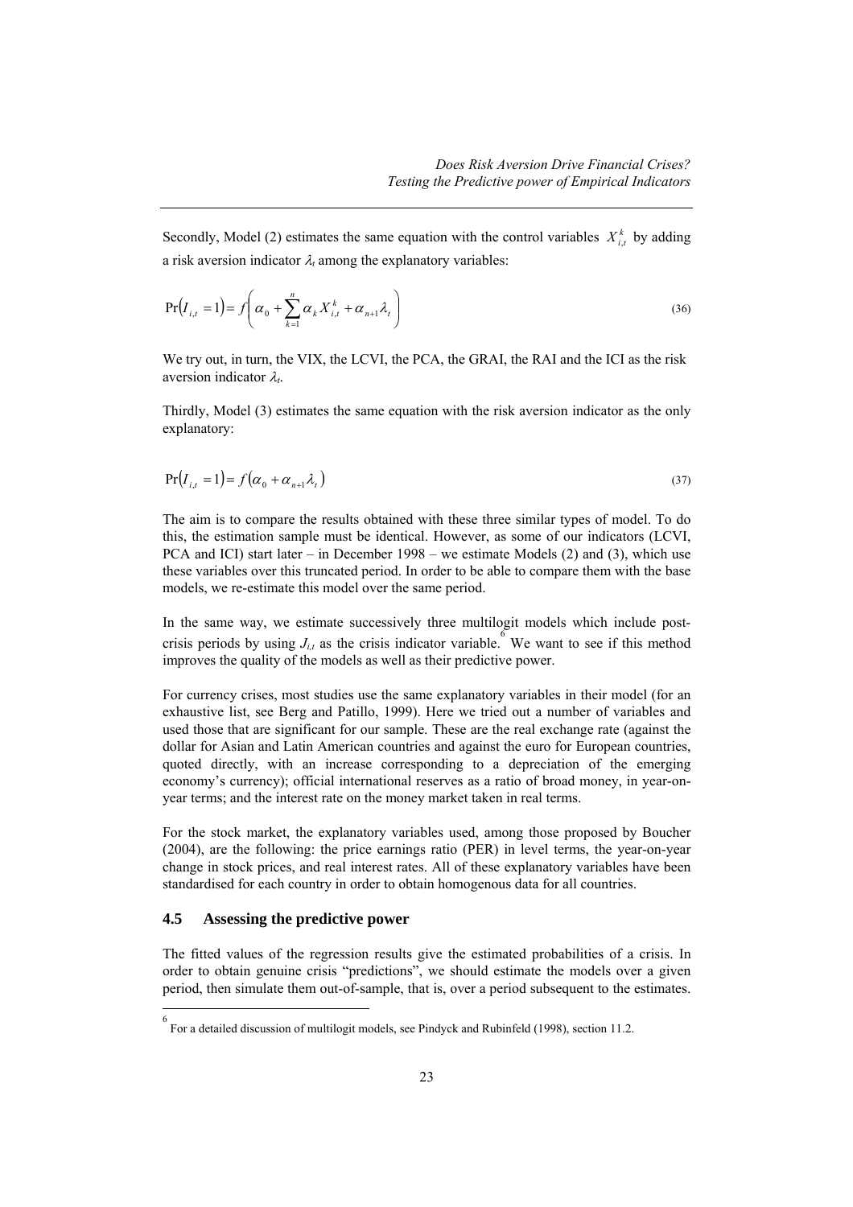Secondly, Model (2) estimates the same equation with the control variables $X_{i,t}^{k}$ by adding a risk aversion indicator $\lambda_t$ among the explanatory variables:

$$\Pr(I_{i,t} = 1) = f\left(\alpha_0 + \sum_{k=1}^{n} \alpha_k X_{i,t}^{k} + \alpha_{n+1}\lambda_t\right) \tag{36}$$

We try out, in turn, the VIX, the LCVI, the PCA, the GRAI, the RAI and the ICI as the risk aversion indicator $\lambda_t$.

Thirdly, Model (3) estimates the same equation with the risk aversion indicator as the only explanatory:

$$\Pr(I_{i,t} = 1) = f(\alpha_0 + \alpha_{n+1}\lambda_t) \tag{37}$$

The aim is to compare the results obtained with these three similar types of model. To do this, the estimation sample must be identical. However, as some of our indicators (LCVI, PCA and ICI) start later – in December 1998 – we estimate Models (2) and (3), which use these variables over this truncated period. In order to be able to compare them with the base models, we re-estimate this model over the same period.

In the same way, we estimate successively three multilogit models which include post-crisis periods by using $J_{i,t}$ as the crisis indicator variable.[6] We want to see if this method improves the quality of the models as well as their predictive power.

For currency crises, most studies use the same explanatory variables in their model (for an exhaustive list, see Berg and Patillo, 1999). Here we tried out a number of variables and used those that are significant for our sample. These are the real exchange rate (against the dollar for Asian and Latin American countries and against the euro for European countries, quoted directly, with an increase corresponding to a depreciation of the emerging economy's currency); official international reserves as a ratio of broad money, in year-on-year terms; and the interest rate on the money market taken in real terms.

For the stock market, the explanatory variables used, among those proposed by Boucher (2004), are the following: the price earnings ratio (PER) in level terms, the year-on-year change in stock prices, and real interest rates. All of these explanatory variables have been standardised for each country in order to obtain homogenous data for all countries.

### 4.5 Assessing the predictive power

The fitted values of the regression results give the estimated probabilities of a crisis. In order to obtain genuine crisis "predictions", we should estimate the models over a given period, then simulate them out-of-sample, that is, over a period subsequent to the estimates.

---

[6] For a detailed discussion of multilogit models, see Pindyck and Rubinfeld (1998), section 11.2.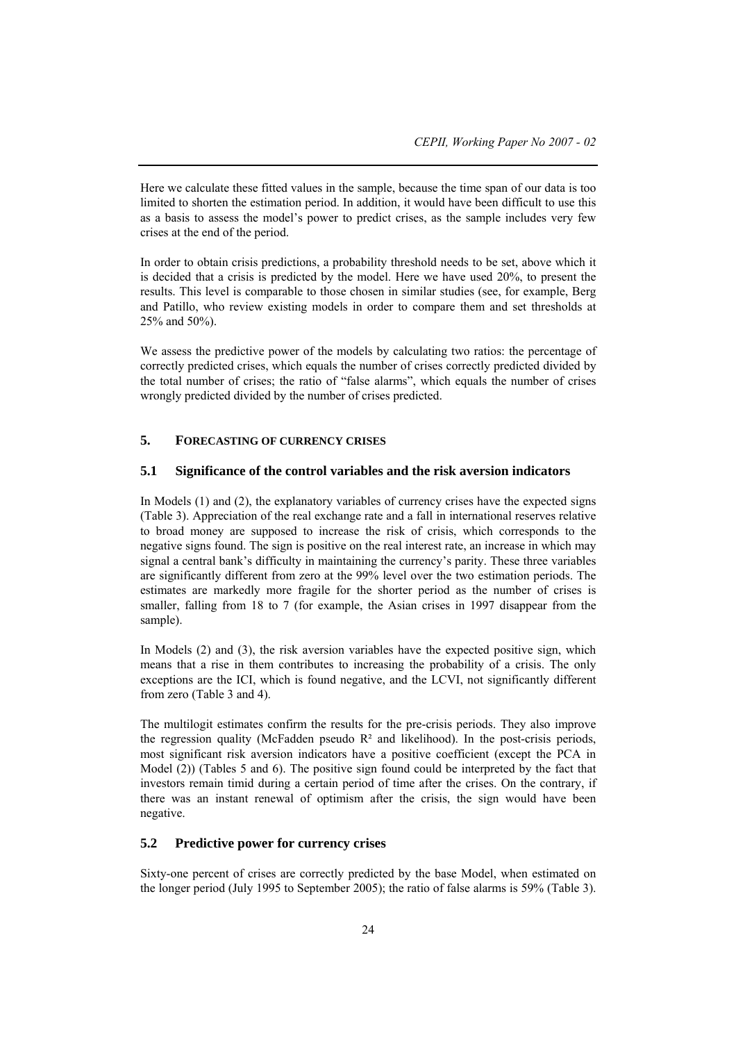Here we calculate these fitted values in the sample, because the time span of our data is too limited to shorten the estimation period. In addition, it would have been difficult to use this as a basis to assess the model's power to predict crises, as the sample includes very few crises at the end of the period.

In order to obtain crisis predictions, a probability threshold needs to be set, above which it is decided that a crisis is predicted by the model. Here we have used 20%, to present the results. This level is comparable to those chosen in similar studies (see, for example, Berg and Patillo, who review existing models in order to compare them and set thresholds at 25% and 50%).

We assess the predictive power of the models by calculating two ratios: the percentage of correctly predicted crises, which equals the number of crises correctly predicted divided by the total number of crises; the ratio of "false alarms", which equals the number of crises wrongly predicted divided by the number of crises predicted.

## 5. FORECASTING OF CURRENCY CRISES

### 5.1 Significance of the control variables and the risk aversion indicators

In Models (1) and (2), the explanatory variables of currency crises have the expected signs (Table 3). Appreciation of the real exchange rate and a fall in international reserves relative to broad money are supposed to increase the risk of crisis, which corresponds to the negative signs found. The sign is positive on the real interest rate, an increase in which may signal a central bank's difficulty in maintaining the currency's parity. These three variables are significantly different from zero at the 99% level over the two estimation periods. The estimates are markedly more fragile for the shorter period as the number of crises is smaller, falling from 18 to 7 (for example, the Asian crises in 1997 disappear from the sample).

In Models (2) and (3), the risk aversion variables have the expected positive sign, which means that a rise in them contributes to increasing the probability of a crisis. The only exceptions are the ICI, which is found negative, and the LCVI, not significantly different from zero (Table 3 and 4).

The multilogit estimates confirm the results for the pre-crisis periods. They also improve the regression quality (McFadden pseudo $R^2$ and likelihood). In the post-crisis periods, most significant risk aversion indicators have a positive coefficient (except the PCA in Model (2)) (Tables 5 and 6). The positive sign found could be interpreted by the fact that investors remain timid during a certain period of time after the crises. On the contrary, if there was an instant renewal of optimism after the crisis, the sign would have been negative.

### 5.2 Predictive power for currency crises

Sixty-one percent of crises are correctly predicted by the base Model, when estimated on the longer period (July 1995 to September 2005); the ratio of false alarms is 59% (Table 3).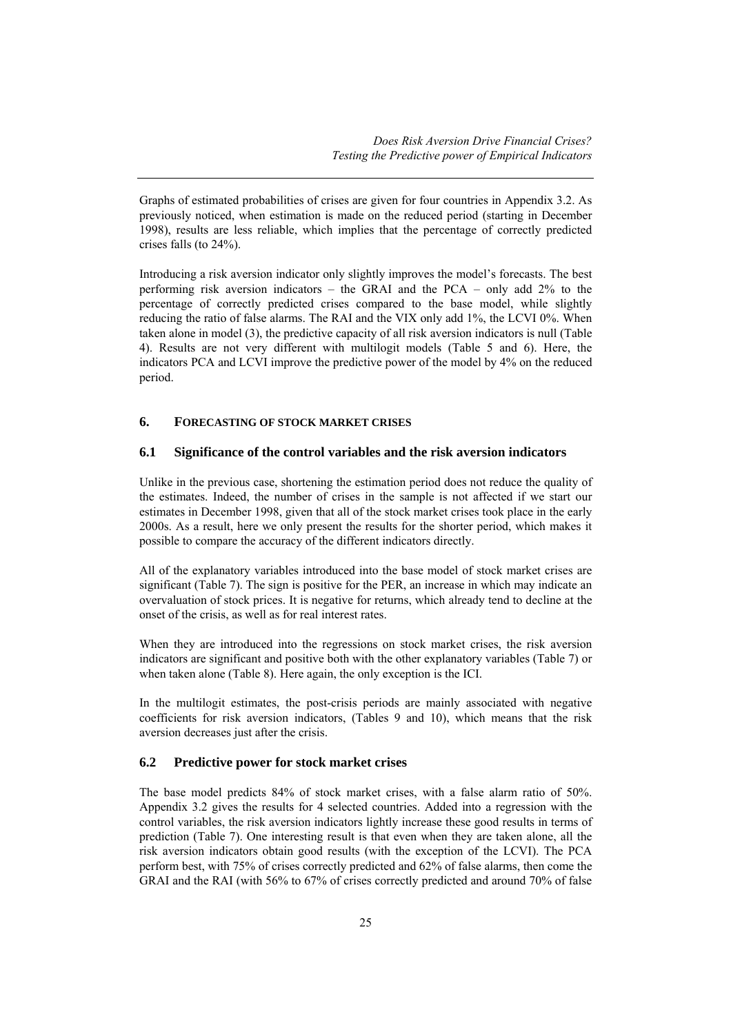Graphs of estimated probabilities of crises are given for four countries in Appendix 3.2. As previously noticed, when estimation is made on the reduced period (starting in December 1998), results are less reliable, which implies that the percentage of correctly predicted crises falls (to 24%).

Introducing a risk aversion indicator only slightly improves the model's forecasts. The best performing risk aversion indicators – the GRAI and the PCA – only add 2% to the percentage of correctly predicted crises compared to the base model, while slightly reducing the ratio of false alarms. The RAI and the VIX only add 1%, the LCVI 0%. When taken alone in model (3), the predictive capacity of all risk aversion indicators is null (Table 4). Results are not very different with multilogit models (Table 5 and 6). Here, the indicators PCA and LCVI improve the predictive power of the model by 4% on the reduced period.

## 6. FORECASTING OF STOCK MARKET CRISES

### 6.1 Significance of the control variables and the risk aversion indicators

Unlike in the previous case, shortening the estimation period does not reduce the quality of the estimates. Indeed, the number of crises in the sample is not affected if we start our estimates in December 1998, given that all of the stock market crises took place in the early 2000s. As a result, here we only present the results for the shorter period, which makes it possible to compare the accuracy of the different indicators directly.

All of the explanatory variables introduced into the base model of stock market crises are significant (Table 7). The sign is positive for the PER, an increase in which may indicate an overvaluation of stock prices. It is negative for returns, which already tend to decline at the onset of the crisis, as well as for real interest rates.

When they are introduced into the regressions on stock market crises, the risk aversion indicators are significant and positive both with the other explanatory variables (Table 7) or when taken alone (Table 8). Here again, the only exception is the ICI.

In the multilogit estimates, the post-crisis periods are mainly associated with negative coefficients for risk aversion indicators, (Tables 9 and 10), which means that the risk aversion decreases just after the crisis.

### 6.2 Predictive power for stock market crises

The base model predicts 84% of stock market crises, with a false alarm ratio of 50%. Appendix 3.2 gives the results for 4 selected countries. Added into a regression with the control variables, the risk aversion indicators lightly increase these good results in terms of prediction (Table 7). One interesting result is that even when they are taken alone, all the risk aversion indicators obtain good results (with the exception of the LCVI). The PCA perform best, with 75% of crises correctly predicted and 62% of false alarms, then come the GRAI and the RAI (with 56% to 67% of crises correctly predicted and around 70% of false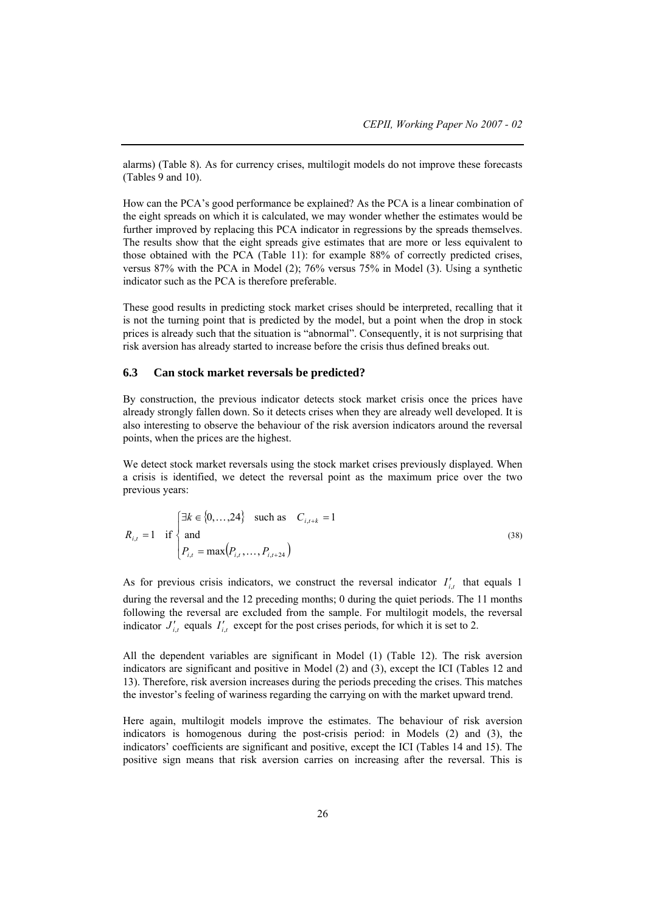alarms) (Table 8). As for currency crises, multilogit models do not improve these forecasts (Tables 9 and 10).

How can the PCA's good performance be explained? As the PCA is a linear combination of the eight spreads on which it is calculated, we may wonder whether the estimates would be further improved by replacing this PCA indicator in regressions by the spreads themselves. The results show that the eight spreads give estimates that are more or less equivalent to those obtained with the PCA (Table 11): for example 88% of correctly predicted crises, versus 87% with the PCA in Model (2); 76% versus 75% in Model (3). Using a synthetic indicator such as the PCA is therefore preferable.

These good results in predicting stock market crises should be interpreted, recalling that it is not the turning point that is predicted by the model, but a point when the drop in stock prices is already such that the situation is "abnormal". Consequently, it is not surprising that risk aversion has already started to increase before the crisis thus defined breaks out.

### 6.3 Can stock market reversals be predicted?

By construction, the previous indicator detects stock market crisis once the prices have already strongly fallen down. So it detects crises when they are already well developed. It is also interesting to observe the behaviour of the risk aversion indicators around the reversal points, when the prices are the highest.

We detect stock market reversals using the stock market crises previously displayed. When a crisis is identified, we detect the reversal point as the maximum price over the two previous years:

$$R_{i,t} = 1 \quad \text{if} \begin{cases} \exists k \in \{0,\ldots,24\} \quad \text{such as} \quad C_{i,t+k} = 1 \\ \text{and} \\ P_{i,t} = \max\left(P_{i,t},\ldots,P_{i,t+24}\right) \end{cases} \tag{38}$$

As for previous crisis indicators, we construct the reversal indicator $I'_{i,t}$ that equals 1 during the reversal and the 12 preceding months; 0 during the quiet periods. The 11 months following the reversal are excluded from the sample. For multilogit models, the reversal indicator $J'_{i,t}$ equals $I'_{i,t}$ except for the post crises periods, for which it is set to 2.

All the dependent variables are significant in Model (1) (Table 12). The risk aversion indicators are significant and positive in Model (2) and (3), except the ICI (Tables 12 and 13). Therefore, risk aversion increases during the periods preceding the crises. This matches the investor's feeling of wariness regarding the carrying on with the market upward trend.

Here again, multilogit models improve the estimates. The behaviour of risk aversion indicators is homogenous during the post-crisis period: in Models (2) and (3), the indicators' coefficients are significant and positive, except the ICI (Tables 14 and 15). The positive sign means that risk aversion carries on increasing after the reversal. This is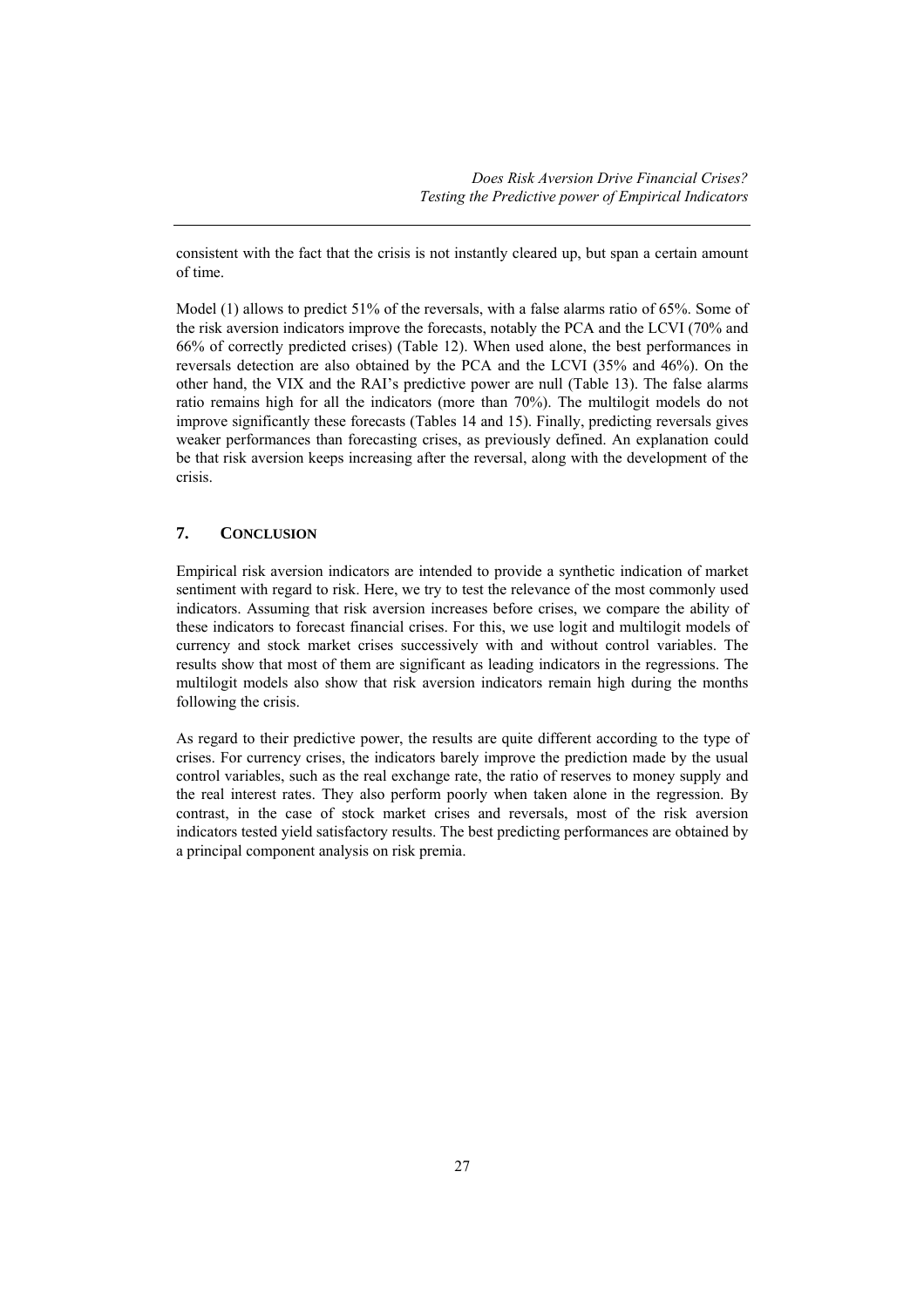consistent with the fact that the crisis is not instantly cleared up, but span a certain amount of time.

Model (1) allows to predict 51% of the reversals, with a false alarms ratio of 65%. Some of the risk aversion indicators improve the forecasts, notably the PCA and the LCVI (70% and 66% of correctly predicted crises) (Table 12). When used alone, the best performances in reversals detection are also obtained by the PCA and the LCVI (35% and 46%). On the other hand, the VIX and the RAI's predictive power are null (Table 13). The false alarms ratio remains high for all the indicators (more than 70%). The multilogit models do not improve significantly these forecasts (Tables 14 and 15). Finally, predicting reversals gives weaker performances than forecasting crises, as previously defined. An explanation could be that risk aversion keeps increasing after the reversal, along with the development of the crisis.

## 7. CONCLUSION

Empirical risk aversion indicators are intended to provide a synthetic indication of market sentiment with regard to risk. Here, we try to test the relevance of the most commonly used indicators. Assuming that risk aversion increases before crises, we compare the ability of these indicators to forecast financial crises. For this, we use logit and multilogit models of currency and stock market crises successively with and without control variables. The results show that most of them are significant as leading indicators in the regressions. The multilogit models also show that risk aversion indicators remain high during the months following the crisis.

As regard to their predictive power, the results are quite different according to the type of crises. For currency crises, the indicators barely improve the prediction made by the usual control variables, such as the real exchange rate, the ratio of reserves to money supply and the real interest rates. They also perform poorly when taken alone in the regression. By contrast, in the case of stock market crises and reversals, most of the risk aversion indicators tested yield satisfactory results. The best predicting performances are obtained by a principal component analysis on risk premia.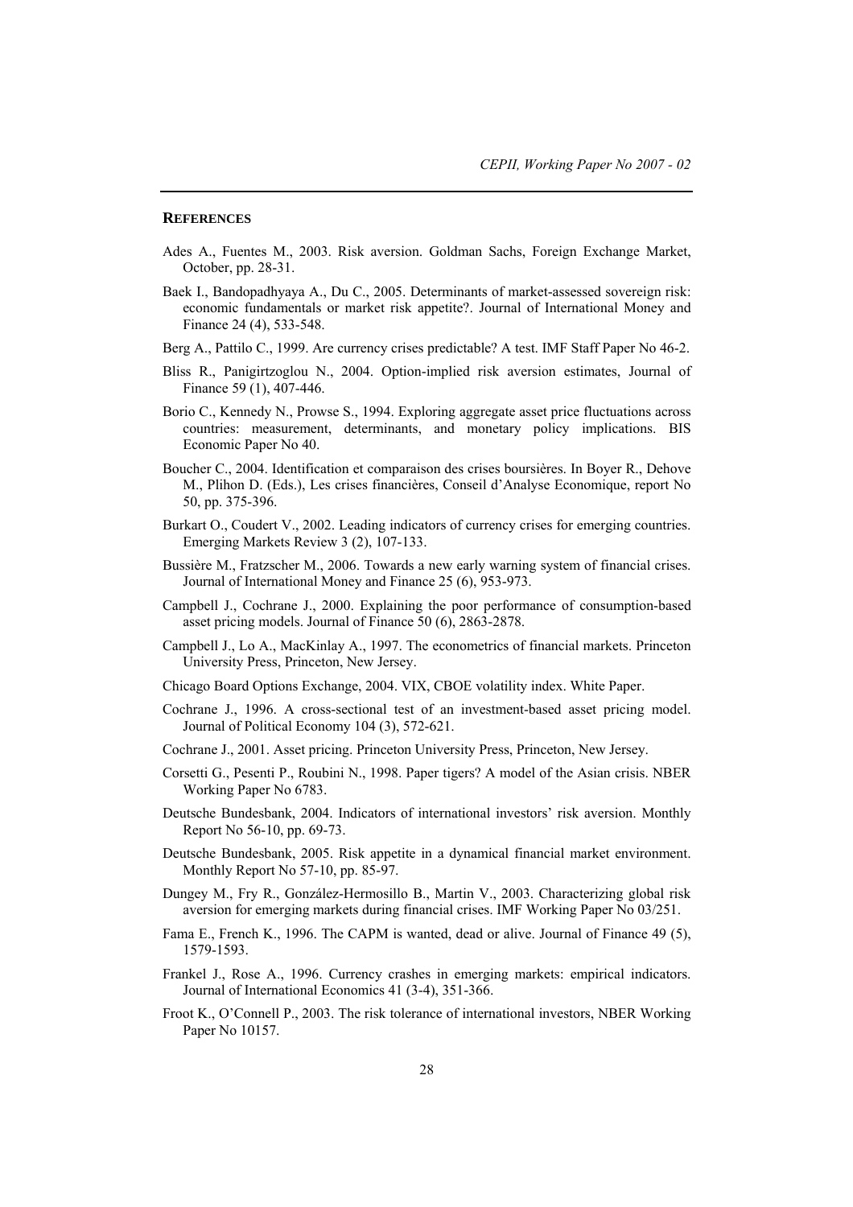## REFERENCES

Ades A., Fuentes M., 2003. Risk aversion. Goldman Sachs, Foreign Exchange Market, October, pp. 28-31.

Baek I., Bandopadhyaya A., Du C., 2005. Determinants of market-assessed sovereign risk: economic fundamentals or market risk appetite?. Journal of International Money and Finance 24 (4), 533-548.

Berg A., Pattilo C., 1999. Are currency crises predictable? A test. IMF Staff Paper No 46-2.

Bliss R., Panigirtzoglou N., 2004. Option-implied risk aversion estimates, Journal of Finance 59 (1), 407-446.

Borio C., Kennedy N., Prowse S., 1994. Exploring aggregate asset price fluctuations across countries: measurement, determinants, and monetary policy implications. BIS Economic Paper No 40.

Boucher C., 2004. Identification et comparaison des crises boursières. In Boyer R., Dehove M., Plihon D. (Eds.), Les crises financières, Conseil d'Analyse Economique, report No 50, pp. 375-396.

Burkart O., Coudert V., 2002. Leading indicators of currency crises for emerging countries. Emerging Markets Review 3 (2), 107-133.

Bussière M., Fratzscher M., 2006. Towards a new early warning system of financial crises. Journal of International Money and Finance 25 (6), 953-973.

Campbell J., Cochrane J., 2000. Explaining the poor performance of consumption-based asset pricing models. Journal of Finance 50 (6), 2863-2878.

Campbell J., Lo A., MacKinlay A., 1997. The econometrics of financial markets. Princeton University Press, Princeton, New Jersey.

Chicago Board Options Exchange, 2004. VIX, CBOE volatility index. White Paper.

Cochrane J., 1996. A cross-sectional test of an investment-based asset pricing model. Journal of Political Economy 104 (3), 572-621.

Cochrane J., 2001. Asset pricing. Princeton University Press, Princeton, New Jersey.

Corsetti G., Pesenti P., Roubini N., 1998. Paper tigers? A model of the Asian crisis. NBER Working Paper No 6783.

Deutsche Bundesbank, 2004. Indicators of international investors' risk aversion. Monthly Report No 56-10, pp. 69-73.

Deutsche Bundesbank, 2005. Risk appetite in a dynamical financial market environment. Monthly Report No 57-10, pp. 85-97.

Dungey M., Fry R., González-Hermosillo B., Martin V., 2003. Characterizing global risk aversion for emerging markets during financial crises. IMF Working Paper No 03/251.

Fama E., French K., 1996. The CAPM is wanted, dead or alive. Journal of Finance 49 (5), 1579-1593.

Frankel J., Rose A., 1996. Currency crashes in emerging markets: empirical indicators. Journal of International Economics 41 (3-4), 351-366.

Froot K., O'Connell P., 2003. The risk tolerance of international investors, NBER Working Paper No 10157.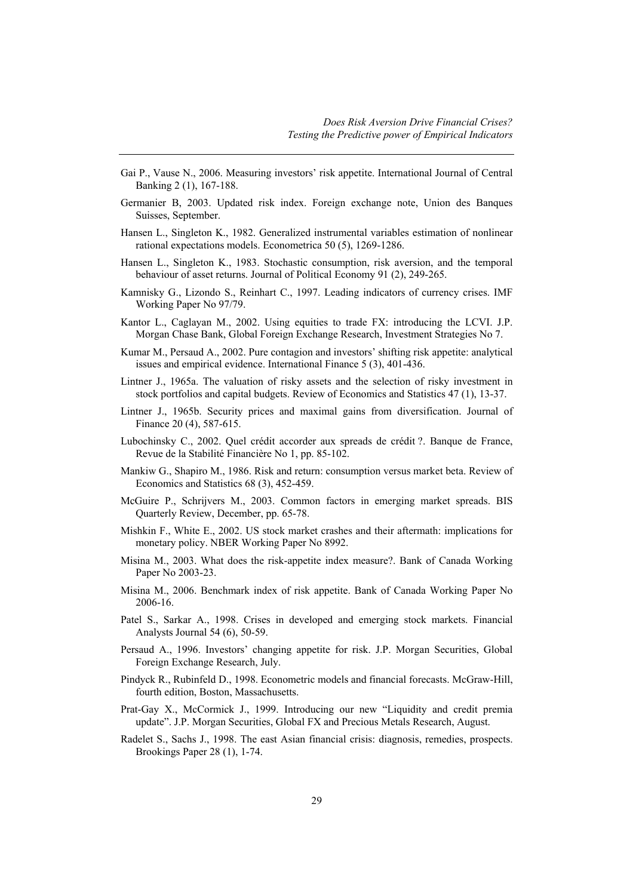Gai P., Vause N., 2006. Measuring investors' risk appetite. International Journal of Central Banking 2 (1), 167-188.

Germanier B, 2003. Updated risk index. Foreign exchange note, Union des Banques Suisses, September.

Hansen L., Singleton K., 1982. Generalized instrumental variables estimation of nonlinear rational expectations models. Econometrica 50 (5), 1269-1286.

Hansen L., Singleton K., 1983. Stochastic consumption, risk aversion, and the temporal behaviour of asset returns. Journal of Political Economy 91 (2), 249-265.

Kamnisky G., Lizondo S., Reinhart C., 1997. Leading indicators of currency crises. IMF Working Paper No 97/79.

Kantor L., Caglayan M., 2002. Using equities to trade FX: introducing the LCVI. J.P. Morgan Chase Bank, Global Foreign Exchange Research, Investment Strategies No 7.

Kumar M., Persaud A., 2002. Pure contagion and investors' shifting risk appetite: analytical issues and empirical evidence. International Finance 5 (3), 401-436.

Lintner J., 1965a. The valuation of risky assets and the selection of risky investment in stock portfolios and capital budgets. Review of Economics and Statistics 47 (1), 13-37.

Lintner J., 1965b. Security prices and maximal gains from diversification. Journal of Finance 20 (4), 587-615.

Lubochinsky C., 2002. Quel crédit accorder aux spreads de crédit ?. Banque de France, Revue de la Stabilité Financière No 1, pp. 85-102.

Mankiw G., Shapiro M., 1986. Risk and return: consumption versus market beta. Review of Economics and Statistics 68 (3), 452-459.

McGuire P., Schrijvers M., 2003. Common factors in emerging market spreads. BIS Quarterly Review, December, pp. 65-78.

Mishkin F., White E., 2002. US stock market crashes and their aftermath: implications for monetary policy. NBER Working Paper No 8992.

Misina M., 2003. What does the risk-appetite index measure?. Bank of Canada Working Paper No 2003-23.

Misina M., 2006. Benchmark index of risk appetite. Bank of Canada Working Paper No 2006-16.

Patel S., Sarkar A., 1998. Crises in developed and emerging stock markets. Financial Analysts Journal 54 (6), 50-59.

Persaud A., 1996. Investors' changing appetite for risk. J.P. Morgan Securities, Global Foreign Exchange Research, July.

Pindyck R., Rubinfeld D., 1998. Econometric models and financial forecasts. McGraw-Hill, fourth edition, Boston, Massachusetts.

Prat-Gay X., McCormick J., 1999. Introducing our new "Liquidity and credit premia update". J.P. Morgan Securities, Global FX and Precious Metals Research, August.

Radelet S., Sachs J., 1998. The east Asian financial crisis: diagnosis, remedies, prospects. Brookings Paper 28 (1), 1-74.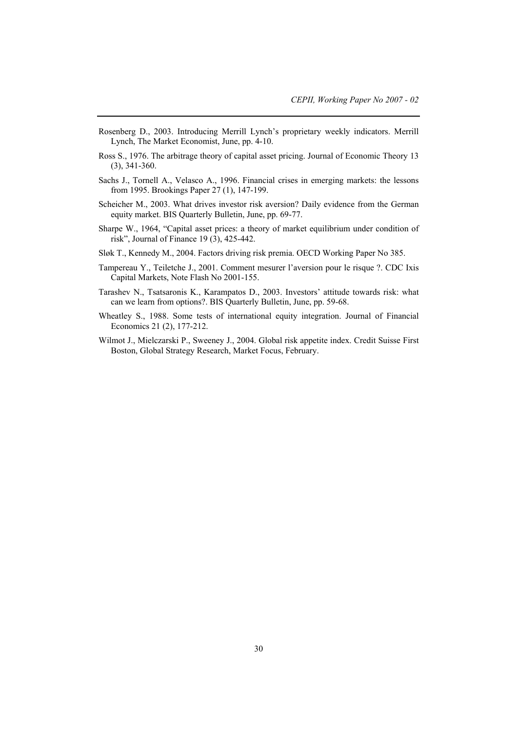Rosenberg D., 2003. Introducing Merrill Lynch's proprietary weekly indicators. Merrill Lynch, The Market Economist, June, pp. 4-10.

Ross S., 1976. The arbitrage theory of capital asset pricing. Journal of Economic Theory 13 (3), 341-360.

Sachs J., Tornell A., Velasco A., 1996. Financial crises in emerging markets: the lessons from 1995. Brookings Paper 27 (1), 147-199.

Scheicher M., 2003. What drives investor risk aversion? Daily evidence from the German equity market. BIS Quarterly Bulletin, June, pp. 69-77.

Sharpe W., 1964, "Capital asset prices: a theory of market equilibrium under condition of risk", Journal of Finance 19 (3), 425-442.

Sløk T., Kennedy M., 2004. Factors driving risk premia. OECD Working Paper No 385.

Tampereau Y., Teiletche J., 2001. Comment mesurer l'aversion pour le risque ?. CDC Ixis Capital Markets, Note Flash No 2001-155.

Tarashev N., Tsatsaronis K., Karampatos D., 2003. Investors' attitude towards risk: what can we learn from options?. BIS Quarterly Bulletin, June, pp. 59-68.

Wheatley S., 1988. Some tests of international equity integration. Journal of Financial Economics 21 (2), 177-212.

Wilmot J., Mielczarski P., Sweeney J., 2004. Global risk appetite index. Credit Suisse First Boston, Global Strategy Research, Market Focus, February.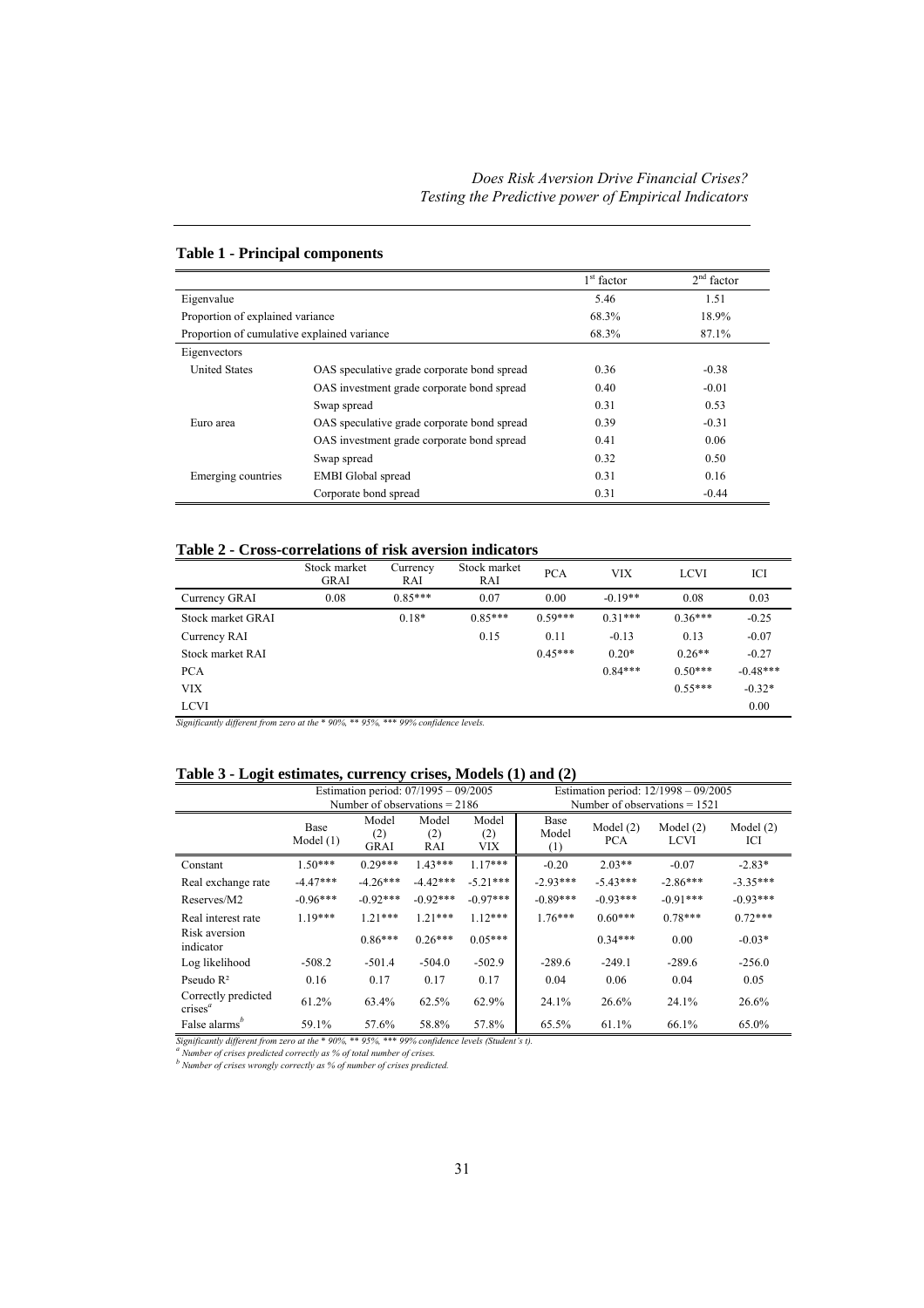## Table 1 - Principal components

| | | 1[st] factor | 2[nd] factor |
|---|---|---|---|
| Eigenvalue | | 5.46 | 1.51 |
| Proportion of explained variance | | 68.3% | 18.9% |
| Proportion of cumulative explained variance | | 68.3% | 87.1% |
| Eigenvectors | | | |
| United States | OAS speculative grade corporate bond spread | 0.36 | -0.38 |
| | OAS investment grade corporate bond spread | 0.40 | -0.01 |
| | Swap spread | 0.31 | 0.53 |
| Euro area | OAS speculative grade corporate bond spread | 0.39 | -0.31 |
| | OAS investment grade corporate bond spread | 0.41 | 0.06 |
| | Swap spread | 0.32 | 0.50 |
| Emerging countries | EMBI Global spread | 0.31 | 0.16 |
| | Corporate bond spread | 0.31 | -0.44 |

## Table 2 - Cross-correlations of risk aversion indicators

| | Stock market GRAI | Currency RAI | Stock market RAI | PCA | VIX | LCVI | ICI |
|---|---|---|---|---|---|---|---|
| Currency GRAI | 0.08 | 0.85*** | 0.07 | 0.00 | -0.19** | 0.08 | 0.03 |
| Stock market GRAI | | 0.18* | 0.85*** | 0.59*** | 0.31*** | 0.36*** | -0.25 |
| Currency RAI | | | 0.15 | 0.11 | -0.13 | 0.13 | -0.07 |
| Stock market RAI | | | | 0.45*** | 0.20* | 0.26** | -0.27 |
| PCA | | | | | 0.84*** | 0.50*** | -0.48*** |
| VIX | | | | | | 0.55*** | -0.32* |
| LCVI | | | | | | | 0.00 |

*Significantly different from zero at the * 90%, ** 95%, *** 99% confidence levels.*

## Table 3 - Logit estimates, currency crises, Models (1) and (2)

| | Estimation period: 07/1995 – 09/2005 Number of observations = 2186 | | | | Estimation period: 12/1998 – 09/2005 Number of observations = 1521 | | | |
|---|---|---|---|---|---|---|---|---|
| | Base Model (1) | Model (2) GRAI | Model (2) RAI | Model (2) VIX | Base Model (1) | Model (2) PCA | Model (2) LCVI | Model (2) ICI |
| Constant | 1.50*** | 0.29*** | 1.43*** | 1.17*** | -0.20 | 2.03** | -0.07 | -2.83* |
| Real exchange rate | -4.47*** | -4.26*** | -4.42*** | -5.21*** | -2.93*** | -5.43*** | -2.86*** | -3.35*** |
| Reserves/M2 | -0.96*** | -0.92*** | -0.92*** | -0.97*** | -0.89*** | -0.93*** | -0.91*** | -0.93*** |
| Real interest rate | 1.19*** | 1.21*** | 1.21*** | 1.12*** | 1.76*** | 0.60*** | 0.78*** | 0.72*** |
| Risk aversion indicator | | 0.86*** | 0.26*** | 0.05*** | | 0.34*** | 0.00 | -0.03* |
| Log likelihood | -508.2 | -501.4 | -504.0 | -502.9 | -289.6 | -249.1 | -289.6 | -256.0 |
| Pseudo $R^2$ | 0.16 | 0.17 | 0.17 | 0.17 | 0.04 | 0.06 | 0.04 | 0.05 |
| Correctly predicted crises[a] | 61.2% | 63.4% | 62.5% | 62.9% | 24.1% | 26.6% | 24.1% | 26.6% |
| False alarms[b] | 59.1% | 57.6% | 58.8% | 57.8% | 65.5% | 61.1% | 66.1% | 65.0% |

*Significantly different from zero at the * 90%, ** 95%, *** 99% confidence levels (Student's t).*
*[a] Number of crises predicted correctly as % of total number of crises.*
*[b] Number of crises wrongly correctly as % of number of crises predicted.*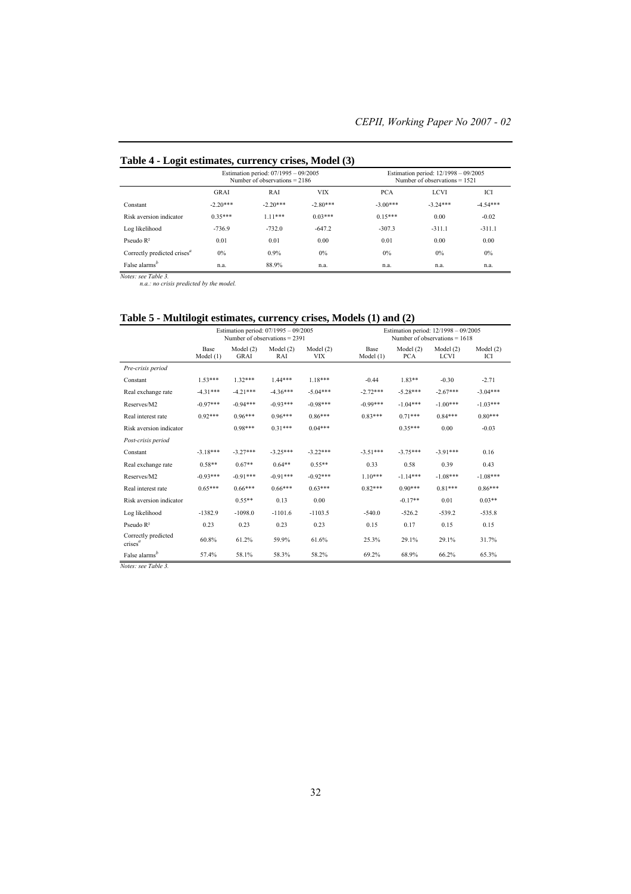## Table 4 - Logit estimates, currency crises, Model (3)

| | Estimation period: 07/1995 – 09/2005 Number of observations = 2186 | | | Estimation period: 12/1998 – 09/2005 Number of observations = 1521 | | |
|---|---|---|---|---|---|---|
| | GRAI | RAI | VIX | PCA | LCVI | ICI |
| Constant | -2.20*** | -2.20*** | -2.80*** | -3.00*** | -3.24*** | -4.54*** |
| Risk aversion indicator | 0.35*** | 1.11*** | 0.03*** | 0.15*** | 0.00 | -0.02 |
| Log likelihood | -736.9 | -732.0 | -647.2 | -307.3 | -311.1 | -311.1 |
| Pseudo R² | 0.01 | 0.01 | 0.00 | 0.01 | 0.00 | 0.00 |
| Correctly predicted crises[a] | 0% | 0.9% | 0% | 0% | 0% | 0% |
| False alarms[b] | n.a. | 88.9% | n.a. | n.a. | n.a. | n.a. |

*Notes: see Table 3.*
*n.a.: no crisis predicted by the model.*

## Table 5 - Multilogit estimates, currency crises, Models (1) and (2)

| | Estimation period: 07/1995 – 09/2005 Number of observations = 2391 | | | | Estimation period: 12/1998 – 09/2005 Number of observations = 1618 | | | |
|---|---|---|---|---|---|---|---|---|
| | Base Model (1) | Model (2) GRAI | Model (2) RAI | Model (2) VIX | Base Model (1) | Model (2) PCA | Model (2) LCVI | Model (2) ICI |
| *Pre-crisis period* | | | | | | | | |
| Constant | 1.53*** | 1.32*** | 1.44*** | 1.18*** | -0.44 | 1.83** | -0.30 | -2.71 |
| Real exchange rate | -4.31*** | -4.21*** | -4.36*** | -5.04*** | -2.72*** | -5.28*** | -2.67*** | -3.04*** |
| Reserves/M2 | -0.97*** | -0.94*** | -0.93*** | -0.98*** | -0.99*** | -1.04*** | -1.00*** | -1.03*** |
| Real interest rate | 0.92*** | 0.96*** | 0.96*** | 0.86*** | 0.83*** | 0.71*** | 0.84*** | 0.80*** |
| Risk aversion indicator | | 0.98*** | 0.31*** | 0.04*** | | 0.35*** | 0.00 | -0.03 |
| *Post-crisis period* | | | | | | | | |
| Constant | -3.18*** | -3.27*** | -3.25*** | -3.22*** | -3.51*** | -3.75*** | -3.91*** | 0.16 |
| Real exchange rate | 0.58** | 0.67** | 0.64** | 0.55** | 0.33 | 0.58 | 0.39 | 0.43 |
| Reserves/M2 | -0.93*** | -0.91*** | -0.91*** | -0.92*** | 1.10*** | -1.14*** | -1.08*** | -1.08*** |
| Real interest rate | 0.65*** | 0.66*** | 0.66*** | 0.63*** | 0.82*** | 0.90*** | 0.81*** | 0.86*** |
| Risk aversion indicator | | 0.55** | 0.13 | 0.00 | | -0.17** | 0.01 | 0.03** |
| Log likelihood | -1382.9 | -1098.0 | -1101.6 | -1103.5 | -540.0 | -526.2 | -539.2 | -535.8 |
| Pseudo R² | 0.23 | 0.23 | 0.23 | 0.23 | 0.15 | 0.17 | 0.15 | 0.15 |
| Correctly predicted crises[a] | 60.8% | 61.2% | 59.9% | 61.6% | 25.3% | 29.1% | 29.1% | 31.7% |
| False alarms[b] | 57.4% | 58.1% | 58.3% | 58.2% | 69.2% | 68.9% | 66.2% | 65.3% |

*Notes: see Table 3.*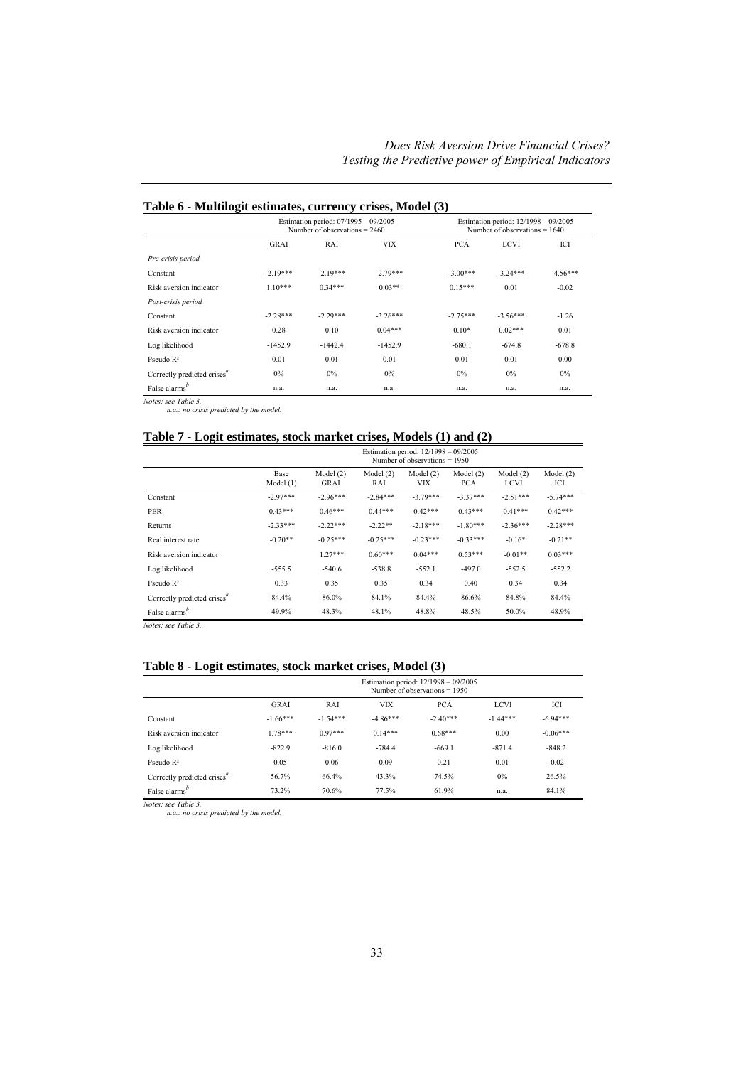## Table 6 - Multilogit estimates, currency crises, Model (3)

| | Estimation period: 07/1995 – 09/2005 Number of observations = 2460 | | | Estimation period: 12/1998 – 09/2005 Number of observations = 1640 | | |
|---|---|---|---|---|---|---|
| | GRAI | RAI | VIX | PCA | LCVI | ICI |
| *Pre-crisis period* | | | | | | |
| Constant | -2.19*** | -2.19*** | -2.79*** | -3.00*** | -3.24*** | -4.56*** |
| Risk aversion indicator | 1.10*** | 0.34*** | 0.03** | 0.15*** | 0.01 | -0.02 |
| *Post-crisis period* | | | | | | |
| Constant | -2.28*** | -2.29*** | -3.26*** | -2.75*** | -3.56*** | -1.26 |
| Risk aversion indicator | 0.28 | 0.10 | 0.04*** | 0.10* | 0.02*** | 0.01 |
| Log likelihood | -1452.9 | -1442.4 | -1452.9 | -680.1 | -674.8 | -678.8 |
| Pseudo R² | 0.01 | 0.01 | 0.01 | 0.01 | 0.01 | 0.00 |
| Correctly predicted crises[a] | 0% | 0% | 0% | 0% | 0% | 0% |
| False alarms[b] | n.a. | n.a. | n.a. | n.a. | n.a. | n.a. |

*Notes: see Table 3.*
*n.a.: no crisis predicted by the model.*

## Table 7 - Logit estimates, stock market crises, Models (1) and (2)

| | Estimation period: 12/1998 – 09/2005 Number of observations = 1950 | | | | | | |
|---|---|---|---|---|---|---|---|
| | Base Model (1) | Model (2) GRAI | Model (2) RAI | Model (2) VIX | Model (2) PCA | Model (2) LCVI | Model (2) ICI |
| Constant | -2.97*** | -2.96*** | -2.84*** | -3.79*** | -3.37*** | -2.51*** | -5.74*** |
| PER | 0.43*** | 0.46*** | 0.44*** | 0.42*** | 0.43*** | 0.41*** | 0.42*** |
| Returns | -2.33*** | -2.22*** | -2.22** | -2.18*** | -1.80*** | -2.36*** | -2.28*** |
| Real interest rate | -0.20** | -0.25*** | -0.25*** | -0.23*** | -0.33*** | -0.16* | -0.21** |
| Risk aversion indicator | | 1.27*** | 0.60*** | 0.04*** | 0.53*** | -0.01** | 0.03*** |
| Log likelihood | -555.5 | -540.6 | -538.8 | -552.1 | -497.0 | -552.5 | -552.2 |
| Pseudo R² | 0.33 | 0.35 | 0.35 | 0.34 | 0.40 | 0.34 | 0.34 |
| Correctly predicted crises[a] | 84.4% | 86.0% | 84.1% | 84.4% | 86.6% | 84.8% | 84.4% |
| False alarms[b] | 49.9% | 48.3% | 48.1% | 48.8% | 48.5% | 50.0% | 48.9% |

*Notes: see Table 3.*

## Table 8 - Logit estimates, stock market crises, Model (3)

| | Estimation period: 12/1998 – 09/2005 Number of observations = 1950 | | | | | |
|---|---|---|---|---|---|---|
| | GRAI | RAI | VIX | PCA | LCVI | ICI |
| Constant | -1.66*** | -1.54*** | -4.86*** | -2.40*** | -1.44*** | -6.94*** |
| Risk aversion indicator | 1.78*** | 0.97*** | 0.14*** | 0.68*** | 0.00 | -0.06*** |
| Log likelihood | -822.9 | -816.0 | -784.4 | -669.1 | -871.4 | -848.2 |
| Pseudo R² | 0.05 | 0.06 | 0.09 | 0.21 | 0.01 | -0.02 |
| Correctly predicted crises[a] | 56.7% | 66.4% | 43.3% | 74.5% | 0% | 26.5% |
| False alarms[b] | 73.2% | 70.6% | 77.5% | 61.9% | n.a. | 84.1% |

*Notes: see Table 3.*
*n.a.: no crisis predicted by the model.*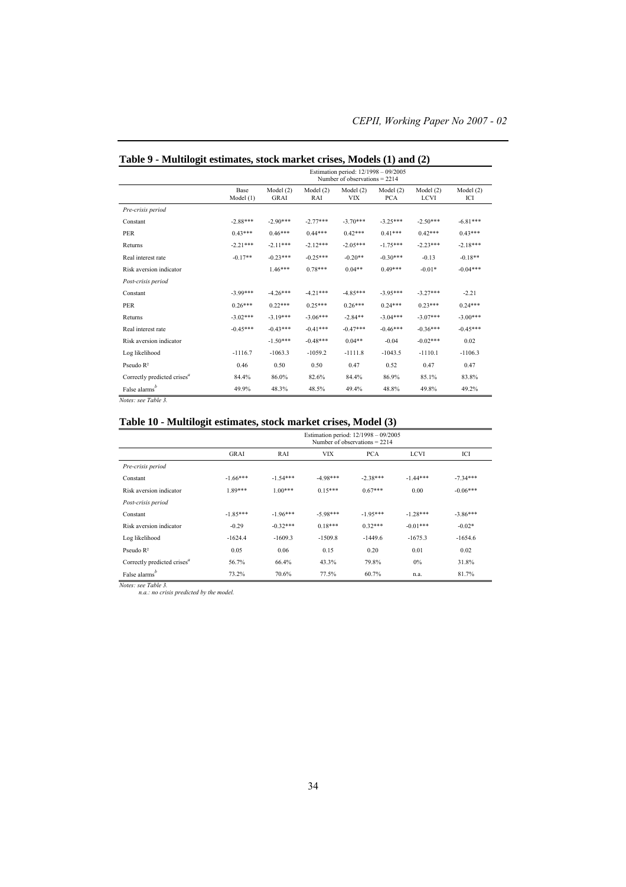## Table 9 - Multilogit estimates, stock market crises, Models (1) and (2)

| | Estimation period: 12/1998 – 09/2005 Number of observations = 2214 | | | | | | |
|---|---|---|---|---|---|---|---|
| | Base Model (1) | Model (2) GRAI | Model (2) RAI | Model (2) VIX | Model (2) PCA | Model (2) LCVI | Model (2) ICI |
| *Pre-crisis period* | | | | | | | |
| Constant | -2.88*** | -2.90*** | -2.77*** | -3.70*** | -3.25*** | -2.50*** | -6.81*** |
| PER | 0.43*** | 0.46*** | 0.44*** | 0.42*** | 0.41*** | 0.42*** | 0.43*** |
| Returns | -2.21*** | -2.11*** | -2.12*** | -2.05*** | -1.75*** | -2.23*** | -2.18*** |
| Real interest rate | -0.17** | -0.23*** | -0.25*** | -0.20** | -0.30*** | -0.13 | -0.18** |
| Risk aversion indicator | | 1.46*** | 0.78*** | 0.04** | 0.49*** | -0.01* | -0.04*** |
| *Post-crisis period* | | | | | | | |
| Constant | -3.99*** | -4.26*** | -4.21*** | -4.85*** | -3.95*** | -3.27*** | -2.21 |
| PER | 0.26*** | 0.22*** | 0.25*** | 0.26*** | 0.24*** | 0.23*** | 0.24*** |
| Returns | -3.02*** | -3.19*** | -3.06*** | -2.84** | -3.04*** | -3.07*** | -3.00*** |
| Real interest rate | -0.45*** | -0.43*** | -0.41*** | -0.47*** | -0.46*** | -0.36*** | -0.45*** |
| Risk aversion indicator | | -1.50*** | -0.48*** | 0.04** | -0.04 | -0.02*** | 0.02 |
| Log likelihood | -1116.7 | -1063.3 | -1059.2 | -1111.8 | -1043.5 | -1110.1 | -1106.3 |
| Pseudo $R^2$ | 0.46 | 0.50 | 0.50 | 0.47 | 0.52 | 0.47 | 0.47 |
| Correctly predicted crises[a] | 84.4% | 86.0% | 82.6% | 84.4% | 86.9% | 85.1% | 83.8% |
| False alarms[b] | 49.9% | 48.3% | 48.5% | 49.4% | 48.8% | 49.8% | 49.2% |

*Notes: see Table 3.*

## Table 10 - Multilogit estimates, stock market crises, Model (3)

| | Estimation period: 12/1998 – 09/2005 Number of observations = 2214 | | | | | |
|---|---|---|---|---|---|---|
| | GRAI | RAI | VIX | PCA | LCVI | ICI |
| *Pre-crisis period* | | | | | | |
| Constant | -1.66*** | -1.54*** | -4.98*** | -2.38*** | -1.44*** | -7.34*** |
| Risk aversion indicator | 1.89*** | 1.00*** | 0.15*** | 0.67*** | 0.00 | -0.06*** |
| *Post-crisis period* | | | | | | |
| Constant | -1.85*** | -1.96*** | -5.98*** | -1.95*** | -1.28*** | -3.86*** |
| Risk aversion indicator | -0.29 | -0.32*** | 0.18*** | 0.32*** | -0.01*** | -0.02* |
| Log likelihood | -1624.4 | -1609.3 | -1509.8 | -1449.6 | -1675.3 | -1654.6 |
| Pseudo $R^2$ | 0.05 | 0.06 | 0.15 | 0.20 | 0.01 | 0.02 |
| Correctly predicted crises[a] | 56.7% | 66.4% | 43.3% | 79.8% | 0% | 31.8% |
| False alarms[b] | 73.2% | 70.6% | 77.5% | 60.7% | n.a. | 81.7% |

*Notes: see Table 3.*
*n.a.: no crisis predicted by the model.*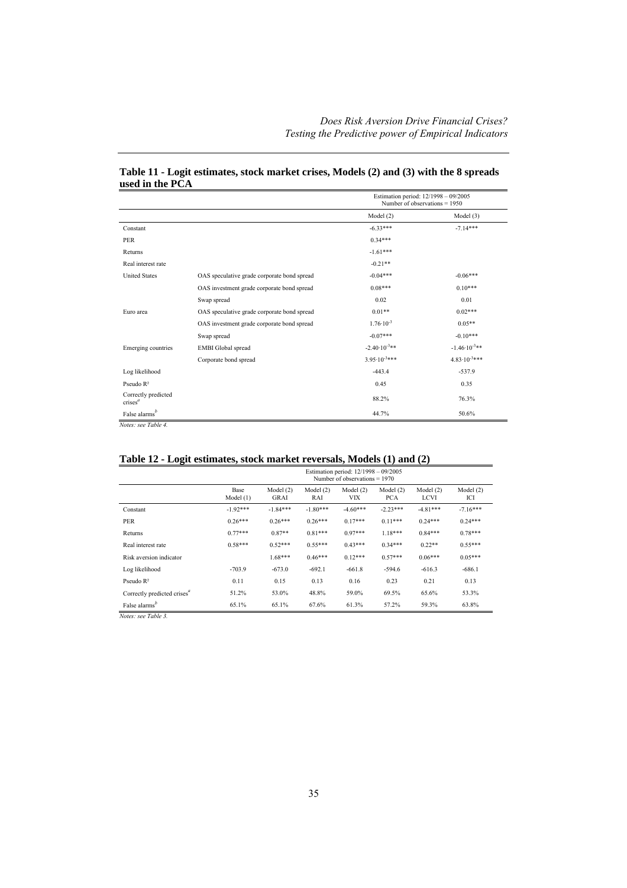## Table 11 - Logit estimates, stock market crises, Models (2) and (3) with the 8 spreads used in the PCA

| | | Estimation period: 12/1998 – 09/2005 Number of observations = 1950 | |
|---|---|---|---|
| | | Model (2) | Model (3) |
| Constant | | -6.33*** | -7.14*** |
| PER | | 0.34*** | |
| Returns | | -1.61*** | |
| Real interest rate | | -0.21** | |
| United States | OAS speculative grade corporate bond spread | -0.04*** | -0.06*** |
| | OAS investment grade corporate bond spread | 0.08*** | 0.10*** |
| | Swap spread | 0.02 | 0.01 |
| Euro area | OAS speculative grade corporate bond spread | 0.01** | 0.02*** |
| | OAS investment grade corporate bond spread | $1.76 \cdot 10^{-3}$ | 0.05** |
| | Swap spread | -0.07*** | -0.10*** |
| Emerging countries | EMBI Global spread | $-2.40 \cdot 10^{-3}$** | $-1.46 \cdot 10^{-3}$** |
| | Corporate bond spread | $3.95 \cdot 10^{-3}$*** | $4.83 \cdot 10^{-3}$*** |
| Log likelihood | | -443.4 | -537.9 |
| Pseudo R² | | 0.45 | 0.35 |
| Correctly predicted crises[a] | | 88.2% | 76.3% |
| False alarms[b] | | 44.7% | 50.6% |

*Notes: see Table 4.*

## Table 12 - Logit estimates, stock market reversals, Models (1) and (2)

| | Estimation period: 12/1998 – 09/2005 Number of observations = 1970 | | | | | | |
|---|---|---|---|---|---|---|---|
| | Base Model (1) | Model (2) GRAI | Model (2) RAI | Model (2) VIX | Model (2) PCA | Model (2) LCVI | Model (2) ICI |
| Constant | -1.92*** | -1.84*** | -1.80*** | -4.60*** | -2.23*** | -4.81*** | -7.16*** |
| PER | 0.26*** | 0.26*** | 0.26*** | 0.17*** | 0.11*** | 0.24*** | 0.24*** |
| Returns | 0.77*** | 0.87** | 0.81*** | 0.97*** | 1.18*** | 0.84*** | 0.78*** |
| Real interest rate | 0.58*** | 0.52*** | 0.55*** | 0.43*** | 0.34*** | 0.22** | 0.55*** |
| Risk aversion indicator | | 1.68*** | 0.46*** | 0.12*** | 0.57*** | 0.06*** | 0.05*** |
| Log likelihood | -703.9 | -673.0 | -692.1 | -661.8 | -594.6 | -616.3 | -686.1 |
| Pseudo R² | 0.11 | 0.15 | 0.13 | 0.16 | 0.23 | 0.21 | 0.13 |
| Correctly predicted crises[a] | 51.2% | 53.0% | 48.8% | 59.0% | 69.5% | 65.6% | 53.3% |
| False alarms[b] | 65.1% | 65.1% | 67.6% | 61.3% | 57.2% | 59.3% | 63.8% |

*Notes: see Table 3.*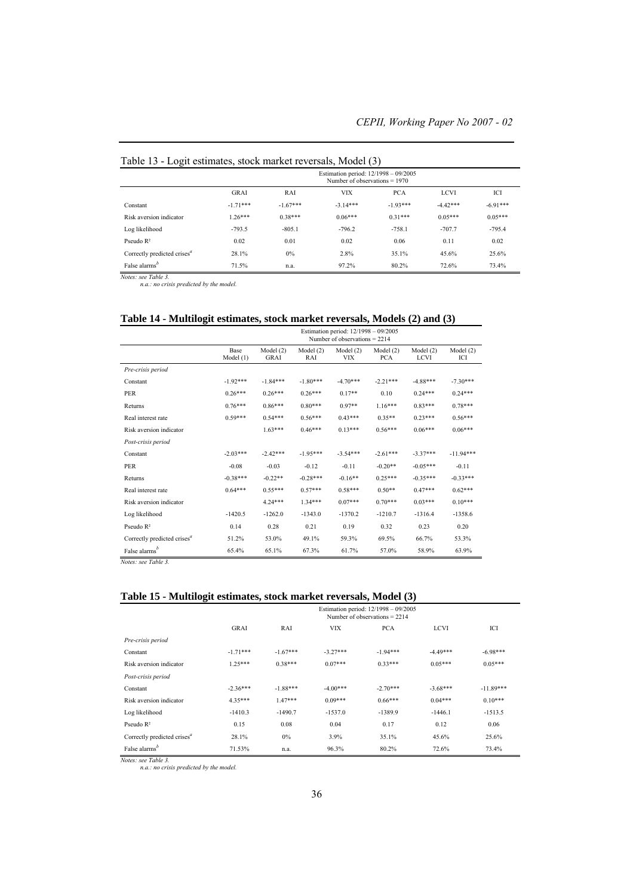Table 13 - Logit estimates, stock market reversals, Model (3)

| | Estimation period: 12/1998 – 09/2005 Number of observations = 1970 | | | | | |
|---|---|---|---|---|---|---|
| | GRAI | RAI | VIX | PCA | LCVI | ICI |
| Constant | -1.71*** | -1.67*** | -3.14*** | -1.93*** | -4.42*** | -6.91*** |
| Risk aversion indicator | 1.26*** | 0.38*** | 0.06*** | 0.31*** | 0.05*** | 0.05*** |
| Log likelihood | -793.5 | -805.1 | -796.2 | -758.1 | -707.7 | -795.4 |
| Pseudo R² | 0.02 | 0.01 | 0.02 | 0.06 | 0.11 | 0.02 |
| Correctly predicted crises[a] | 28.1% | 0% | 2.8% | 35.1% | 45.6% | 25.6% |
| False alarms[b] | 71.5% | n.a. | 97.2% | 80.2% | 72.6% | 73.4% |

*Notes: see Table 3.*
*n.a.: no crisis predicted by the model.*

## Table 14 - Multilogit estimates, stock market reversals, Models (2) and (3)

| | Estimation period: 12/1998 – 09/2005 Number of observations = 2214 | | | | | | |
|---|---|---|---|---|---|---|---|
| | Base Model (1) | Model (2) GRAI | Model (2) RAI | Model (2) VIX | Model (2) PCA | Model (2) LCVI | Model (2) ICI |
| *Pre-crisis period* | | | | | | | |
| Constant | -1.92*** | -1.84*** | -1.80*** | -4.70*** | -2.21*** | -4.88*** | -7.30*** |
| PER | 0.26*** | 0.26*** | 0.26*** | 0.17** | 0.10 | 0.24*** | 0.24*** |
| Returns | 0.76*** | 0.86*** | 0.80*** | 0.97** | 1.16*** | 0.83*** | 0.78*** |
| Real interest rate | 0.59*** | 0.54*** | 0.56*** | 0.43*** | 0.35** | 0.23*** | 0.56*** |
| Risk aversion indicator | | 1.63*** | 0.46*** | 0.13*** | 0.56*** | 0.06*** | 0.06*** |
| *Post-crisis period* | | | | | | | |
| Constant | -2.03*** | -2.42*** | -1.95*** | -3.54*** | -2.61*** | -3.37*** | -11.94*** |
| PER | -0.08 | -0.03 | -0.12 | -0.11 | -0.20** | -0.05*** | -0.11 |
| Returns | -0.38*** | -0.22** | -0.28*** | -0.16** | 0.25*** | -0.35*** | -0.33*** |
| Real interest rate | 0.64*** | 0.55*** | 0.57*** | 0.58*** | 0.50** | 0.47*** | 0.62*** |
| Risk aversion indicator | | 4.24*** | 1.34*** | 0.07*** | 0.70*** | 0.03*** | 0.10*** |
| Log likelihood | -1420.5 | -1262.0 | -1343.0 | -1370.2 | -1210.7 | -1316.4 | -1358.6 |
| Pseudo R² | 0.14 | 0.28 | 0.21 | 0.19 | 0.32 | 0.23 | 0.20 |
| Correctly predicted crises[a] | 51.2% | 53.0% | 49.1% | 59.3% | 69.5% | 66.7% | 53.3% |
| False alarms[b] | 65.4% | 65.1% | 67.3% | 61.7% | 57.0% | 58.9% | 63.9% |

*Notes: see Table 3.*

## Table 15 - Multilogit estimates, stock market reversals, Model (3)

| | Estimation period: 12/1998 – 09/2005 Number of observations = 2214 | | | | | |
|---|---|---|---|---|---|---|
| | GRAI | RAI | VIX | PCA | LCVI | ICI |
| *Pre-crisis period* | | | | | | |
| Constant | -1.71*** | -1.67*** | -3.27*** | -1.94*** | -4.49*** | -6.98*** |
| Risk aversion indicator | 1.25*** | 0.38*** | 0.07*** | 0.33*** | 0.05*** | 0.05*** |
| *Post-crisis period* | | | | | | |
| Constant | -2.36*** | -1.88*** | -4.00*** | -2.70*** | -3.68*** | -11.89*** |
| Risk aversion indicator | 4.35*** | 1.47*** | 0.09*** | 0.66*** | 0.04*** | 0.10*** |
| Log likelihood | -1410.3 | -1490.7 | -1537.0 | -1389.9 | -1446.1 | -1513.5 |
| Pseudo R² | 0.15 | 0.08 | 0.04 | 0.17 | 0.12 | 0.06 |
| Correctly predicted crises[a] | 28.1% | 0% | 3.9% | 35.1% | 45.6% | 25.6% |
| False alarms[b] | 71.53% | n.a. | 96.3% | 80.2% | 72.6% | 73.4% |

*Notes: see Table 3.*
*n.a.: no crisis predicted by the model.*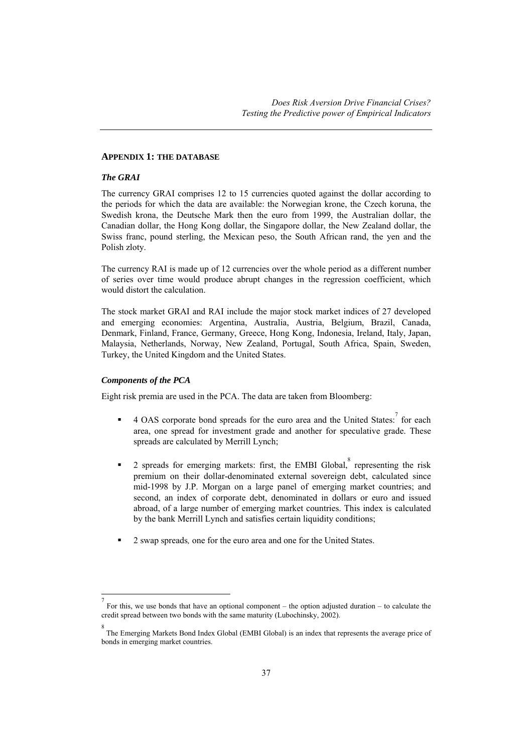## APPENDIX 1: THE DATABASE

### *The GRAI*

The currency GRAI comprises 12 to 15 currencies quoted against the dollar according to the periods for which the data are available: the Norwegian krone, the Czech koruna, the Swedish krona, the Deutsche Mark then the euro from 1999, the Australian dollar, the Canadian dollar, the Hong Kong dollar, the Singapore dollar, the New Zealand dollar, the Swiss franc, pound sterling, the Mexican peso, the South African rand, the yen and the Polish zloty.

The currency RAI is made up of 12 currencies over the whole period as a different number of series over time would produce abrupt changes in the regression coefficient, which would distort the calculation.

The stock market GRAI and RAI include the major stock market indices of 27 developed and emerging economies: Argentina, Australia, Austria, Belgium, Brazil, Canada, Denmark, Finland, France, Germany, Greece, Hong Kong, Indonesia, Ireland, Italy, Japan, Malaysia, Netherlands, Norway, New Zealand, Portugal, South Africa, Spain, Sweden, Turkey, the United Kingdom and the United States.

### *Components of the PCA*

Eight risk premia are used in the PCA. The data are taken from Bloomberg:

- 4 OAS corporate bond spreads for the euro area and the United States:[7] for each area, one spread for investment grade and another for speculative grade. These spreads are calculated by Merrill Lynch;
- 2 spreads for emerging markets: first, the EMBI Global,[8] representing the risk premium on their dollar-denominated external sovereign debt, calculated since mid-1998 by J.P. Morgan on a large panel of emerging market countries; and second, an index of corporate debt, denominated in dollars or euro and issued abroad, of a large number of emerging market countries. This index is calculated by the bank Merrill Lynch and satisfies certain liquidity conditions;
- 2 swap spreads*,* one for the euro area and one for the United States.

[7] For this, we use bonds that have an optional component – the option adjusted duration – to calculate the credit spread between two bonds with the same maturity (Lubochinsky, 2002).

[8] The Emerging Markets Bond Index Global (EMBI Global) is an index that represents the average price of bonds in emerging market countries.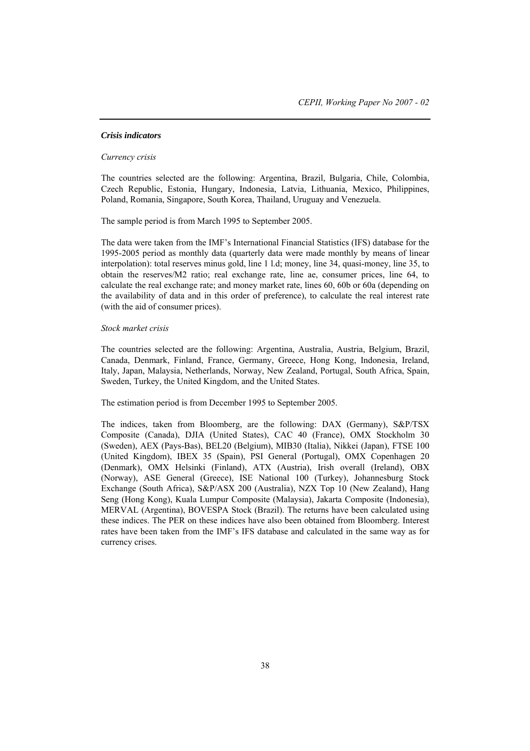***Crisis indicators***

*Currency crisis*

The countries selected are the following: Argentina, Brazil, Bulgaria, Chile, Colombia, Czech Republic, Estonia, Hungary, Indonesia, Latvia, Lithuania, Mexico, Philippines, Poland, Romania, Singapore, South Korea, Thailand, Uruguay and Venezuela.

The sample period is from March 1995 to September 2005.

The data were taken from the IMF's International Financial Statistics (IFS) database for the 1995-2005 period as monthly data (quarterly data were made monthly by means of linear interpolation): total reserves minus gold, line 1 l.d; money, line 34, quasi-money, line 35, to obtain the reserves/M2 ratio; real exchange rate, line ae, consumer prices, line 64, to calculate the real exchange rate; and money market rate, lines 60, 60b or 60a (depending on the availability of data and in this order of preference), to calculate the real interest rate (with the aid of consumer prices).

*Stock market crisis*

The countries selected are the following: Argentina, Australia, Austria, Belgium, Brazil, Canada, Denmark, Finland, France, Germany, Greece, Hong Kong, Indonesia, Ireland, Italy, Japan, Malaysia, Netherlands, Norway, New Zealand, Portugal, South Africa, Spain, Sweden, Turkey, the United Kingdom, and the United States.

The estimation period is from December 1995 to September 2005.

The indices, taken from Bloomberg, are the following: DAX (Germany), S&P/TSX Composite (Canada), DJIA (United States), CAC 40 (France), OMX Stockholm 30 (Sweden), AEX (Pays-Bas), BEL20 (Belgium), MIB30 (Italia), Nikkei (Japan), FTSE 100 (United Kingdom), IBEX 35 (Spain), PSI General (Portugal), OMX Copenhagen 20 (Denmark), OMX Helsinki (Finland), ATX (Austria), Irish overall (Ireland), OBX (Norway), ASE General (Greece), ISE National 100 (Turkey), Johannesburg Stock Exchange (South Africa), S&P/ASX 200 (Australia), NZX Top 10 (New Zealand), Hang Seng (Hong Kong), Kuala Lumpur Composite (Malaysia), Jakarta Composite (Indonesia), MERVAL (Argentina), BOVESPA Stock (Brazil). The returns have been calculated using these indices. The PER on these indices have also been obtained from Bloomberg. Interest rates have been taken from the IMF's IFS database and calculated in the same way as for currency crises.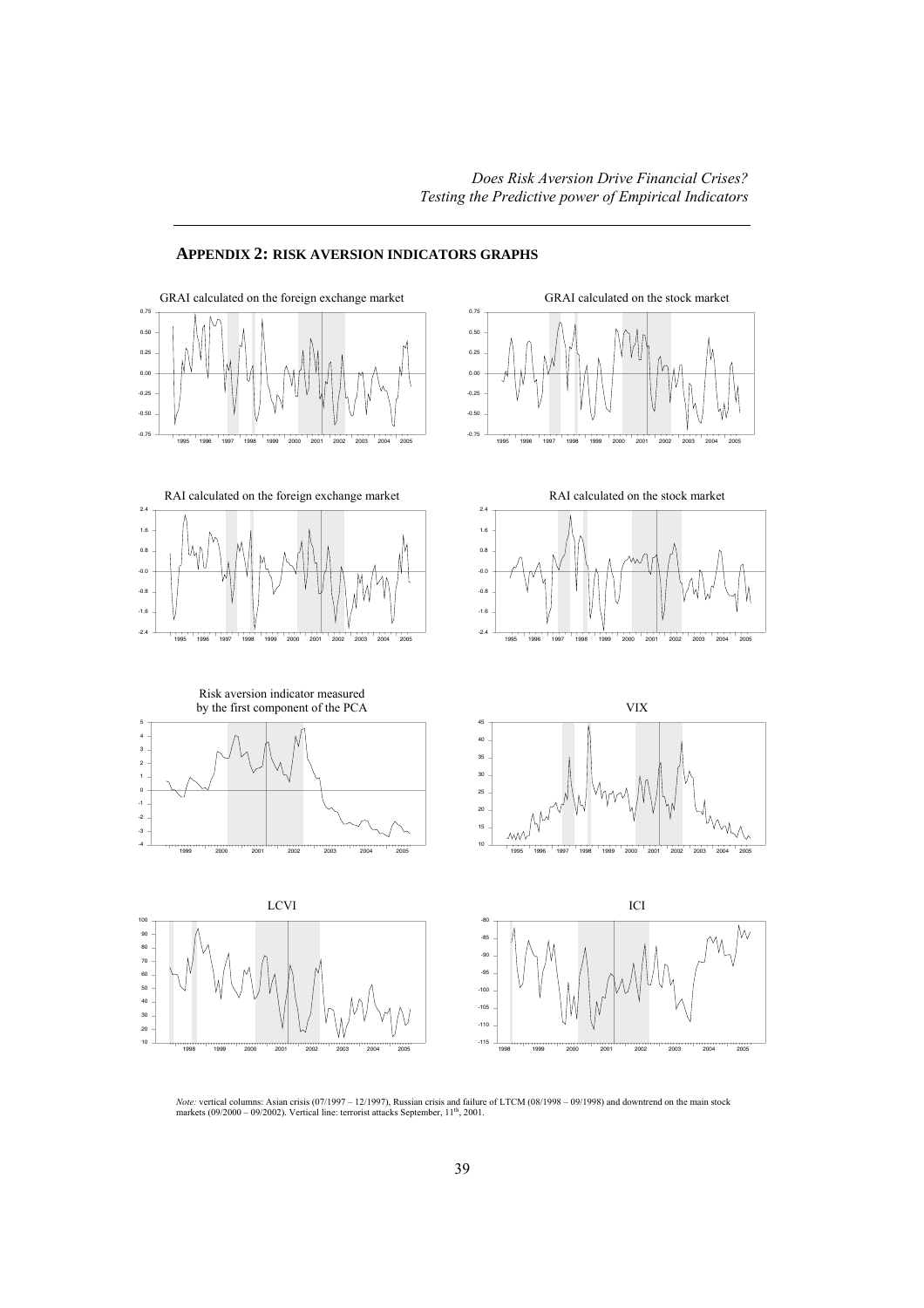## APPENDIX 2: RISK AVERSION INDICATORS GRAPHS

GRAI calculated on the foreign exchange market

GRAI calculated on the stock market

RAI calculated on the foreign exchange market

RAI calculated on the stock market

Risk aversion indicator measured by the first component of the PCA

VIX

LCVI

ICI

*Note:* vertical columns: Asian crisis (07/1997 – 12/1997), Russian crisis and failure of LTCM (08/1998 – 09/1998) and downtrend on the main stock markets (09/2000 – 09/2002). Vertical line: terrorist attacks September, 11th, 2001.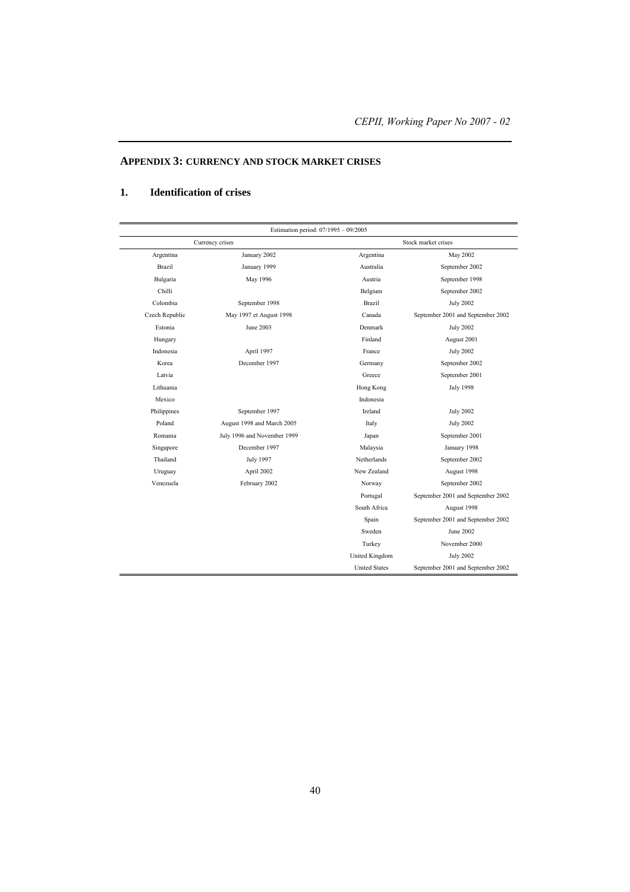## APPENDIX 3: CURRENCY AND STOCK MARKET CRISES

### 1. Identification of crises

| Estimation period: 07/1995 – 09/2005 | | | |
|---|---|---|---|
| Currency crises | | Stock market crises | |
| Argentina | January 2002 | Argentina | May 2002 |
| Brazil | January 1999 | Australia | September 2002 |
| Bulgaria | May 1996 | Austria | September 1998 |
| Chilli | | Belgium | September 2002 |
| Colombia | September 1998 | Brazil | July 2002 |
| Czech Republic | May 1997 et August 1998 | Canada | September 2001 and September 2002 |
| Estonia | June 2003 | Denmark | July 2002 |
| Hungary | | Finland | August 2001 |
| Indonesia | April 1997 | France | July 2002 |
| Korea | December 1997 | Germany | September 2002 |
| Latvia | | Greece | September 2001 |
| Lithuania | | Hong Kong | July 1998 |
| Mexico | | Indonesia | |
| Philippines | September 1997 | Ireland | July 2002 |
| Poland | August 1998 and March 2005 | Italy | July 2002 |
| Romania | July 1996 and November 1999 | Japan | September 2001 |
| Singapore | December 1997 | Malaysia | January 1998 |
| Thailand | July 1997 | Netherlands | September 2002 |
| Uruguay | April 2002 | New Zealand | August 1998 |
| Venezuela | February 2002 | Norway | September 2002 |
| | | Portugal | September 2001 and September 2002 |
| | | South Africa | August 1998 |
| | | Spain | September 2001 and September 2002 |
| | | Sweden | June 2002 |
| | | Turkey | November 2000 |
| | | United Kingdom | July 2002 |
| | | United States | September 2001 and September 2002 |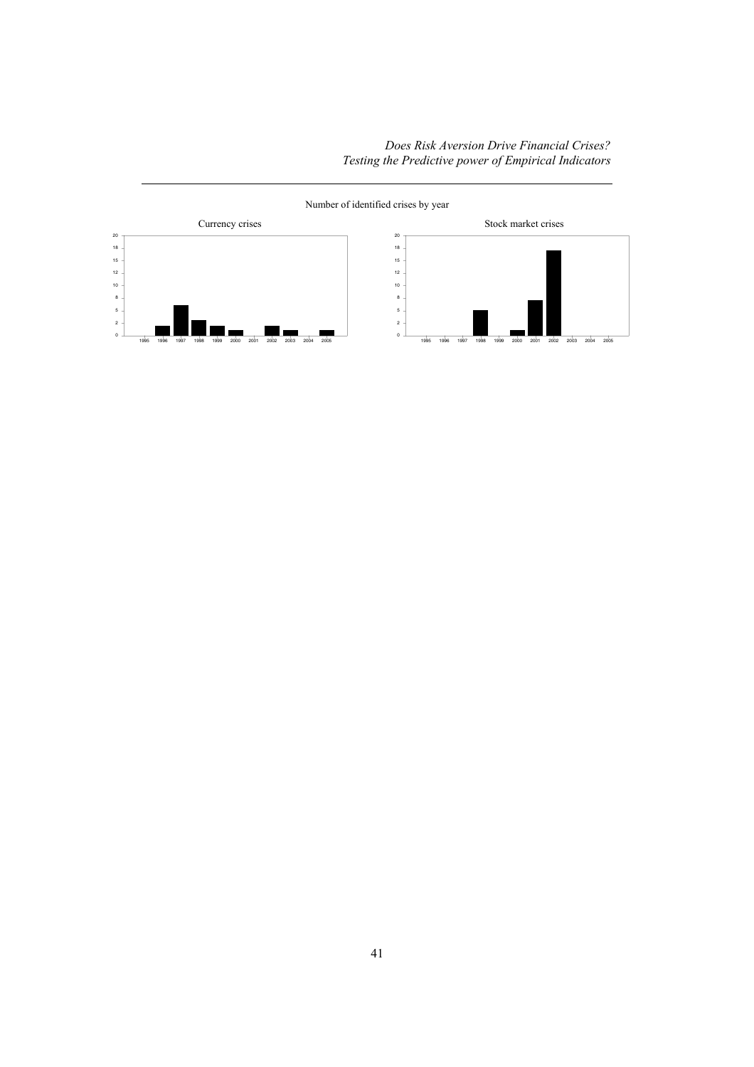Number of identified crises by year

Currency crises

Stock market crises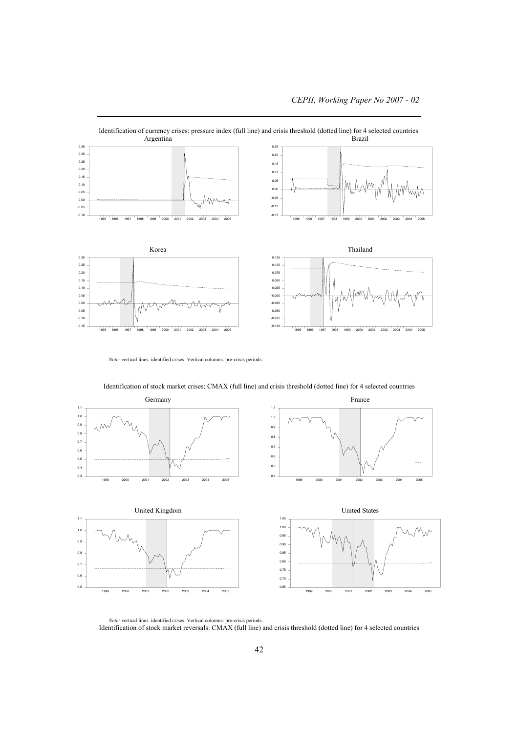Identification of currency crises: pressure index (full line) and crisis threshold (dotted line) for 4 selected countries

Argentina

Brazil

Korea

Thailand

*Note:* vertical lines: identified crises. Vertical columns: pre-crisis periods.

Identification of stock market crises: CMAX (full line) and crisis threshold (dotted line) for 4 selected countries

Germany

France

United Kingdom

United States

*Note:* vertical lines: identified crises. Vertical columns: pre-crisis periods.

Identification of stock market reversals: CMAX (full line) and crisis threshold (dotted line) for 4 selected countries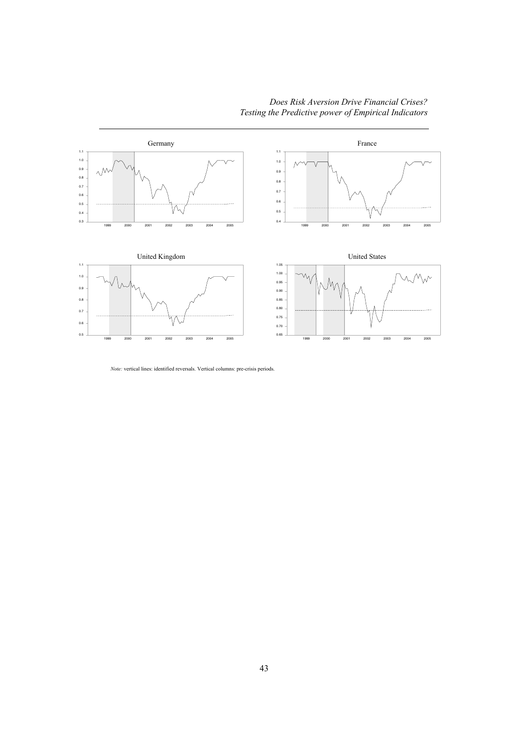Germany

France

United Kingdom

United States

*Note:* vertical lines: identified reversals. Vertical columns: pre-crisis periods.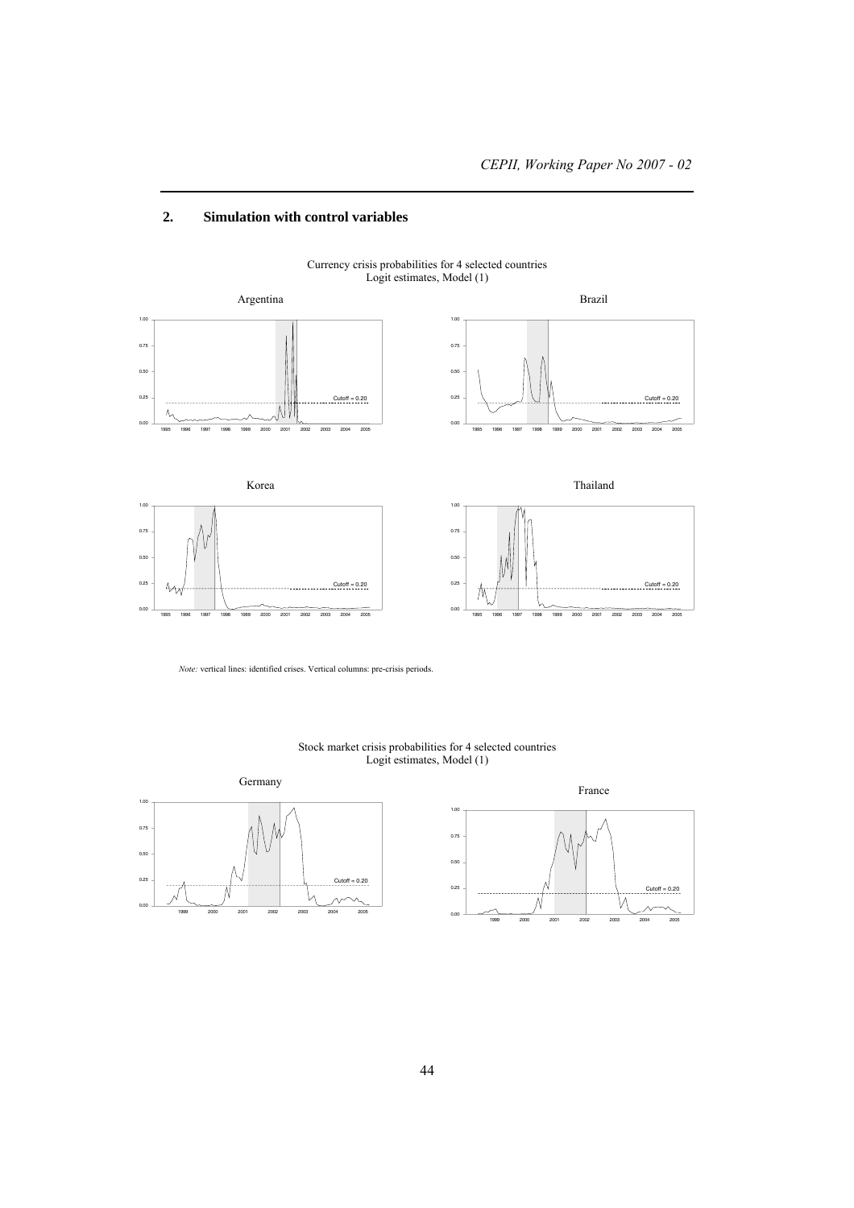## 2. Simulation with control variables

Currency crisis probabilities for 4 selected countries
Logit estimates, Model (1)

Argentina

Brazil

Korea

Thailand

*Note:* vertical lines: identified crises. Vertical columns: pre-crisis periods.

Stock market crisis probabilities for 4 selected countries
Logit estimates, Model (1)

Germany

France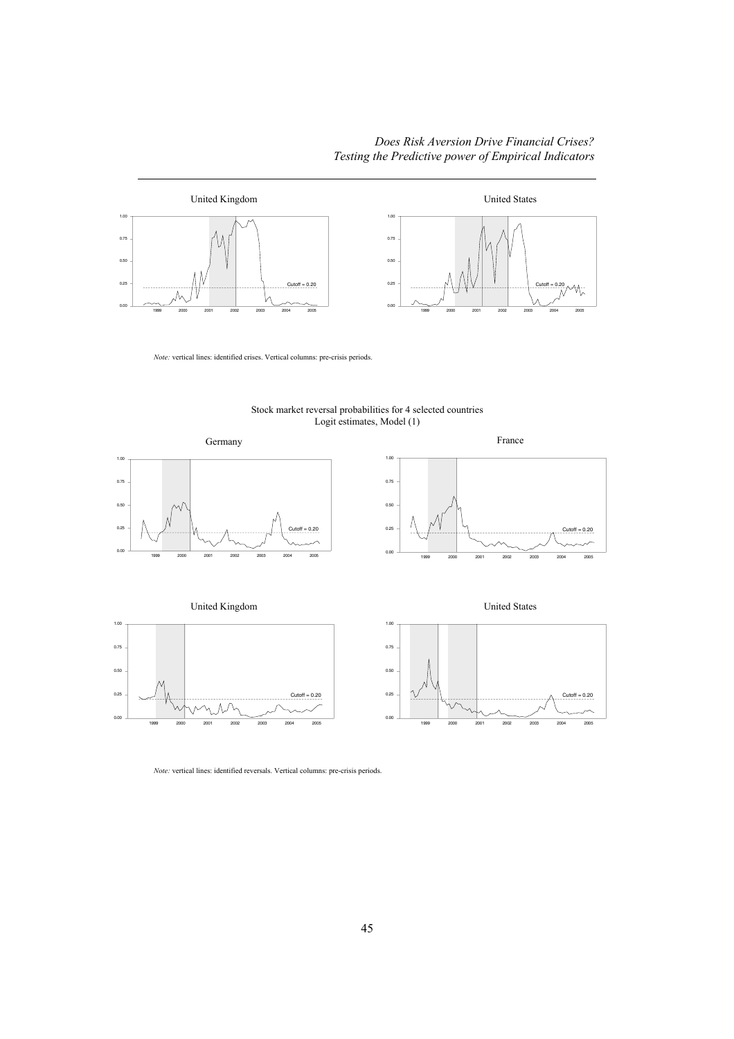United Kingdom

United States

*Note:* vertical lines: identified crises. Vertical columns: pre-crisis periods.

Stock market reversal probabilities for 4 selected countries
Logit estimates, Model (1)

Germany

France

United Kingdom

United States

*Note:* vertical lines: identified reversals. Vertical columns: pre-crisis periods.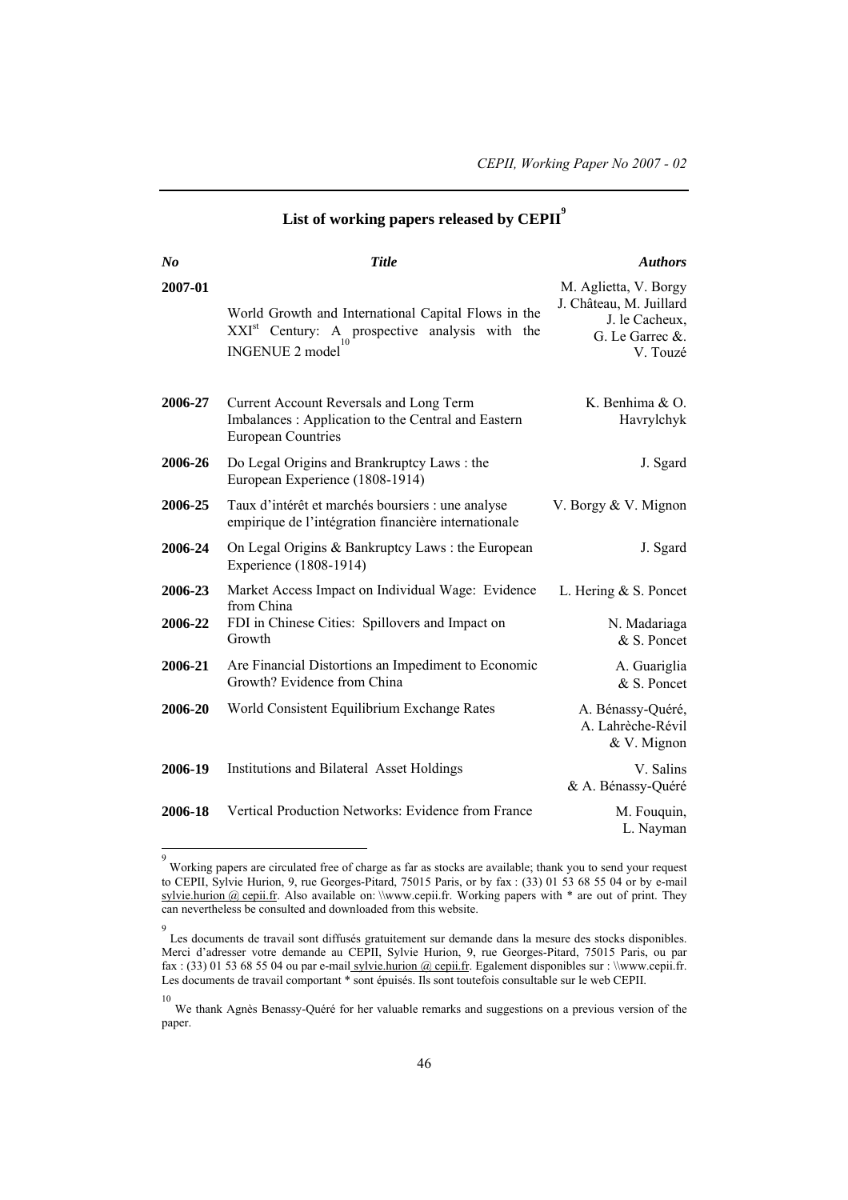## List of working papers released by CEPII[9]

| No | Title | Authors |
|---|---|---|
| 2007-01 | World Growth and International Capital Flows in the XXI$^{st}$ Century: A prospective analysis with the INGENUE 2 model[10] | M. Aglietta, V. Borgy J. Château, M. Juillard J. le Cacheux, G. Le Garrec &. V. Touzé |
| 2006-27 | Current Account Reversals and Long Term Imbalances : Application to the Central and Eastern European Countries | K. Benhima & O. Havrylchyk |
| 2006-26 | Do Legal Origins and Brankruptcy Laws : the European Experience (1808-1914) | J. Sgard |
| 2006-25 | Taux d'intérêt et marchés boursiers : une analyse empirique de l'intégration financière internationale | V. Borgy & V. Mignon |
| 2006-24 | On Legal Origins & Bankruptcy Laws : the European Experience (1808-1914) | J. Sgard |
| 2006-23 | Market Access Impact on Individual Wage: Evidence from China | L. Hering & S. Poncet |
| 2006-22 | FDI in Chinese Cities: Spillovers and Impact on Growth | N. Madariaga & S. Poncet |
| 2006-21 | Are Financial Distortions an Impediment to Economic Growth? Evidence from China | A. Guariglia & S. Poncet |
| 2006-20 | World Consistent Equilibrium Exchange Rates | A. Bénassy-Quéré, A. Lahrèche-Révil & V. Mignon |
| 2006-19 | Institutions and Bilateral Asset Holdings | V. Salins & A. Bénassy-Quéré |
| 2006-18 | Vertical Production Networks: Evidence from France | M. Fouquin, L. Nayman |

[9] Working papers are circulated free of charge as far as stocks are available; thank you to send your request to CEPII, Sylvie Hurion, 9, rue Georges-Pitard, 75015 Paris, or by fax : (33) 01 53 68 55 04 or by e-mail sylvie.hurion @ cepii.fr. Also available on: \\www.cepii.fr. Working papers with * are out of print. They can nevertheless be consulted and downloaded from this website.

[9] Les documents de travail sont diffusés gratuitement sur demande dans la mesure des stocks disponibles. Merci d'adresser votre demande au CEPII, Sylvie Hurion, 9, rue Georges-Pitard, 75015 Paris, ou par fax : (33) 01 53 68 55 04 ou par e-mail sylvie.hurion @ cepii.fr. Egalement disponibles sur : \\www.cepii.fr. Les documents de travail comportant * sont épuisés. Ils sont toutefois consultable sur le web CEPII.

[10] We thank Agnès Benassy-Quéré for her valuable remarks and suggestions on a previous version of the paper.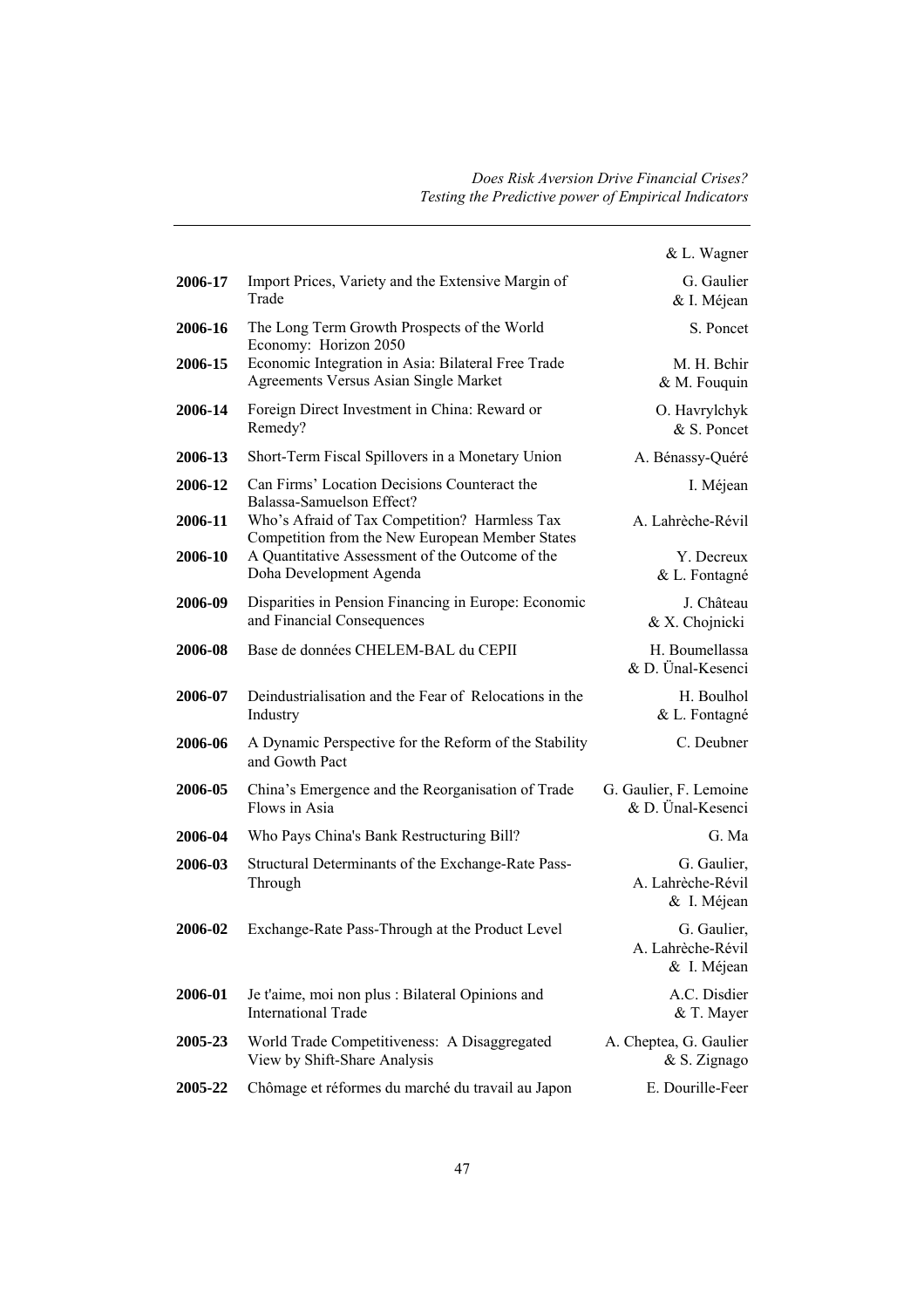|  |  | & L. Wagner |
|---|---|---|
| **2006-17** | Import Prices, Variety and the Extensive Margin of Trade | G. Gaulier & I. Méjean |
| **2006-16** | The Long Term Growth Prospects of the World Economy: Horizon 2050 | S. Poncet |
| **2006-15** | Economic Integration in Asia: Bilateral Free Trade Agreements Versus Asian Single Market | M. H. Bchir & M. Fouquin |
| **2006-14** | Foreign Direct Investment in China: Reward or Remedy? | O. Havrylchyk & S. Poncet |
| **2006-13** | Short-Term Fiscal Spillovers in a Monetary Union | A. Bénassy-Quéré |
| **2006-12** | Can Firms' Location Decisions Counteract the Balassa-Samuelson Effect? | I. Méjean |
| **2006-11** | Who's Afraid of Tax Competition? Harmless Tax Competition from the New European Member States | A. Lahrèche-Révil |
| **2006-10** | A Quantitative Assessment of the Outcome of the Doha Development Agenda | Y. Decreux & L. Fontagné |
| **2006-09** | Disparities in Pension Financing in Europe: Economic and Financial Consequences | J. Château & X. Chojnicki |
| **2006-08** | Base de données CHELEM-BAL du CEPII | H. Boumellassa & D. Ünal-Kesenci |
| **2006-07** | Deindustrialisation and the Fear of Relocations in the Industry | H. Boulhol & L. Fontagné |
| **2006-06** | A Dynamic Perspective for the Reform of the Stability and Gowth Pact | C. Deubner |
| **2006-05** | China's Emergence and the Reorganisation of Trade Flows in Asia | G. Gaulier, F. Lemoine & D. Ünal-Kesenci |
| **2006-04** | Who Pays China's Bank Restructuring Bill? | G. Ma |
| **2006-03** | Structural Determinants of the Exchange-Rate Pass-Through | G. Gaulier, A. Lahrèche-Révil & I. Méjean |
| **2006-02** | Exchange-Rate Pass-Through at the Product Level | G. Gaulier, A. Lahrèche-Révil & I. Méjean |
| **2006-01** | Je t'aime, moi non plus : Bilateral Opinions and International Trade | A.C. Disdier & T. Mayer |
| **2005-23** | World Trade Competitiveness: A Disaggregated View by Shift-Share Analysis | A. Cheptea, G. Gaulier & S. Zignago |
| **2005-22** | Chômage et réformes du marché du travail au Japon | E. Dourille-Feer |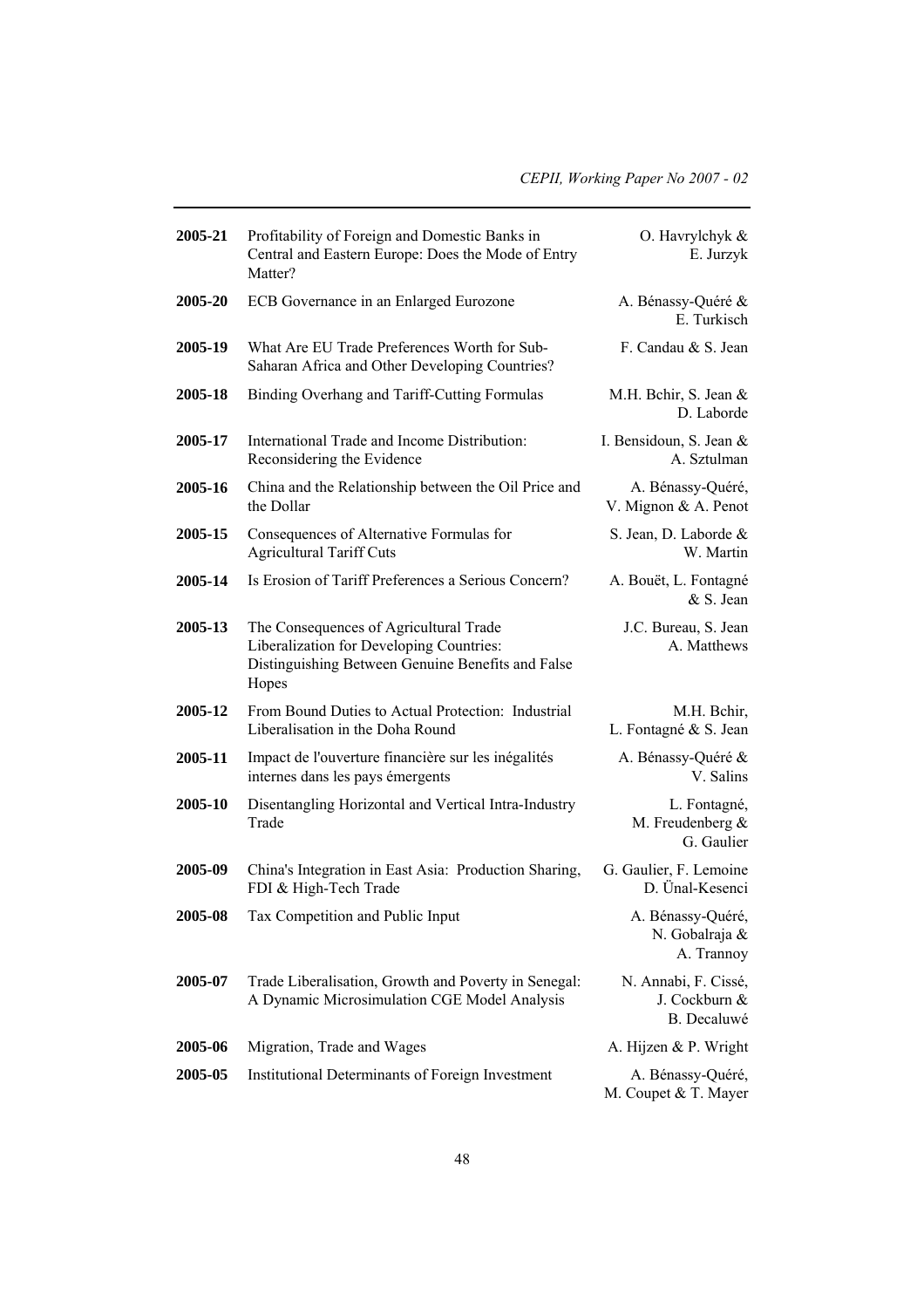| | | |
|---|---|---|
| **2005-21** | Profitability of Foreign and Domestic Banks in Central and Eastern Europe: Does the Mode of Entry Matter? | O. Havrylchyk & E. Jurzyk |
| **2005-20** | ECB Governance in an Enlarged Eurozone | A. Bénassy-Quéré & E. Turkisch |
| **2005-19** | What Are EU Trade Preferences Worth for Sub-Saharan Africa and Other Developing Countries? | F. Candau & S. Jean |
| **2005-18** | Binding Overhang and Tariff-Cutting Formulas | M.H. Bchir, S. Jean & D. Laborde |
| **2005-17** | International Trade and Income Distribution: Reconsidering the Evidence | I. Bensidoun, S. Jean & A. Sztulman |
| **2005-16** | China and the Relationship between the Oil Price and the Dollar | A. Bénassy-Quéré, V. Mignon & A. Penot |
| **2005-15** | Consequences of Alternative Formulas for Agricultural Tariff Cuts | S. Jean, D. Laborde & W. Martin |
| **2005-14** | Is Erosion of Tariff Preferences a Serious Concern? | A. Bouët, L. Fontagné & S. Jean |
| **2005-13** | The Consequences of Agricultural Trade Liberalization for Developing Countries: Distinguishing Between Genuine Benefits and False Hopes | J.C. Bureau, S. Jean A. Matthews |
| **2005-12** | From Bound Duties to Actual Protection: Industrial Liberalisation in the Doha Round | M.H. Bchir, L. Fontagné & S. Jean |
| **2005-11** | Impact de l'ouverture financière sur les inégalités internes dans les pays émergents | A. Bénassy-Quéré & V. Salins |
| **2005-10** | Disentangling Horizontal and Vertical Intra-Industry Trade | L. Fontagné, M. Freudenberg & G. Gaulier |
| **2005-09** | China's Integration in East Asia: Production Sharing, FDI & High-Tech Trade | G. Gaulier, F. Lemoine D. Ünal-Kesenci |
| **2005-08** | Tax Competition and Public Input | A. Bénassy-Quéré, N. Gobalraja & A. Trannoy |
| **2005-07** | Trade Liberalisation, Growth and Poverty in Senegal: A Dynamic Microsimulation CGE Model Analysis | N. Annabi, F. Cissé, J. Cockburn & B. Decaluwé |
| **2005-06** | Migration, Trade and Wages | A. Hijzen & P. Wright |
| **2005-05** | Institutional Determinants of Foreign Investment | A. Bénassy-Quéré, M. Coupet & T. Mayer |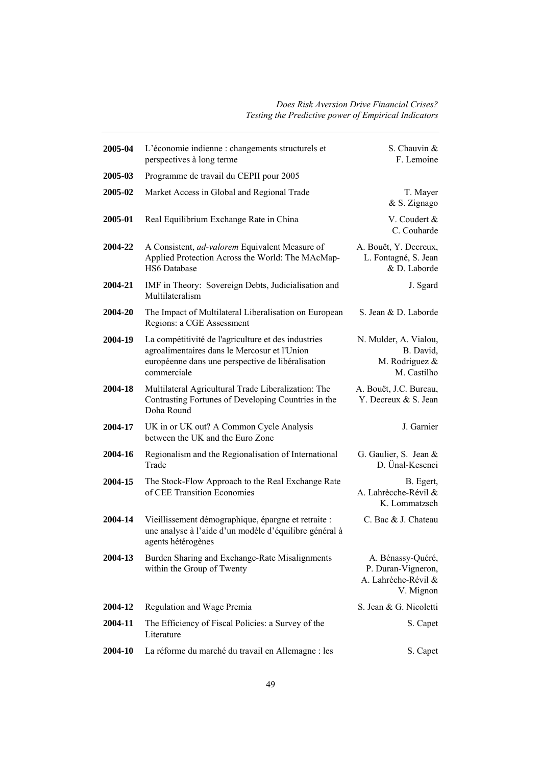| | | |
|---|---|---|
| **2005-04** | L'économie indienne : changements structurels et perspectives à long terme | S. Chauvin & F. Lemoine |
| **2005-03** | Programme de travail du CEPII pour 2005 | |
| **2005-02** | Market Access in Global and Regional Trade | T. Mayer & S. Zignago |
| **2005-01** | Real Equilibrium Exchange Rate in China | V. Coudert & C. Couharde |
| **2004-22** | A Consistent, *ad-valorem* Equivalent Measure of Applied Protection Across the World: The MAcMap-HS6 Database | A. Bouët, Y. Decreux, L. Fontagné, S. Jean & D. Laborde |
| **2004-21** | IMF in Theory: Sovereign Debts, Judicialisation and Multilateralism | J. Sgard |
| **2004-20** | The Impact of Multilateral Liberalisation on European Regions: a CGE Assessment | S. Jean & D. Laborde |
| **2004-19** | La compétitivité de l'agriculture et des industries agroalimentaires dans le Mercosur et l'Union européenne dans une perspective de libéralisation commerciale | N. Mulder, A. Vialou, B. David, M. Rodriguez & M. Castilho |
| **2004-18** | Multilateral Agricultural Trade Liberalization: The Contrasting Fortunes of Developing Countries in the Doha Round | A. Bouët, J.C. Bureau, Y. Decreux & S. Jean |
| **2004-17** | UK in or UK out? A Common Cycle Analysis between the UK and the Euro Zone | J. Garnier |
| **2004-16** | Regionalism and the Regionalisation of International Trade | G. Gaulier, S. Jean & D. Ünal-Kesenci |
| **2004-15** | The Stock-Flow Approach to the Real Exchange Rate of CEE Transition Economies | B. Egert, A. Lahrècche-Révil & K. Lommatzsch |
| **2004-14** | Vieillissement démographique, épargne et retraite : une analyse à l'aide d'un modèle d'équilibre général à agents hétérogènes | C. Bac & J. Chateau |
| **2004-13** | Burden Sharing and Exchange-Rate Misalignments within the Group of Twenty | A. Bénassy-Quéré, P. Duran-Vigneron, A. Lahrèche-Révil & V. Mignon |
| **2004-12** | Regulation and Wage Premia | S. Jean & G. Nicoletti |
| **2004-11** | The Efficiency of Fiscal Policies: a Survey of the Literature | S. Capet |
| **2004-10** | La réforme du marché du travail en Allemagne : les | S. Capet |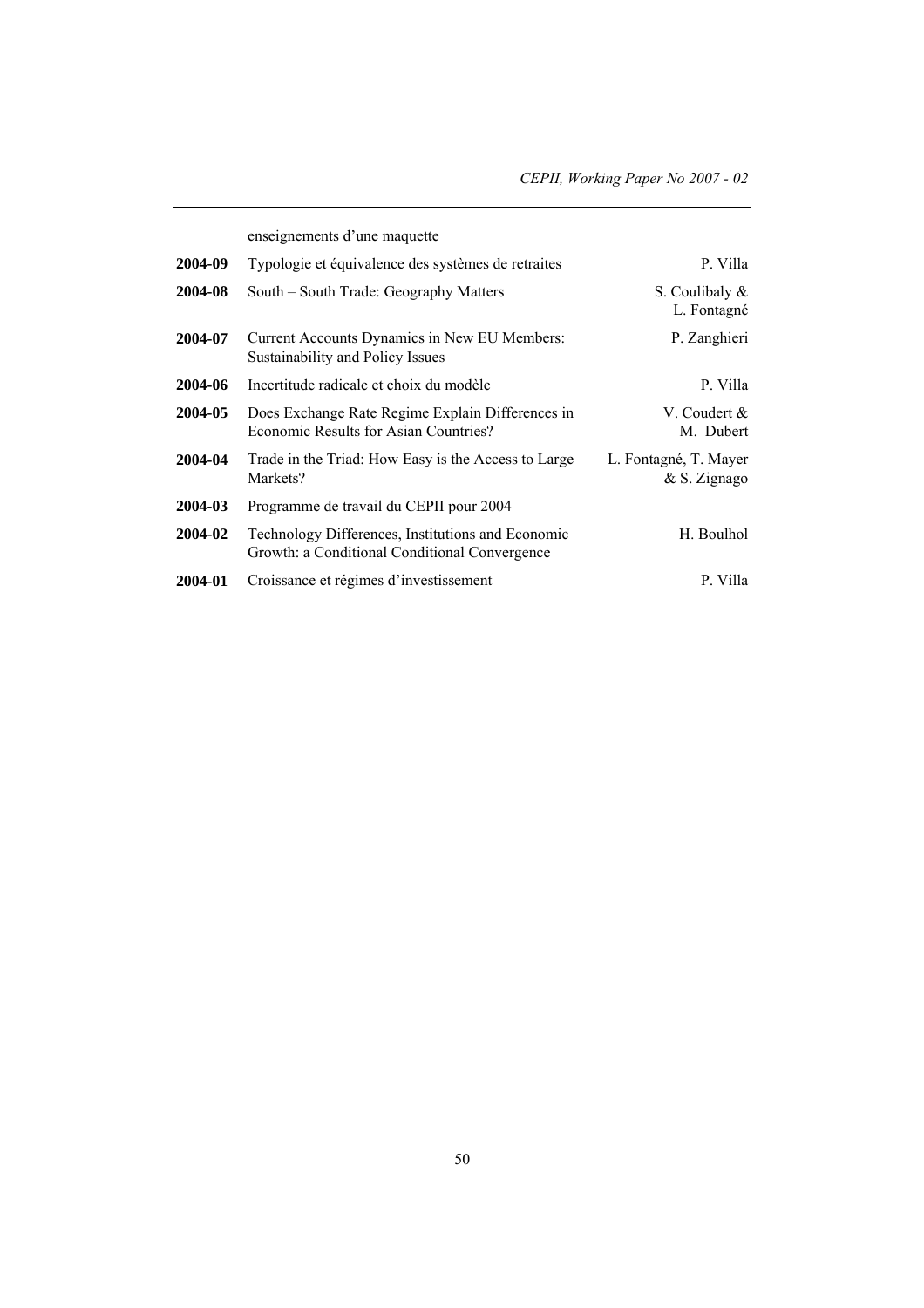| | | |
|---|---|---|
| | enseignements d'une maquette | |
| **2004-09** | Typologie et équivalence des systèmes de retraites | P. Villa |
| **2004-08** | South – South Trade: Geography Matters | S. Coulibaly & L. Fontagné |
| **2004-07** | Current Accounts Dynamics in New EU Members: Sustainability and Policy Issues | P. Zanghieri |
| **2004-06** | Incertitude radicale et choix du modèle | P. Villa |
| **2004-05** | Does Exchange Rate Regime Explain Differences in Economic Results for Asian Countries? | V. Coudert & M. Dubert |
| **2004-04** | Trade in the Triad: How Easy is the Access to Large Markets? | L. Fontagné, T. Mayer & S. Zignago |
| **2004-03** | Programme de travail du CEPII pour 2004 | |
| **2004-02** | Technology Differences, Institutions and Economic Growth: a Conditional Conditional Convergence | H. Boulhol |
| **2004-01** | Croissance et régimes d'investissement | P. Villa |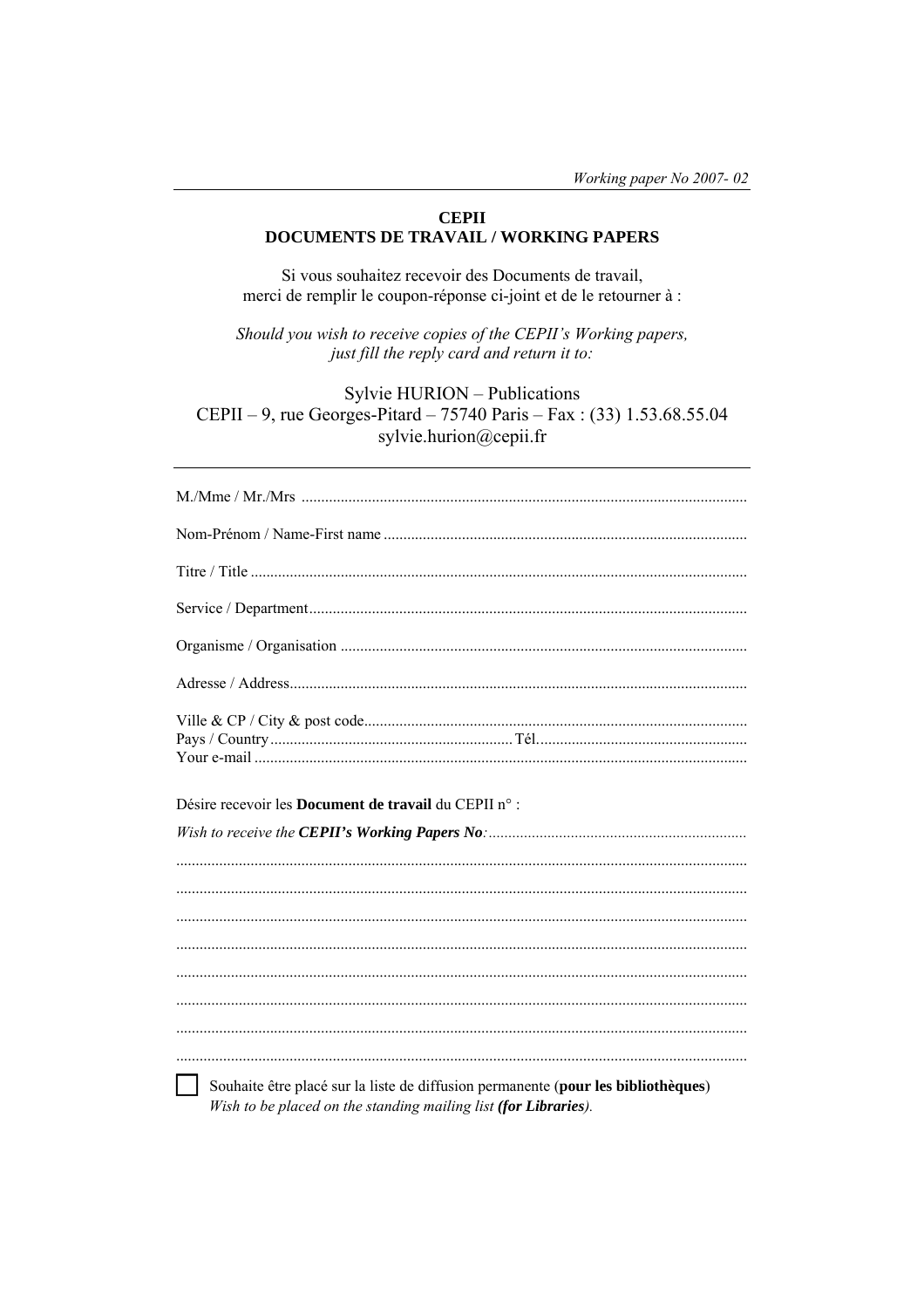**CEPII**
**DOCUMENTS DE TRAVAIL / WORKING PAPERS**

Si vous souhaitez recevoir des Documents de travail,
merci de remplir le coupon-réponse ci-joint et de le retourner à :

*Should you wish to receive copies of the CEPII's Working papers,*
*just fill the reply card and return it to:*

Sylvie HURION – Publications
CEPII – 9, rue Georges-Pitard – 75740 Paris – Fax : (33) 1.53.68.55.04
sylvie.hurion@cepii.fr

---

M./Mme / Mr./Mrs ..................................................................................................................

Nom-Prénom / Name-First name ..............................................................................................

Titre / Title ..............................................................................................................................

Service / Department.................................................................................................................

Organisme / Organisation ........................................................................................................

Adresse / Address.....................................................................................................................

Ville & CP / City & post code..................................................................................................
Pays / Country................................................................ Tél.....................................................
Your e-mail ..............................................................................................................................

Désire recevoir les **Document de travail** du CEPII n° :

*Wish to receive the **CEPII's Working Papers No**:* ..................................................................

...................................................................................................................................................

...................................................................................................................................................

...................................................................................................................................................

...................................................................................................................................................

...................................................................................................................................................

...................................................................................................................................................

...................................................................................................................................................

...................................................................................................................................................

☐ Souhaite être placé sur la liste de diffusion permanente (**pour les bibliothèques**)
*Wish to be placed on the standing mailing list **(for Libraries)**.*